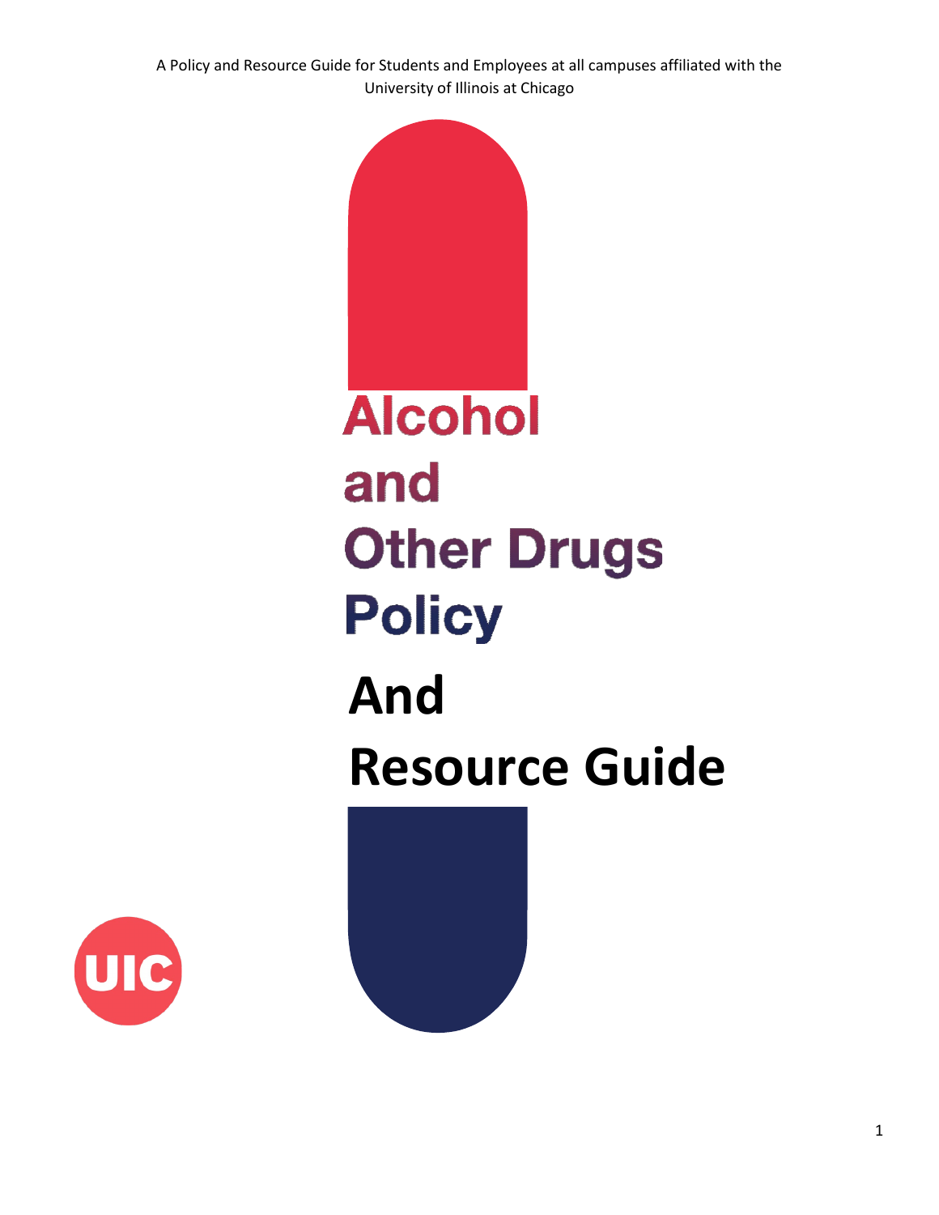A Policy and Resource Guide for Students and Employees at all campuses affiliated with the University of Illinois at Chicago

# Alcohol and Other Drugs Policy

# And Resource Guide

UIC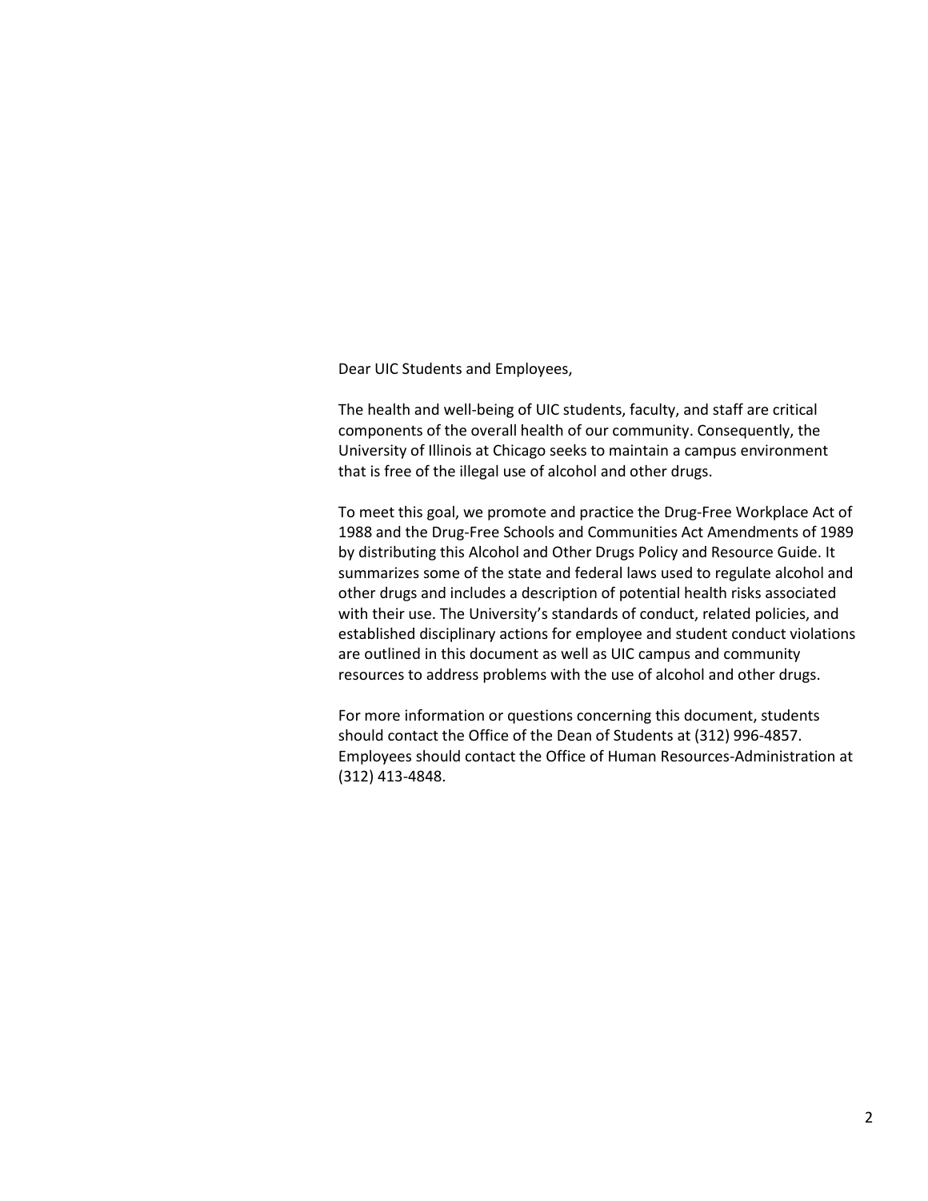Dear UIC Students and Employees,

The health and well-being of UIC students, faculty, and staff are critical components of the overall health of our community. Consequently, the University of Illinois at Chicago seeks to maintain a campus environment that is free of the illegal use of alcohol and other drugs.

To meet this goal, we promote and practice the Drug-Free Workplace Act of 1988 and the Drug-Free Schools and Communities Act Amendments of 1989 by distributing this Alcohol and Other Drugs Policy and Resource Guide. It summarizes some of the state and federal laws used to regulate alcohol and other drugs and includes a description of potential health risks associated with their use. The University's standards of conduct, related policies, and established disciplinary actions for employee and student conduct violations are outlined in this document as well as UIC campus and community resources to address problems with the use of alcohol and other drugs.

For more information or questions concerning this document, students should contact the Office of the Dean of Students at (312) 996-4857. Employees should contact the Office of Human Resources-Administration at (312) 413-4848.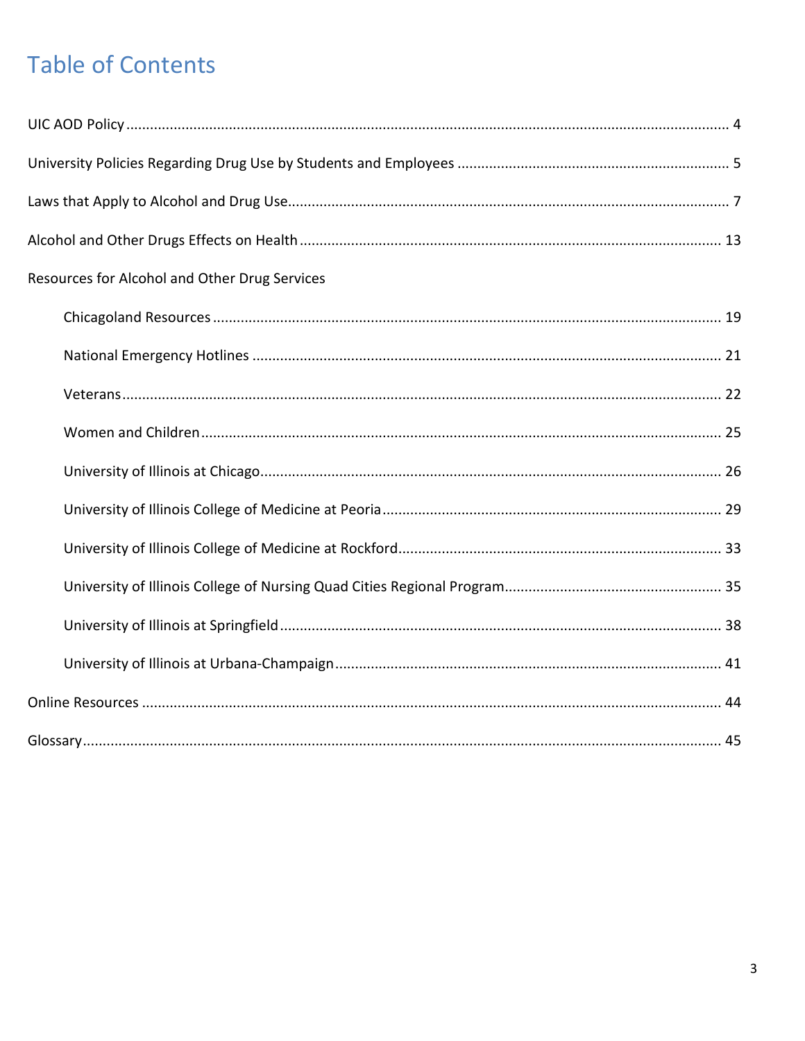# Table of Contents

- UIC AOD Policy ........ 4
- University Policies Regarding Drug Use by Students and Employees ........ 5
- Laws that Apply to Alcohol and Drug Use ........ 7
- Alcohol and Other Drugs Effects on Health ........ 13
- Resources for Alcohol and Other Drug Services
  - Chicagoland Resources ........ 19
  - National Emergency Hotlines ........ 21
  - Veterans ........ 22
  - Women and Children ........ 25
  - University of Illinois at Chicago ........ 26
  - University of Illinois College of Medicine at Peoria ........ 29
  - University of Illinois College of Medicine at Rockford ........ 33
  - University of Illinois College of Nursing Quad Cities Regional Program ........ 35
  - University of Illinois at Springfield ........ 38
  - University of Illinois at Urbana-Champaign ........ 41
- Online Resources ........ 44
- Glossary ........ 45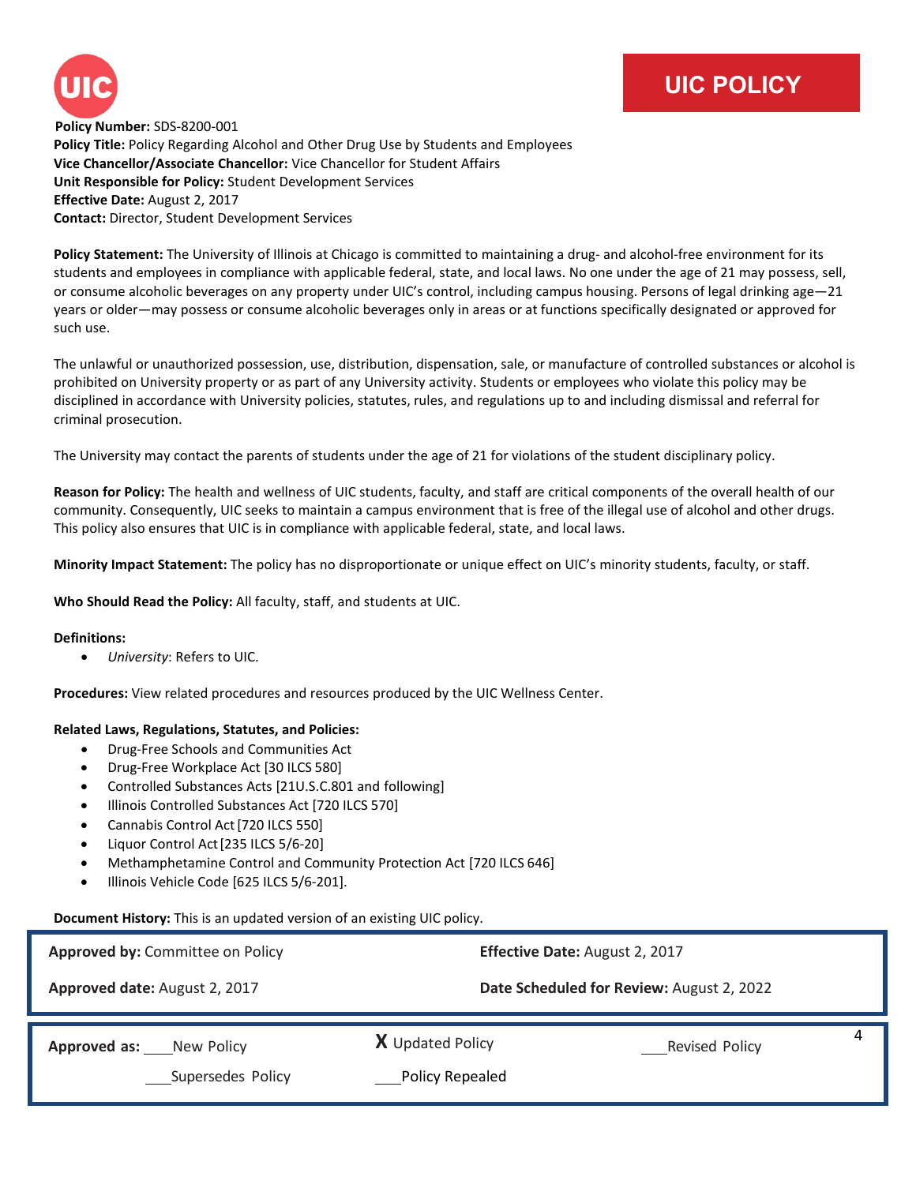# UIC POLICY

**Policy Number:** SDS-8200-001
**Policy Title:** Policy Regarding Alcohol and Other Drug Use by Students and Employees
**Vice Chancellor/Associate Chancellor:** Vice Chancellor for Student Affairs
**Unit Responsible for Policy:** Student Development Services
**Effective Date:** August 2, 2017
**Contact:** Director, Student Development Services

**Policy Statement:** The University of Illinois at Chicago is committed to maintaining a drug- and alcohol-free environment for its students and employees in compliance with applicable federal, state, and local laws. No one under the age of 21 may possess, sell, or consume alcoholic beverages on any property under UIC's control, including campus housing. Persons of legal drinking age—21 years or older—may possess or consume alcoholic beverages only in areas or at functions specifically designated or approved for such use.

The unlawful or unauthorized possession, use, distribution, dispensation, sale, or manufacture of controlled substances or alcohol is prohibited on University property or as part of any University activity. Students or employees who violate this policy may be disciplined in accordance with University policies, statutes, rules, and regulations up to and including dismissal and referral for criminal prosecution.

The University may contact the parents of students under the age of 21 for violations of the student disciplinary policy.

**Reason for Policy:** The health and wellness of UIC students, faculty, and staff are critical components of the overall health of our community. Consequently, UIC seeks to maintain a campus environment that is free of the illegal use of alcohol and other drugs. This policy also ensures that UIC is in compliance with applicable federal, state, and local laws.

**Minority Impact Statement:** The policy has no disproportionate or unique effect on UIC's minority students, faculty, or staff.

**Who Should Read the Policy:** All faculty, staff, and students at UIC.

**Definitions:**

- *University*: Refers to UIC.

**Procedures:** View related procedures and resources produced by the UIC Wellness Center.

**Related Laws, Regulations, Statutes, and Policies:**

- Drug-Free Schools and Communities Act
- Drug-Free Workplace Act [30 ILCS 580]
- Controlled Substances Acts [21U.S.C.801 and following]
- Illinois Controlled Substances Act [720 ILCS 570]
- Cannabis Control Act [720 ILCS 550]
- Liquor Control Act [235 ILCS 5/6-20]
- Methamphetamine Control and Community Protection Act [720 ILCS 646]
- Illinois Vehicle Code [625 ILCS 5/6-201].

**Document History:** This is an updated version of an existing UIC policy.

| | |
|---|---|
| **Approved by:** Committee on Policy | **Effective Date:** August 2, 2017 |
| **Approved date:** August 2, 2017 | **Date Scheduled for Review:** August 2, 2022 |

| | | |
|---|---|---|
| **Approved as:** ___New Policy | **X** Updated Policy | ___Revised Policy |
| ___Supersedes Policy | ___Policy Repealed | |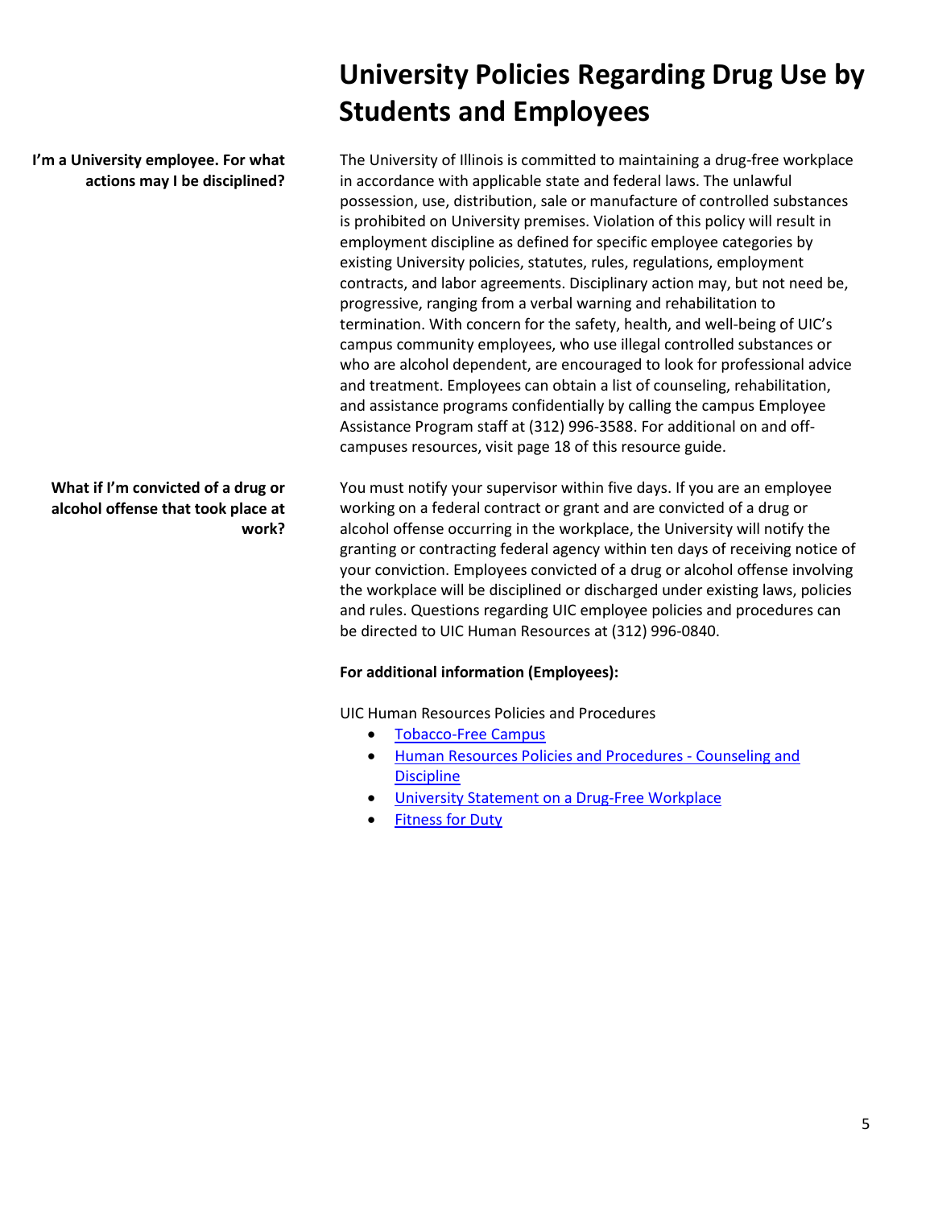# University Policies Regarding Drug Use by Students and Employees

**I'm a University employee. For what actions may I be disciplined?**

The University of Illinois is committed to maintaining a drug-free workplace in accordance with applicable state and federal laws. The unlawful possession, use, distribution, sale or manufacture of controlled substances is prohibited on University premises. Violation of this policy will result in employment discipline as defined for specific employee categories by existing University policies, statutes, rules, regulations, employment contracts, and labor agreements. Disciplinary action may, but not need be, progressive, ranging from a verbal warning and rehabilitation to termination. With concern for the safety, health, and well-being of UIC's campus community employees, who use illegal controlled substances or who are alcohol dependent, are encouraged to look for professional advice and treatment. Employees can obtain a list of counseling, rehabilitation, and assistance programs confidentially by calling the campus Employee Assistance Program staff at (312) 996-3588. For additional on and off-campuses resources, visit page 18 of this resource guide.

**What if I'm convicted of a drug or alcohol offense that took place at work?**

You must notify your supervisor within five days. If you are an employee working on a federal contract or grant and are convicted of a drug or alcohol offense occurring in the workplace, the University will notify the granting or contracting federal agency within ten days of receiving notice of your conviction. Employees convicted of a drug or alcohol offense involving the workplace will be disciplined or discharged under existing laws, policies and rules. Questions regarding UIC employee policies and procedures can be directed to UIC Human Resources at (312) 996-0840.

**For additional information (Employees):**

UIC Human Resources Policies and Procedures

- Tobacco-Free Campus
- Human Resources Policies and Procedures - Counseling and Discipline
- University Statement on a Drug-Free Workplace
- Fitness for Duty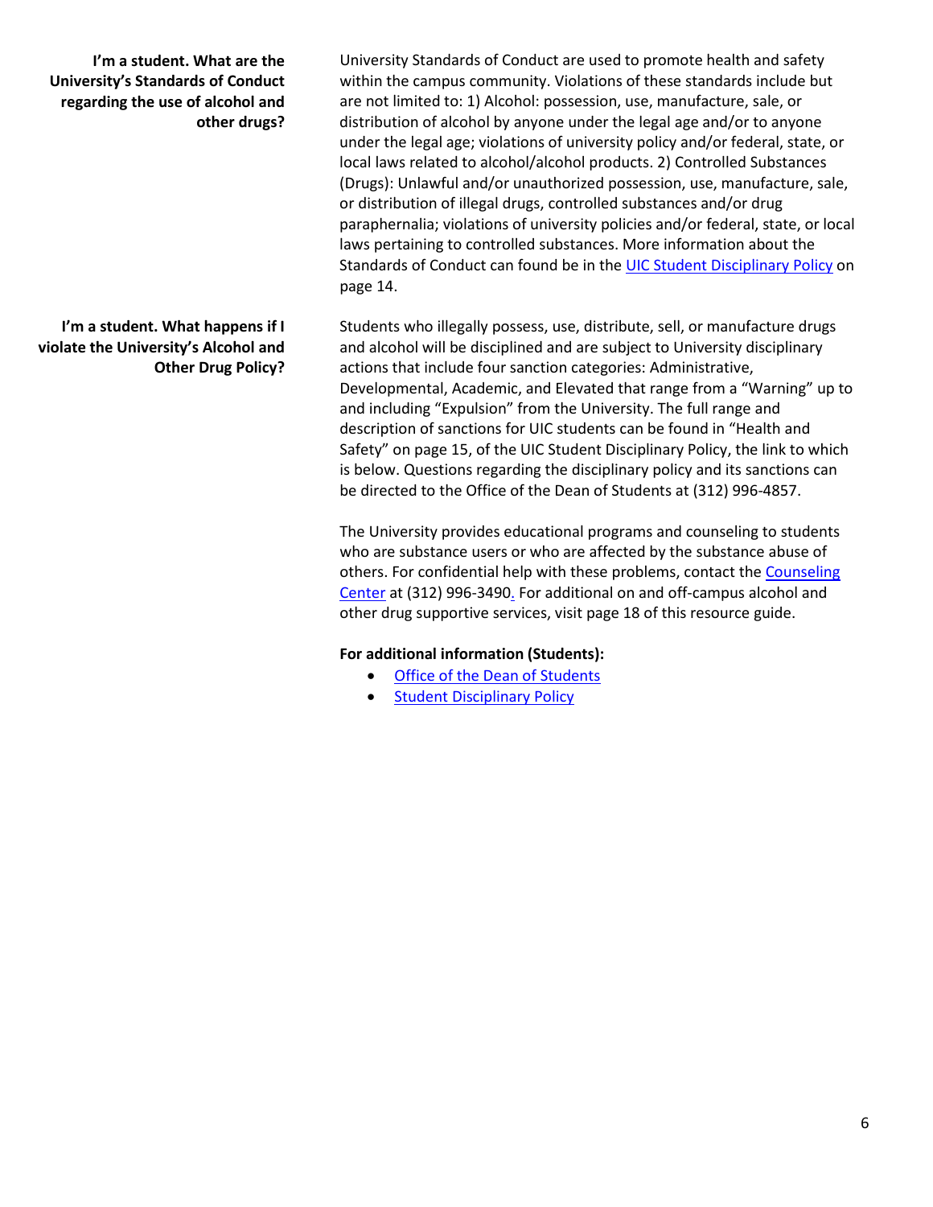**I'm a student. What are the University's Standards of Conduct regarding the use of alcohol and other drugs?**

University Standards of Conduct are used to promote health and safety within the campus community. Violations of these standards include but are not limited to: 1) Alcohol: possession, use, manufacture, sale, or distribution of alcohol by anyone under the legal age and/or to anyone under the legal age; violations of university policy and/or federal, state, or local laws related to alcohol/alcohol products. 2) Controlled Substances (Drugs): Unlawful and/or unauthorized possession, use, manufacture, sale, or distribution of illegal drugs, controlled substances and/or drug paraphernalia; violations of university policies and/or federal, state, or local laws pertaining to controlled substances. More information about the Standards of Conduct can found be in the UIC Student Disciplinary Policy on page 14.

**I'm a student. What happens if I violate the University's Alcohol and Other Drug Policy?**

Students who illegally possess, use, distribute, sell, or manufacture drugs and alcohol will be disciplined and are subject to University disciplinary actions that include four sanction categories: Administrative, Developmental, Academic, and Elevated that range from a "Warning" up to and including "Expulsion" from the University. The full range and description of sanctions for UIC students can be found in "Health and Safety" on page 15, of the UIC Student Disciplinary Policy, the link to which is below. Questions regarding the disciplinary policy and its sanctions can be directed to the Office of the Dean of Students at (312) 996-4857.

The University provides educational programs and counseling to students who are substance users or who are affected by the substance abuse of others. For confidential help with these problems, contact the Counseling Center at (312) 996-3490. For additional on and off-campus alcohol and other drug supportive services, visit page 18 of this resource guide.

**For additional information (Students):**

- Office of the Dean of Students
- Student Disciplinary Policy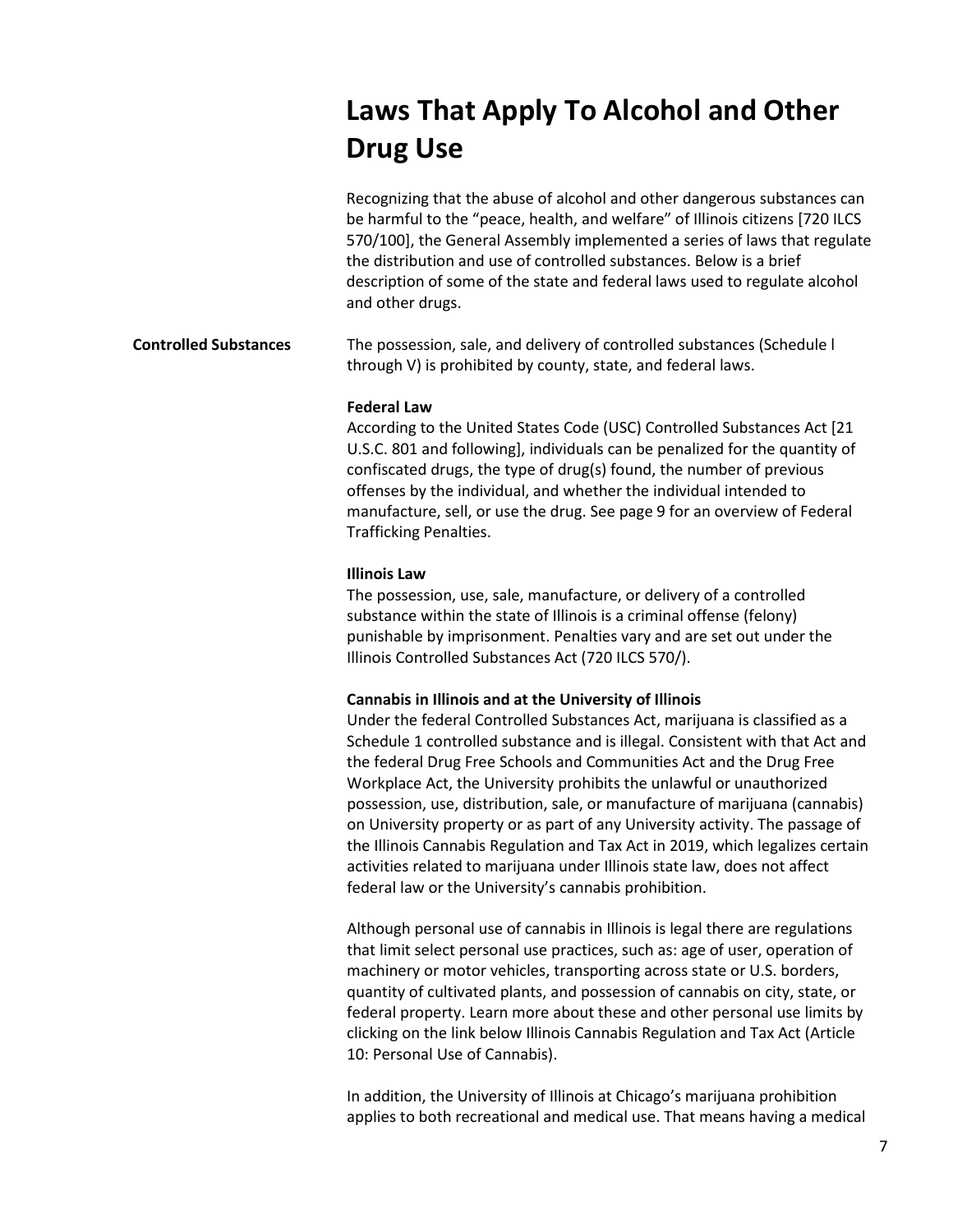# Laws That Apply To Alcohol and Other Drug Use

Recognizing that the abuse of alcohol and other dangerous substances can be harmful to the "peace, health, and welfare" of Illinois citizens [720 ILCS 570/100], the General Assembly implemented a series of laws that regulate the distribution and use of controlled substances. Below is a brief description of some of the state and federal laws used to regulate alcohol and other drugs.

## Controlled Substances

The possession, sale, and delivery of controlled substances (Schedule l through V) is prohibited by county, state, and federal laws.

**Federal Law**
According to the United States Code (USC) Controlled Substances Act [21 U.S.C. 801 and following], individuals can be penalized for the quantity of confiscated drugs, the type of drug(s) found, the number of previous offenses by the individual, and whether the individual intended to manufacture, sell, or use the drug. See page 9 for an overview of Federal Trafficking Penalties.

**Illinois Law**
The possession, use, sale, manufacture, or delivery of a controlled substance within the state of Illinois is a criminal offense (felony) punishable by imprisonment. Penalties vary and are set out under the Illinois Controlled Substances Act (720 ILCS 570/).

**Cannabis in Illinois and at the University of Illinois**
Under the federal Controlled Substances Act, marijuana is classified as a Schedule 1 controlled substance and is illegal. Consistent with that Act and the federal Drug Free Schools and Communities Act and the Drug Free Workplace Act, the University prohibits the unlawful or unauthorized possession, use, distribution, sale, or manufacture of marijuana (cannabis) on University property or as part of any University activity. The passage of the Illinois Cannabis Regulation and Tax Act in 2019, which legalizes certain activities related to marijuana under Illinois state law, does not affect federal law or the University's cannabis prohibition.

Although personal use of cannabis in Illinois is legal there are regulations that limit select personal use practices, such as: age of user, operation of machinery or motor vehicles, transporting across state or U.S. borders, quantity of cultivated plants, and possession of cannabis on city, state, or federal property. Learn more about these and other personal use limits by clicking on the link below Illinois Cannabis Regulation and Tax Act (Article 10: Personal Use of Cannabis).

In addition, the University of Illinois at Chicago's marijuana prohibition applies to both recreational and medical use. That means having a medical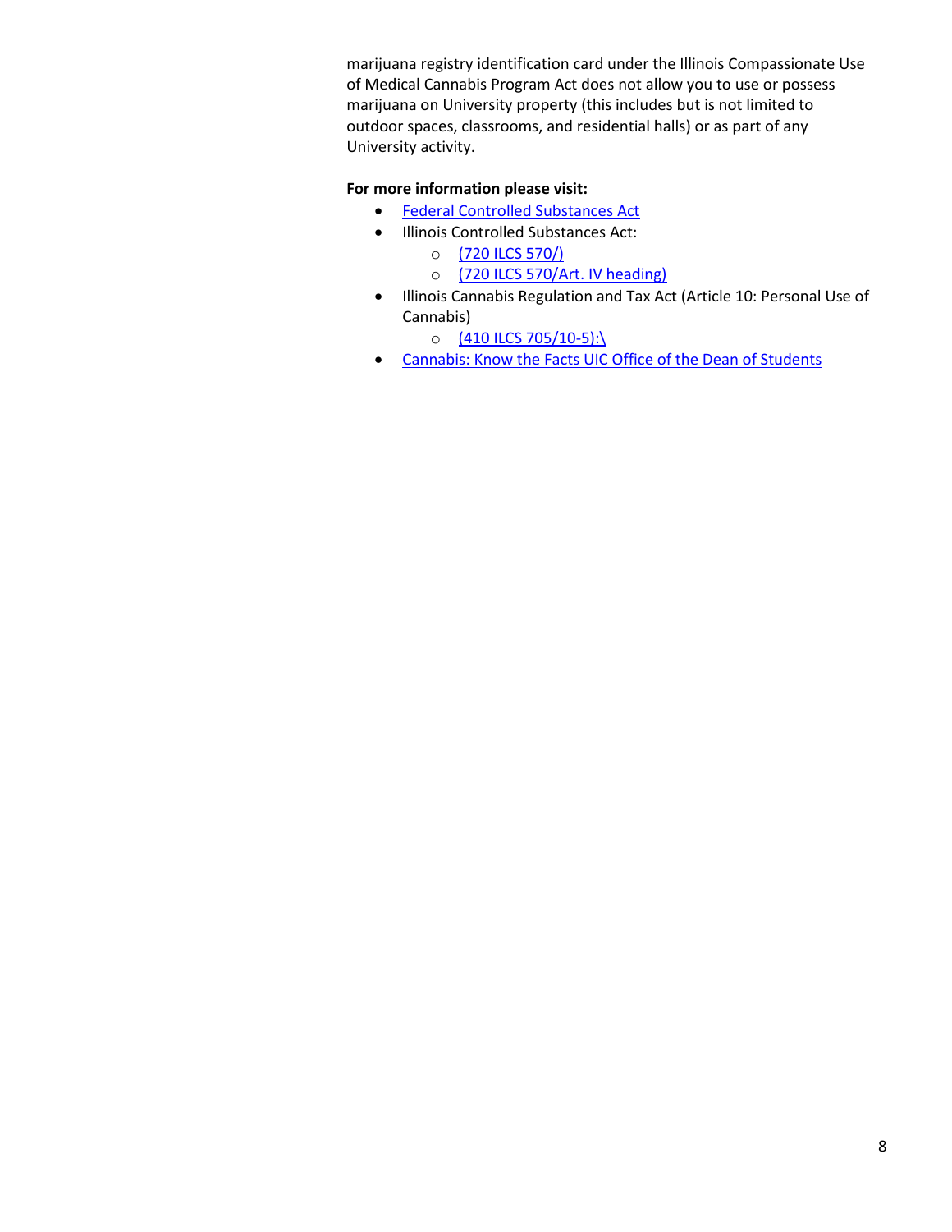marijuana registry identification card under the Illinois Compassionate Use of Medical Cannabis Program Act does not allow you to use or possess marijuana on University property (this includes but is not limited to outdoor spaces, classrooms, and residential halls) or as part of any University activity.

**For more information please visit:**

- Federal Controlled Substances Act
- Illinois Controlled Substances Act:
    - (720 ILCS 570/)
    - (720 ILCS 570/Art. IV heading)
- Illinois Cannabis Regulation and Tax Act (Article 10: Personal Use of Cannabis)
    - (410 ILCS 705/10-5):\
- Cannabis: Know the Facts UIC Office of the Dean of Students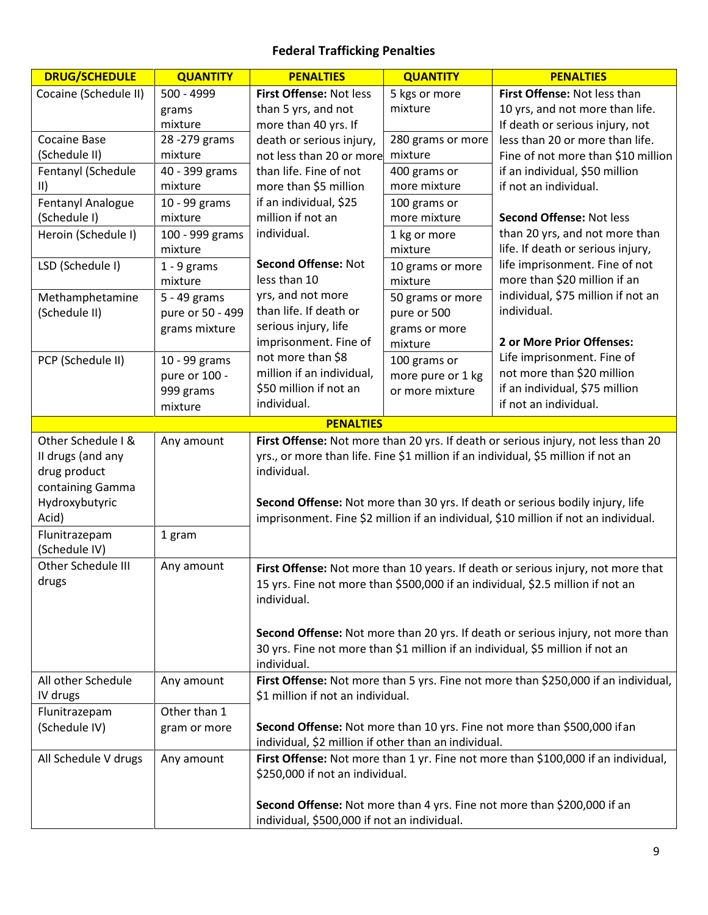# Federal Trafficking Penalties

| DRUG/SCHEDULE | QUANTITY | PENALTIES | QUANTITY | PENALTIES |
|---|---|---|---|---|
| Cocaine (Schedule II) | 500 - 4999 grams mixture | **First Offense:** Not less than 5 yrs, and not more than 40 yrs. If death or serious injury, not less than 20 or more than life. Fine of not more than $5 million if an individual, $25 million if not an individual.<br><br>**Second Offense:** Not less than 10 yrs, and not more than life. If death or serious injury, life imprisonment. Fine of not more than $8 million if an individual, $50 million if not an individual. | 5 kgs or more mixture | **First Offense:** Not less than 10 yrs, and not more than life. If death or serious injury, not less than 20 or more than life. Fine of not more than $10 million if an individual, $50 million if not an individual.<br><br>**Second Offense:** Not less than 20 yrs, and not more than life. If death or serious injury, life imprisonment. Fine of not more than $20 million if an individual, $75 million if not an individual.<br><br>**2 or More Prior Offenses:** Life imprisonment. Fine of not more than $20 million if an individual, $75 million if not an individual. |
| Cocaine Base (Schedule II) | 28 -279 grams mixture | | 280 grams or more mixture | |
| Fentanyl (Schedule II) | 40 - 399 grams mixture | | 400 grams or more mixture | |
| Fentanyl Analogue (Schedule I) | 10 - 99 grams mixture | | 100 grams or more mixture | |
| Heroin (Schedule I) | 100 - 999 grams mixture | | 1 kg or more mixture | |
| LSD (Schedule I) | 1 - 9 grams mixture | | 10 grams or more mixture | |
| Methamphetamine (Schedule II) | 5 - 49 grams pure or 50 - 499 grams mixture | | 50 grams or more pure or 500 grams or more mixture | |
| PCP (Schedule II) | 10 - 99 grams pure or 100 - 999 grams mixture | | 100 grams or more pure or 1 kg or more mixture | |

| | | PENALTIES |
|---|---|---|
| Other Schedule I & II drugs (and any drug product containing Gamma Hydroxybutyric Acid) | Any amount | **First Offense:** Not more than 20 yrs. If death or serious injury, not less than 20 yrs., or more than life. Fine $1 million if an individual, $5 million if not an individual.<br><br>**Second Offense:** Not more than 30 yrs. If death or serious bodily injury, life imprisonment. Fine $2 million if an individual, $10 million if not an individual. |
| Flunitrazepam (Schedule IV) | 1 gram | |
| Other Schedule III drugs | Any amount | **First Offense:** Not more than 10 years. If death or serious injury, not more that 15 yrs. Fine not more than $500,000 if an individual, $2.5 million if not an individual.<br><br>**Second Offense:** Not more than 20 yrs. If death or serious injury, not more than 30 yrs. Fine not more than $1 million if an individual, $5 million if not an individual. |
| All other Schedule IV drugs | Any amount | **First Offense:** Not more than 5 yrs. Fine not more than $250,000 if an individual, $1 million if not an individual.<br><br>**Second Offense:** Not more than 10 yrs. Fine not more than $500,000 if an individual, $2 million if other than an individual. |
| Flunitrazepam (Schedule IV) | Other than 1 gram or more | |
| All Schedule V drugs | Any amount | **First Offense:** Not more than 1 yr. Fine not more than $100,000 if an individual, $250,000 if not an individual.<br><br>**Second Offense:** Not more than 4 yrs. Fine not more than $200,000 if an individual, $500,000 if not an individual. |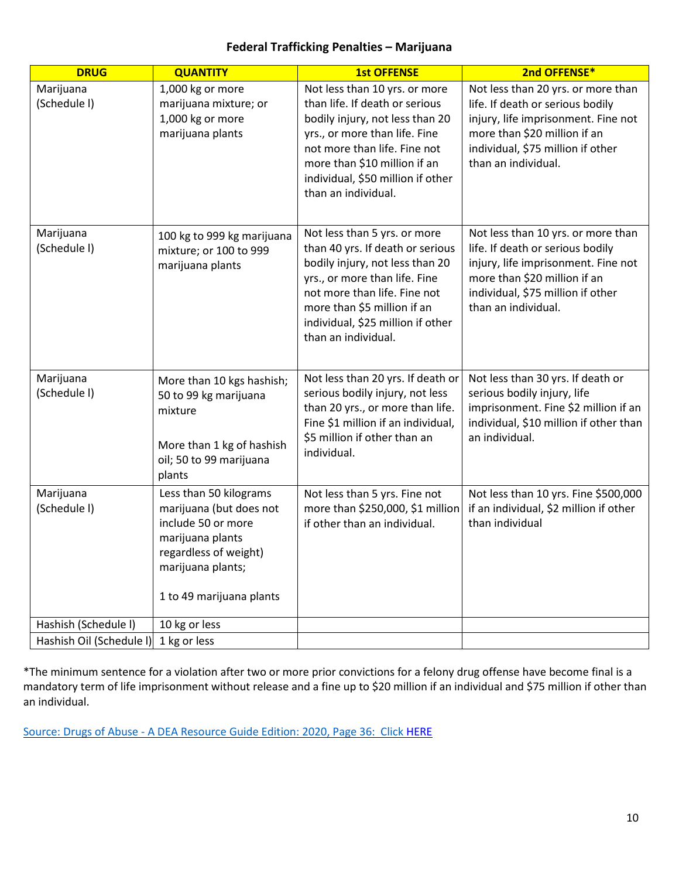### Federal Trafficking Penalties – Marijuana

| DRUG | QUANTITY | 1st OFFENSE | 2nd OFFENSE* |
|---|---|---|---|
| Marijuana (Schedule I) | 1,000 kg or more marijuana mixture; or 1,000 kg or more marijuana plants | Not less than 10 yrs. or more than life. If death or serious bodily injury, not less than 20 yrs., or more than life. Fine not more than life. Fine not more than $10 million if an individual, $50 million if other than an individual. | Not less than 20 yrs. or more than life. If death or serious bodily injury, life imprisonment. Fine not more than $20 million if an individual, $75 million if other than an individual. |
| Marijuana (Schedule I) | 100 kg to 999 kg marijuana mixture; or 100 to 999 marijuana plants | Not less than 5 yrs. or more than 40 yrs. If death or serious bodily injury, not less than 20 yrs., or more than life. Fine not more than life. Fine not more than $5 million if an individual, $25 million if other than an individual. | Not less than 10 yrs. or more than life. If death or serious bodily injury, life imprisonment. Fine not more than $20 million if an individual, $75 million if other than an individual. |
| Marijuana (Schedule I) | More than 10 kgs hashish; 50 to 99 kg marijuana mixture<br><br>More than 1 kg of hashish oil; 50 to 99 marijuana plants | Not less than 20 yrs. If death or serious bodily injury, not less than 20 yrs., or more than life. Fine $1 million if an individual, $5 million if other than an individual. | Not less than 30 yrs. If death or serious bodily injury, life imprisonment. Fine $2 million if an individual, $10 million if other than an individual. |
| Marijuana (Schedule I) | Less than 50 kilograms marijuana (but does not include 50 or more marijuana plants regardless of weight) marijuana plants;<br><br>1 to 49 marijuana plants | Not less than 5 yrs. Fine not more than $250,000, $1 million if other than an individual. | Not less than 10 yrs. Fine $500,000 if an individual, $2 million if other than individual |
| Hashish (Schedule I) | 10 kg or less | | |
| Hashish Oil (Schedule I) | 1 kg or less | | |

*The minimum sentence for a violation after two or more prior convictions for a felony drug offense have become final is a mandatory term of life imprisonment without release and a fine up to $20 million if an individual and $75 million if other than an individual.

Source: Drugs of Abuse - A DEA Resource Guide Edition: 2020, Page 36: Click HERE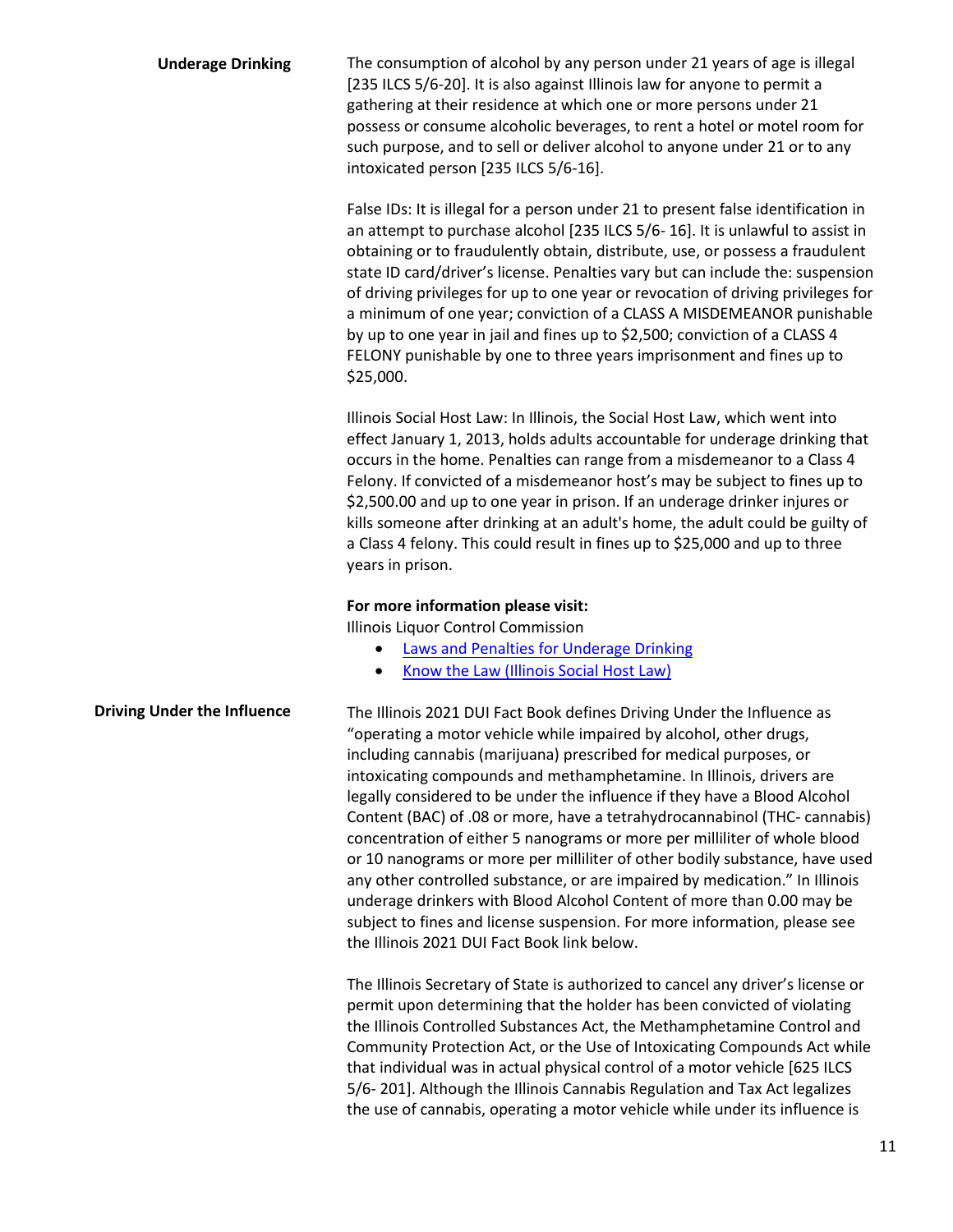**Underage Drinking**

The consumption of alcohol by any person under 21 years of age is illegal [235 ILCS 5/6-20]. It is also against Illinois law for anyone to permit a gathering at their residence at which one or more persons under 21 possess or consume alcoholic beverages, to rent a hotel or motel room for such purpose, and to sell or deliver alcohol to anyone under 21 or to any intoxicated person [235 ILCS 5/6-16].

False IDs: It is illegal for a person under 21 to present false identification in an attempt to purchase alcohol [235 ILCS 5/6- 16]. It is unlawful to assist in obtaining or to fraudulently obtain, distribute, use, or possess a fraudulent state ID card/driver's license. Penalties vary but can include the: suspension of driving privileges for up to one year or revocation of driving privileges for a minimum of one year; conviction of a CLASS A MISDEMEANOR punishable by up to one year in jail and fines up to $2,500; conviction of a CLASS 4 FELONY punishable by one to three years imprisonment and fines up to $25,000.

Illinois Social Host Law: In Illinois, the Social Host Law, which went into effect January 1, 2013, holds adults accountable for underage drinking that occurs in the home. Penalties can range from a misdemeanor to a Class 4 Felony. If convicted of a misdemeanor host's may be subject to fines up to $2,500.00 and up to one year in prison. If an underage drinker injures or kills someone after drinking at an adult's home, the adult could be guilty of a Class 4 felony. This could result in fines up to $25,000 and up to three years in prison.

**For more information please visit:**
Illinois Liquor Control Commission

- Laws and Penalties for Underage Drinking
- Know the Law (Illinois Social Host Law)

**Driving Under the Influence**

The Illinois 2021 DUI Fact Book defines Driving Under the Influence as "operating a motor vehicle while impaired by alcohol, other drugs, including cannabis (marijuana) prescribed for medical purposes, or intoxicating compounds and methamphetamine. In Illinois, drivers are legally considered to be under the influence if they have a Blood Alcohol Content (BAC) of .08 or more, have a tetrahydrocannabinol (THC- cannabis) concentration of either 5 nanograms or more per milliliter of whole blood or 10 nanograms or more per milliliter of other bodily substance, have used any other controlled substance, or are impaired by medication." In Illinois underage drinkers with Blood Alcohol Content of more than 0.00 may be subject to fines and license suspension. For more information, please see the Illinois 2021 DUI Fact Book link below.

The Illinois Secretary of State is authorized to cancel any driver's license or permit upon determining that the holder has been convicted of violating the Illinois Controlled Substances Act, the Methamphetamine Control and Community Protection Act, or the Use of Intoxicating Compounds Act while that individual was in actual physical control of a motor vehicle [625 ILCS 5/6- 201]. Although the Illinois Cannabis Regulation and Tax Act legalizes the use of cannabis, operating a motor vehicle while under its influence is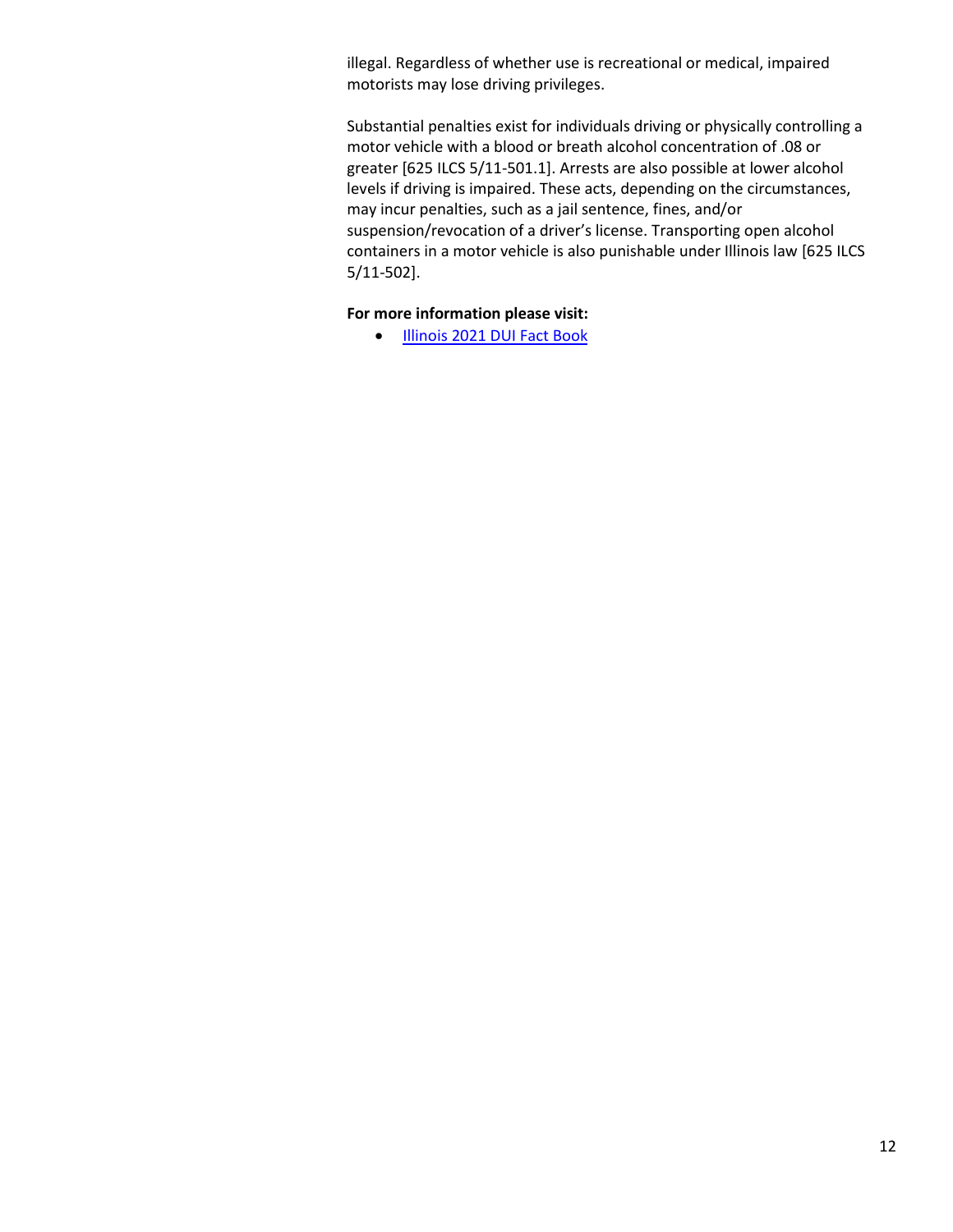illegal. Regardless of whether use is recreational or medical, impaired motorists may lose driving privileges.

Substantial penalties exist for individuals driving or physically controlling a motor vehicle with a blood or breath alcohol concentration of .08 or greater [625 ILCS 5/11-501.1]. Arrests are also possible at lower alcohol levels if driving is impaired. These acts, depending on the circumstances, may incur penalties, such as a jail sentence, fines, and/or suspension/revocation of a driver's license. Transporting open alcohol containers in a motor vehicle is also punishable under Illinois law [625 ILCS 5/11-502].

**For more information please visit:**

- Illinois 2021 DUI Fact Book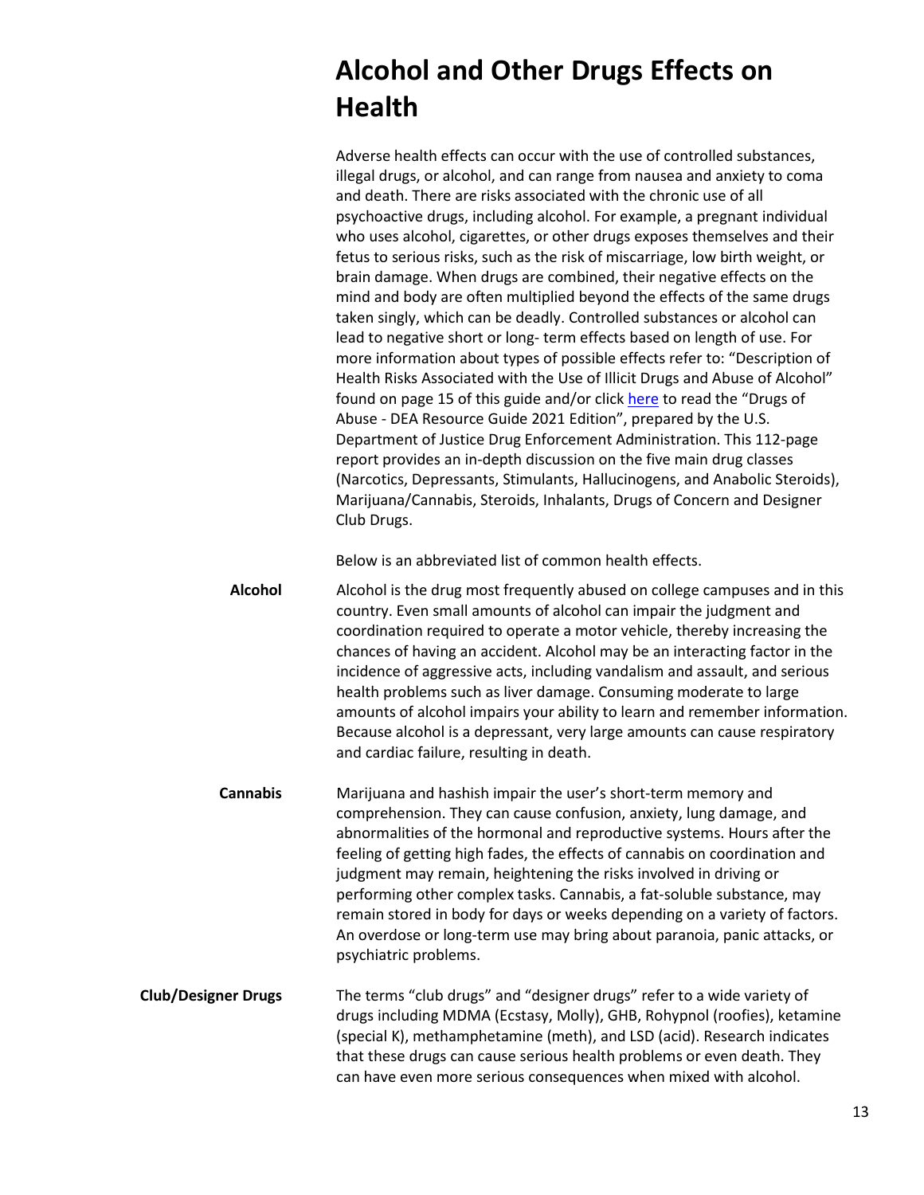# Alcohol and Other Drugs Effects on Health

Adverse health effects can occur with the use of controlled substances, illegal drugs, or alcohol, and can range from nausea and anxiety to coma and death. There are risks associated with the chronic use of all psychoactive drugs, including alcohol. For example, a pregnant individual who uses alcohol, cigarettes, or other drugs exposes themselves and their fetus to serious risks, such as the risk of miscarriage, low birth weight, or brain damage. When drugs are combined, their negative effects on the mind and body are often multiplied beyond the effects of the same drugs taken singly, which can be deadly. Controlled substances or alcohol can lead to negative short or long- term effects based on length of use. For more information about types of possible effects refer to: "Description of Health Risks Associated with the Use of Illicit Drugs and Abuse of Alcohol" found on page 15 of this guide and/or click here to read the "Drugs of Abuse - DEA Resource Guide 2021 Edition", prepared by the U.S. Department of Justice Drug Enforcement Administration. This 112-page report provides an in-depth discussion on the five main drug classes (Narcotics, Depressants, Stimulants, Hallucinogens, and Anabolic Steroids), Marijuana/Cannabis, Steroids, Inhalants, Drugs of Concern and Designer Club Drugs.

Below is an abbreviated list of common health effects.

**Alcohol**

Alcohol is the drug most frequently abused on college campuses and in this country. Even small amounts of alcohol can impair the judgment and coordination required to operate a motor vehicle, thereby increasing the chances of having an accident. Alcohol may be an interacting factor in the incidence of aggressive acts, including vandalism and assault, and serious health problems such as liver damage. Consuming moderate to large amounts of alcohol impairs your ability to learn and remember information. Because alcohol is a depressant, very large amounts can cause respiratory and cardiac failure, resulting in death.

**Cannabis**

Marijuana and hashish impair the user's short-term memory and comprehension. They can cause confusion, anxiety, lung damage, and abnormalities of the hormonal and reproductive systems. Hours after the feeling of getting high fades, the effects of cannabis on coordination and judgment may remain, heightening the risks involved in driving or performing other complex tasks. Cannabis, a fat-soluble substance, may remain stored in body for days or weeks depending on a variety of factors. An overdose or long-term use may bring about paranoia, panic attacks, or psychiatric problems.

**Club/Designer Drugs**

The terms "club drugs" and "designer drugs" refer to a wide variety of drugs including MDMA (Ecstasy, Molly), GHB, Rohypnol (roofies), ketamine (special K), methamphetamine (meth), and LSD (acid). Research indicates that these drugs can cause serious health problems or even death. They can have even more serious consequences when mixed with alcohol.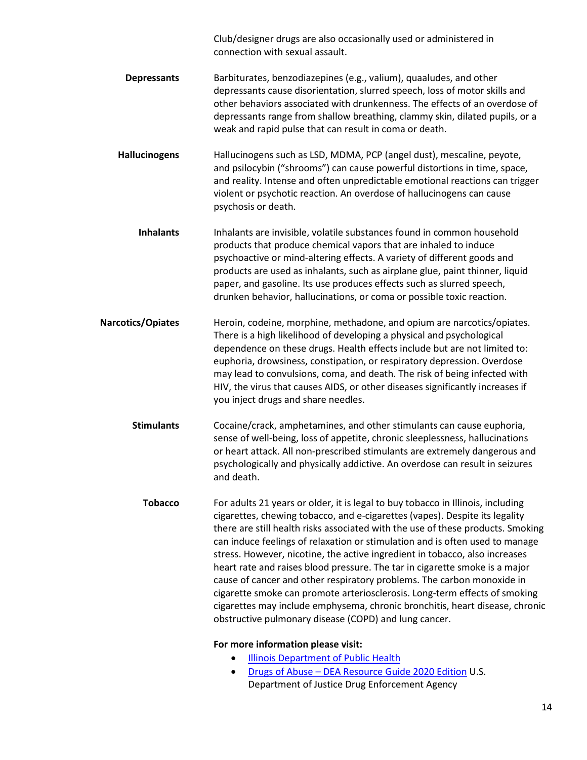Club/designer drugs are also occasionally used or administered in connection with sexual assault.

**Depressants**

Barbiturates, benzodiazepines (e.g., valium), quaaludes, and other depressants cause disorientation, slurred speech, loss of motor skills and other behaviors associated with drunkenness. The effects of an overdose of depressants range from shallow breathing, clammy skin, dilated pupils, or a weak and rapid pulse that can result in coma or death.

**Hallucinogens**

Hallucinogens such as LSD, MDMA, PCP (angel dust), mescaline, peyote, and psilocybin ("shrooms") can cause powerful distortions in time, space, and reality. Intense and often unpredictable emotional reactions can trigger violent or psychotic reaction. An overdose of hallucinogens can cause psychosis or death.

**Inhalants**

Inhalants are invisible, volatile substances found in common household products that produce chemical vapors that are inhaled to induce psychoactive or mind-altering effects. A variety of different goods and products are used as inhalants, such as airplane glue, paint thinner, liquid paper, and gasoline. Its use produces effects such as slurred speech, drunken behavior, hallucinations, or coma or possible toxic reaction.

**Narcotics/Opiates**

Heroin, codeine, morphine, methadone, and opium are narcotics/opiates. There is a high likelihood of developing a physical and psychological dependence on these drugs. Health effects include but are not limited to: euphoria, drowsiness, constipation, or respiratory depression. Overdose may lead to convulsions, coma, and death. The risk of being infected with HIV, the virus that causes AIDS, or other diseases significantly increases if you inject drugs and share needles.

**Stimulants**

Cocaine/crack, amphetamines, and other stimulants can cause euphoria, sense of well-being, loss of appetite, chronic sleeplessness, hallucinations or heart attack. All non-prescribed stimulants are extremely dangerous and psychologically and physically addictive. An overdose can result in seizures and death.

**Tobacco**

For adults 21 years or older, it is legal to buy tobacco in Illinois, including cigarettes, chewing tobacco, and e-cigarettes (vapes). Despite its legality there are still health risks associated with the use of these products. Smoking can induce feelings of relaxation or stimulation and is often used to manage stress. However, nicotine, the active ingredient in tobacco, also increases heart rate and raises blood pressure. The tar in cigarette smoke is a major cause of cancer and other respiratory problems. The carbon monoxide in cigarette smoke can promote arteriosclerosis. Long-term effects of smoking cigarettes may include emphysema, chronic bronchitis, heart disease, chronic obstructive pulmonary disease (COPD) and lung cancer.

**For more information please visit:**

- Illinois Department of Public Health
- Drugs of Abuse – DEA Resource Guide 2020 Edition U.S. Department of Justice Drug Enforcement Agency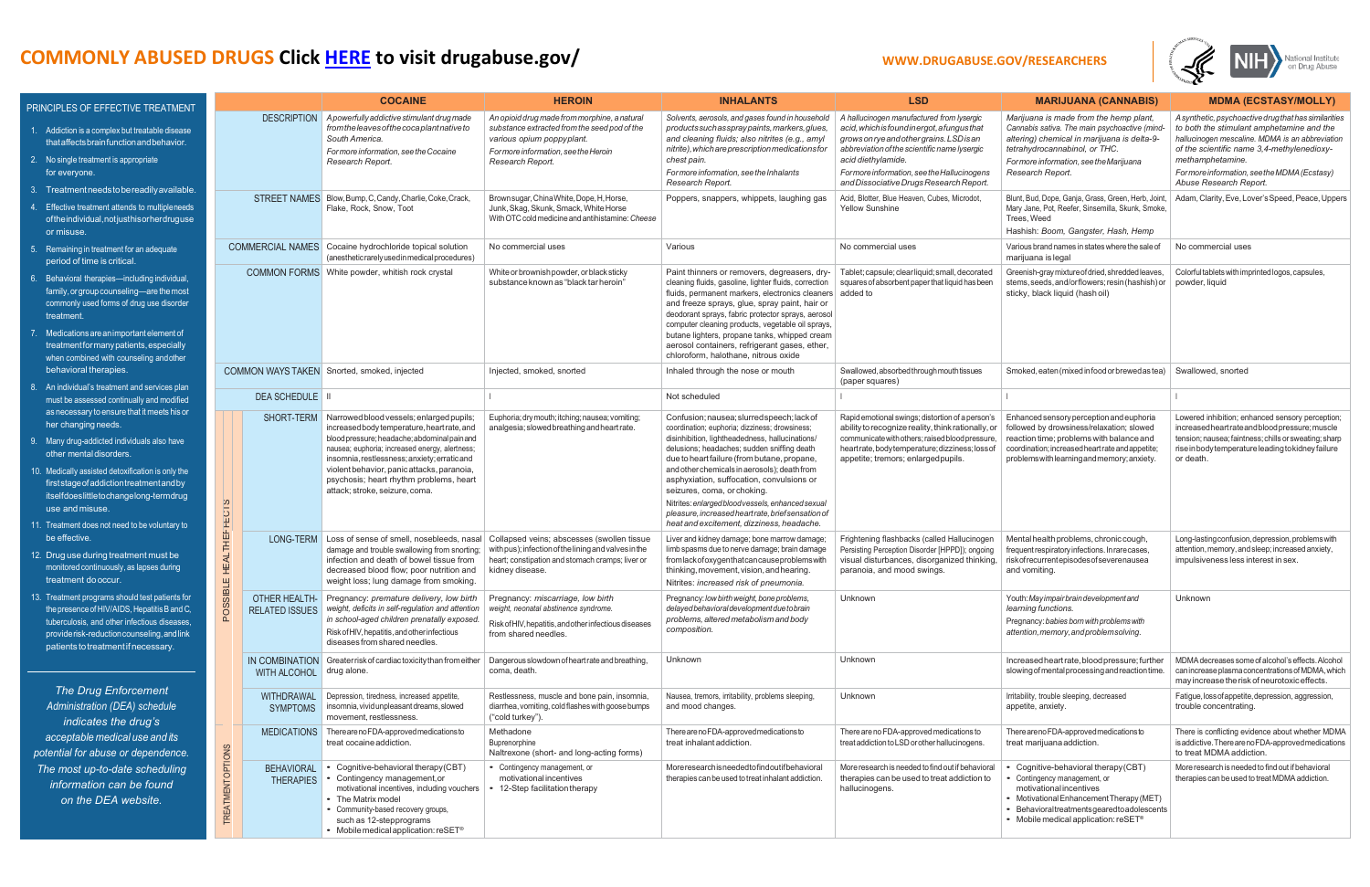# COMMONLY ABUSED DRUGS Click HERE to visit drugabuse.gov/

WWW.DRUGABUSE.GOV/RESEARCHERS

National Institute on Drug Abuse

## PRINCIPLES OF EFFECTIVE TREATMENT

1. Addiction is a complex but treatable disease that affects brain function and behavior.
2. No single treatment is appropriate for everyone.
3. Treatment needs to be readily available.
4. Effective treatment attends to multiple needs of the individual, not just his or her drug use or misuse.
5. Remaining in treatment for an adequate period of time is critical.
6. Behavioral therapies—including individual, family, or group counseling—are the most commonly used forms of drug use disorder treatment.
7. Medications are an important element of treatment for many patients, especially when combined with counseling and other behavioral therapies.
8. An individual's treatment and services plan must be assessed continually and modified as necessary to ensure that it meets his or her changing needs.
9. Many drug-addicted individuals also have other mental disorders.
10. Medically assisted detoxification is only the first stage of addiction treatment and by itself does little to change long-term drug use and misuse.
11. Treatment does not need to be voluntary to be effective.
12. Drug use during treatment must be monitored continuously, as lapses during treatment do occur.
13. Treatment programs should test patients for the presence of HIV/AIDS, Hepatitis B and C, tuberculosis, and other infectious diseases, provide risk-reduction counseling, and link patients to treatment if necessary.

*The Drug Enforcement Administration (DEA) schedule indicates the drug's acceptable medical use and its potential for abuse or dependence. The most up-to-date scheduling information can be found on the DEA website.*

| | | COCAINE | HEROIN | INHALANTS | LSD | MARIJUANA (CANNABIS) | MDMA (ECSTASY/MOLLY) |
|---|---|---|---|---|---|---|---|
| | DESCRIPTION | *A powerfully addictive stimulant drug made from the leaves of the coca plant native to South America.* *For more information, see the Cocaine Research Report.* | *An opioid drug made from morphine, a natural substance extracted from the seed pod of the various opium poppy plant.* *For more information, see the Heroin Research Report.* | *Solvents, aerosols, and gases found in household products such as spray paints, markers, glues, and cleaning fluids; also nitrites (e.g., amyl nitrite), which are prescription medications for chest pain.* *For more information, see the Inhalants Research Report.* | *A hallucinogen manufactured from lysergic acid, which is found in ergot, a fungus that grows on rye and other grains. LSD is an abbreviation of the scientific name lysergic acid diethylamide.* *For more information, see the Hallucinogens and Dissociative Drugs Research Report.* | *Marijuana is made from the hemp plant, Cannabis sativa. The main psychoactive (mind-altering) chemical in marijuana is delta-9-tetrahydrocannabinol, or THC.* *For more information, see the Marijuana Research Report.* | *A synthetic, psychoactive drug that has similarities to both the stimulant amphetamine and the hallucinogen mescaline. MDMA is an abbreviation of the scientific name 3,4-methylenedioxy-methamphetamine.* *For more information, see the MDMA (Ecstasy) Abuse Research Report.* |
| | STREET NAMES | Blow, Bump, C, Candy, Charlie, Coke, Crack, Flake, Rock, Snow, Toot | Brown sugar, China White, Dope, H, Horse, Junk, Skag, Skunk, Smack, White Horse With OTC cold medicine and antihistamine: *Cheese* | Poppers, snappers, whippets, laughing gas | Acid, Blotter, Blue Heaven, Cubes, Microdot, Yellow Sunshine | Blunt, Bud, Dope, Ganja, Grass, Green, Herb, Joint, Mary Jane, Pot, Reefer, Sinsemilla, Skunk, Smoke, Trees, Weed Hashish: *Boom, Gangster, Hash, Hemp* | Adam, Clarity, Eve, Lover's Speed, Peace, Uppers |
| | COMMERCIAL NAMES | Cocaine hydrochloride topical solution (anesthetic rarely used in medical procedures) | No commercial uses | Various | No commercial uses | Various brand names in states where the sale of marijuana is legal | No commercial uses |
| | COMMON FORMS | White powder, whitish rock crystal | White or brownish powder, or black sticky substance known as "black tar heroin" | Paint thinners or removers, degreasers, dry-cleaning fluids, gasoline, lighter fluids, correction fluids, permanent markers, electronics cleaners and freeze sprays, glue, spray paint, hair or deodorant sprays, fabric protector sprays, aerosol computer cleaning products, vegetable oil sprays, butane lighters, propane tanks, whipped cream aerosol containers, refrigerant gases, ether, chloroform, halothane, nitrous oxide | Tablet; capsule; clear liquid; small, decorated squares of absorbent paper that liquid has been added to | Greenish-gray mixture of dried, shredded leaves, stems, seeds, and/or flowers; resin (hashish) or sticky, black liquid (hash oil) | Colorful tablets with imprinted logos, capsules, powder, liquid |
| | COMMON WAYS TAKEN | Snorted, smoked, injected | Injected, smoked, snorted | Inhaled through the nose or mouth | Swallowed, absorbed through mouth tissues (paper squares) | Smoked, eaten (mixed in food or brewed as tea) | Swallowed, snorted |
| | DEA SCHEDULE | II | I | Not scheduled | I | I | I |
| POSSIBLE HEALTH EFFECTS | SHORT-TERM | Narrowed blood vessels; enlarged pupils; increased body temperature, heart rate, and blood pressure; headache; abdominal pain and nausea; euphoria; increased energy, alertness; insomnia, restlessness; anxiety; erratic and violent behavior, panic attacks, paranoia, psychosis; heart rhythm problems, heart attack; stroke, seizure, coma. | Euphoria; dry mouth; itching; nausea; vomiting; analgesia; slowed breathing and heart rate. | Confusion; nausea; slurred speech; lack of coordination; euphoria; dizziness; drowsiness; disinhibition, lightheadedness, hallucinations/delusions; headaches; sudden sniffing death due to heart failure (from butane, propane, and other chemicals in aerosols); death from asphyxiation, suffocation, convulsions or seizures, coma, or choking. Nitrites: *enlarged blood vessels, enhanced sexual pleasure, increased heart rate, brief sensation of heat and excitement, dizziness, headache.* | Rapid emotional swings; distortion of a person's ability to recognize reality, think rationally, or communicate with others; raised blood pressure, heart rate, body temperature; dizziness; loss of appetite; tremors; enlarged pupils. | Enhanced sensory perception and euphoria followed by drowsiness/relaxation; slowed reaction time; problems with balance and coordination; increased heart rate and appetite; problems with learning and memory; anxiety. | Lowered inhibition; enhanced sensory perception; increased heart rate and blood pressure; muscle tension; nausea; faintness; chills or sweating; sharp rise in body temperature leading to kidney failure or death. |
| | LONG-TERM | Loss of sense of smell, nosebleeds, nasal damage and trouble swallowing from snorting; infection and death of bowel tissue from decreased blood flow; poor nutrition and weight loss; lung damage from smoking. | Collapsed veins; abscesses (swollen tissue with pus); infection of the lining and valves in the heart; constipation and stomach cramps; liver or kidney disease. | Liver and kidney damage; bone marrow damage; limb spasms due to nerve damage; brain damage from lack of oxygen that can cause problems with thinking, movement, vision, and hearing. Nitrites: *increased risk of pneumonia.* | Frightening flashbacks (called Hallucinogen Persisting Perception Disorder [HPPD]); ongoing visual disturbances, disorganized thinking, paranoia, and mood swings. | Mental health problems, chronic cough, frequent respiratory infections. In rare cases, risk of recurrent episodes of severe nausea and vomiting. | Long-lasting confusion, depression, problems with attention, memory, and sleep; increased anxiety, impulsiveness less interest in sex. |
| | OTHER HEALTH-RELATED ISSUES | Pregnancy: *premature delivery, low birth weight, deficits in self-regulation and attention in school-aged children prenatally exposed.* Risk of HIV, hepatitis, and other infectious diseases from shared needles. | Pregnancy: *miscarriage, low birth weight, neonatal abstinence syndrome.* Risk of HIV, hepatitis, and other infectious diseases from shared needles. | Pregnancy: *low birth weight, bone problems, delayed behavioral development due to brain problems, altered metabolism and body composition.* | Unknown | Youth: *May impair brain development and learning functions.* Pregnancy: *babies born with problems with attention, memory, and problem solving.* | Unknown |
| | IN COMBINATION WITH ALCOHOL | Greater risk of cardiac toxicity than from either drug alone. | Dangerous slowdown of heart rate and breathing, coma, death. | Unknown | Unknown | Increased heart rate, blood pressure; further slowing of mental processing and reaction time. | MDMA decreases some of alcohol's effects. Alcohol can increase plasma concentrations of MDMA, which may increase the risk of neurotoxic effects. |
| | WITHDRAWAL SYMPTOMS | Depression, tiredness, increased appetite, insomnia, vivid unpleasant dreams, slowed movement, restlessness. | Restlessness, muscle and bone pain, insomnia, diarrhea, vomiting, cold flashes with goose bumps ("cold turkey"). | Nausea, tremors, irritability, problems sleeping, and mood changes. | Unknown | Irritability, trouble sleeping, decreased appetite, anxiety. | Fatigue, loss of appetite, depression, aggression, trouble concentrating. |
| TREATMENT OPTIONS | MEDICATIONS | There are no FDA-approved medications to treat cocaine addiction. | Methadone<br>Buprenorphine<br>Naltrexone (short- and long-acting forms) | There are no FDA-approved medications to treat inhalant addiction. | There are no FDA-approved medications to treat addiction to LSD or other hallucinogens. | There are no FDA-approved medications to treat marijuana addiction. | There is conflicting evidence about whether MDMA is addictive. There are no FDA-approved medications to treat MDMA addiction. |
| | BEHAVIORAL THERAPIES | • Cognitive-behavioral therapy (CBT)<br>• Contingency management, or motivational incentives, including vouchers<br>• The Matrix model<br>• Community-based recovery groups, such as 12-step programs<br>• Mobile medical application: reSET® | • Contingency management, or motivational incentives<br>• 12-Step facilitation therapy | More research is needed to find out if behavioral therapies can be used to treat inhalant addiction. | More research is needed to find out if behavioral therapies can be used to treat addiction to hallucinogens. | • Cognitive-behavioral therapy (CBT)<br>• Contingency management, or motivational incentives<br>• Motivational Enhancement Therapy (MET)<br>• Behavioral treatments geared to adolescents<br>• Mobile medical application: reSET® | More research is needed to find out if behavioral therapies can be used to treat MDMA addiction. |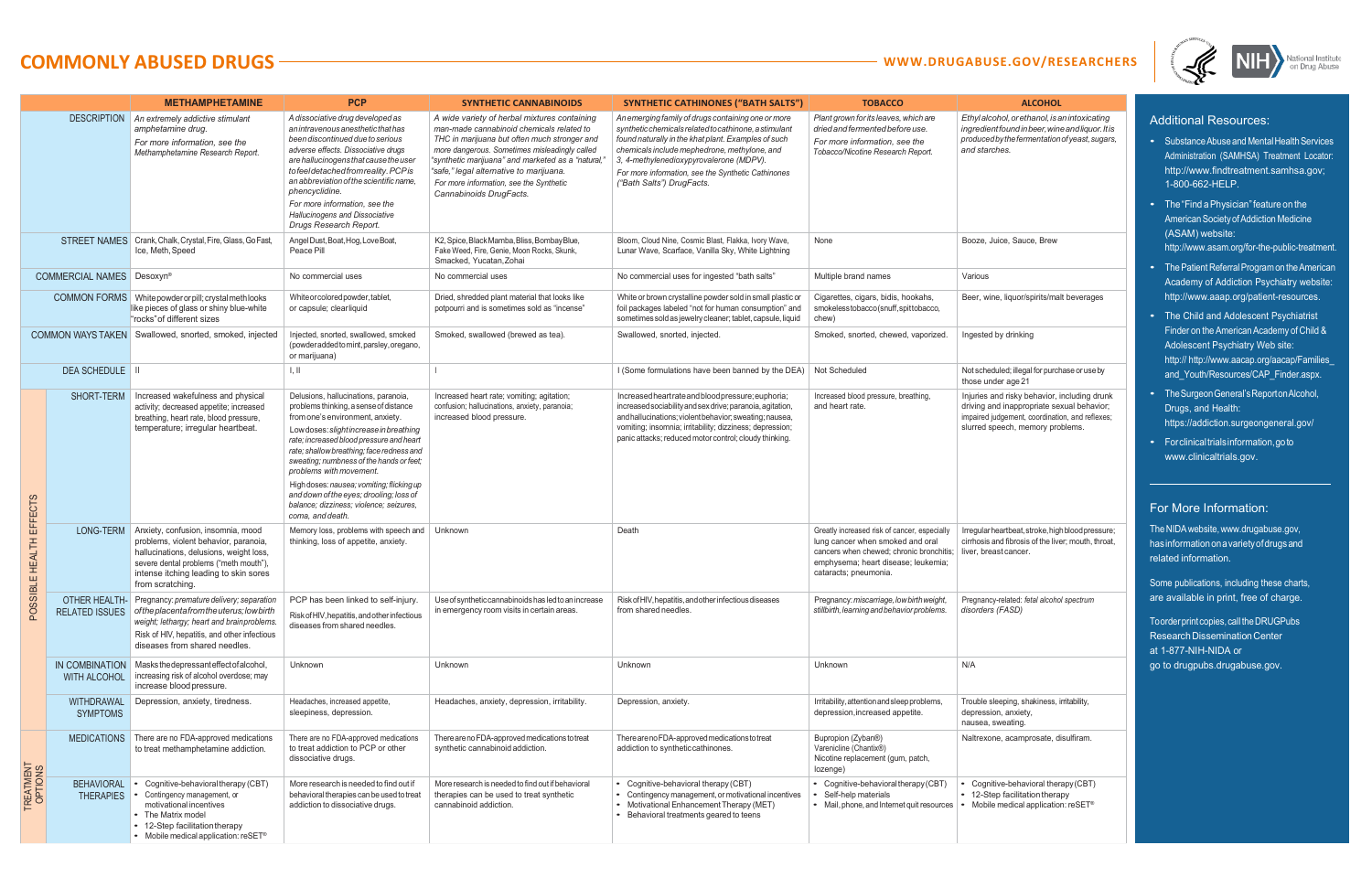# COMMONLY ABUSED DRUGS

WWW.DRUGABUSE.GOV/RESEARCHERS

| | | METHAMPHETAMINE | PCP | SYNTHETIC CANNABINOIDS | SYNTHETIC CATHINONES ("BATH SALTS") | TOBACCO | ALCOHOL |
|---|---|---|---|---|---|---|---|
| | DESCRIPTION | *An extremely addictive stimulant amphetamine drug.* *For more information, see the Methamphetamine Research Report.* | *A dissociative drug developed as an intravenous anesthetic that has been discontinued due to serious adverse effects. Dissociative drugs are hallucinogens that cause the user to feel detached from reality. PCP is an abbreviation of the scientific name, phencyclidine.* *For more information, see the Hallucinogens and Dissociative Drugs Research Report.* | *A wide variety of herbal mixtures containing man-made cannabinoid chemicals related to THC in marijuana but often much stronger and more dangerous. Sometimes misleadingly called "synthetic marijuana" and marketed as a "natural," "safe," legal alternative to marijuana.* *For more information, see the Synthetic Cannabinoids DrugFacts.* | *An emerging family of drugs containing one or more synthetic chemicals related to cathinone, a stimulant found naturally in the khat plant. Examples of such chemicals include mephedrone, methylone, and 3, 4-methylenedioxypyrovalerone (MDPV).* *For more information, see the Synthetic Cathinones ("Bath Salts") DrugFacts.* | *Plant grown for its leaves, which are dried and fermented before use.* *For more information, see the Tobacco/Nicotine Research Report.* | *Ethyl alcohol, or ethanol, is an intoxicating ingredient found in beer, wine and liquor. It is produced by the fermentation of yeast, sugars, and starches.* |
| | STREET NAMES | Crank, Chalk, Crystal, Fire, Glass, Go Fast, Ice, Meth, Speed | Angel Dust, Boat, Hog, Love Boat, Peace Pill | K2, Spice, Black Mamba, Bliss, Bombay Blue, Fake Weed, Fire, Genie, Moon Rocks, Skunk, Smacked, Yucatan, Zohai | Bloom, Cloud Nine, Cosmic Blast, Flakka, Ivory Wave, Lunar Wave, Scarface, Vanilla Sky, White Lightning | None | Booze, Juice, Sauce, Brew |
| | COMMERCIAL NAMES | Desoxyn® | No commercial uses | No commercial uses | No commercial uses for ingested "bath salts" | Multiple brand names | Various |
| | COMMON FORMS | White powder or pill; crystal meth looks like pieces of glass or shiny blue-white "rocks" of different sizes | White or colored powder, tablet, or capsule; clear liquid | Dried, shredded plant material that looks like potpourri and is sometimes sold as "incense" | White or brown crystalline powder sold in small plastic or foil packages labeled "not for human consumption" and sometimes sold as jewelry cleaner; tablet, capsule, liquid | Cigarettes, cigars, bidis, hookahs, smokeless tobacco (snuff, spit tobacco, chew) | Beer, wine, liquor/spirits/malt beverages |
| | COMMON WAYS TAKEN | Swallowed, snorted, smoked, injected | Injected, snorted, swallowed, smoked (powder added to mint, parsley, oregano, or marijuana) | Smoked, swallowed (brewed as tea). | Swallowed, snorted, injected. | Smoked, snorted, chewed, vaporized. | Ingested by drinking |
| | DEA SCHEDULE | II | I, II | I | I (Some formulations have been banned by the DEA) | Not Scheduled | Not scheduled; illegal for purchase or use by those under age 21 |
| POSSIBLE HEALTH EFFECTS | SHORT-TERM | Increased wakefulness and physical activity; decreased appetite; increased breathing, heart rate, blood pressure, temperature; irregular heartbeat. | Delusions, hallucinations, paranoia, problems thinking, a sense of distance from one's environment, anxiety. *Low doses: slight increase in breathing rate; increased blood pressure and heart rate; shallow breathing; face redness and sweating; numbness of the hands or feet; problems with movement.* *High doses: nausea; vomiting; flicking up and down of the eyes; drooling; loss of balance; dizziness; violence; seizures, coma, and death.* | Increased heart rate; vomiting; agitation; confusion; hallucinations, anxiety, paranoia; increased blood pressure. | Increased heart rate and blood pressure; euphoria; increased sociability and sex drive; paranoia, agitation, and hallucinations; violent behavior; sweating; nausea, vomiting; insomnia; irritability; dizziness; depression; panic attacks; reduced motor control; cloudy thinking. | Increased blood pressure, breathing, and heart rate. | Injuries and risky behavior, including drunk driving and inappropriate sexual behavior; impaired judgement, coordination, and reflexes; slurred speech, memory problems. |
| POSSIBLE HEALTH EFFECTS | LONG-TERM | Anxiety, confusion, insomnia, mood problems, violent behavior, paranoia, hallucinations, delusions, weight loss, severe dental problems ("meth mouth"), intense itching leading to skin sores from scratching. | Memory loss, problems with speech and thinking, loss of appetite, anxiety. | Unknown | Death | Greatly increased risk of cancer, especially lung cancer when smoked and oral cancers when chewed; chronic bronchitis; emphysema; heart disease; leukemia; cataracts; pneumonia. | Irregular heartbeat, stroke, high blood pressure; cirrhosis and fibrosis of the liver; mouth, throat, liver, breast cancer. |
| POSSIBLE HEALTH EFFECTS | OTHER HEALTH-RELATED ISSUES | Pregnancy: *premature delivery; separation of the placenta from the uterus; low birth weight; lethargy; heart and brain problems.* Risk of HIV, hepatitis, and other infectious diseases from shared needles. | PCP has been linked to self-injury. Risk of HIV, hepatitis, and other infectious diseases from shared needles. | Use of synthetic cannabinoids has led to an increase in emergency room visits in certain areas. | Risk of HIV, hepatitis, and other infectious diseases from shared needles. | Pregnancy: *miscarriage, low birth weight, stillbirth, learning and behavior problems.* | Pregnancy-related: *fetal alcohol spectrum disorders (FASD)* |
| POSSIBLE HEALTH EFFECTS | IN COMBINATION WITH ALCOHOL | Masks the depressant effect of alcohol, increasing risk of alcohol overdose; may increase blood pressure. | Unknown | Unknown | Unknown | Unknown | N/A |
| POSSIBLE HEALTH EFFECTS | WITHDRAWAL SYMPTOMS | Depression, anxiety, tiredness. | Headaches, increased appetite, sleepiness, depression. | Headaches, anxiety, depression, irritability. | Depression, anxiety. | Irritability, attention and sleep problems, depression, increased appetite. | Trouble sleeping, shakiness, irritability, depression, anxiety, nausea, sweating. |
| TREATMENT OPTIONS | MEDICATIONS | There are no FDA-approved medications to treat methamphetamine addiction. | There are no FDA-approved medications to treat addiction to PCP or other dissociative drugs. | There are no FDA-approved medications to treat synthetic cannabinoid addiction. | There are no FDA-approved medications to treat addiction to synthetic cathinones. | Bupropion (Zyban®) Varenicline (Chantix®) Nicotine replacement (gum, patch, lozenge) | Naltrexone, acamprosate, disulfiram. |
| TREATMENT OPTIONS | BEHAVIORAL THERAPIES | • Cognitive-behavioral therapy (CBT) • Contingency management, or motivational incentives • The Matrix model • 12-Step facilitation therapy • Mobile medical application: reSET® | More research is needed to find out if behavioral therapies can be used to treat addiction to dissociative drugs. | More research is needed to find out if behavioral therapies can be used to treat synthetic cannabinoid addiction. | • Cognitive-behavioral therapy (CBT) • Contingency management, or motivational incentives • Motivational Enhancement Therapy (MET) • Behavioral treatments geared to teens | • Cognitive-behavioral therapy (CBT) • Self-help materials • Mail, phone, and Internet quit resources | • Cognitive-behavioral therapy (CBT) • 12-Step facilitation therapy • Mobile medical application: reSET® |

## Additional Resources:

- Substance Abuse and Mental Health Services Administration (SAMHSA) Treatment Locator: http://www.findtreatment.samhsa.gov; 1-800-662-HELP.
- The "Find a Physician" feature on the American Society of Addiction Medicine (ASAM) website: http://www.asam.org/for-the-public-treatment.
- The Patient Referral Program on the American Academy of Addiction Psychiatry website: http://www.aaap.org/patient-resources.
- The Child and Adolescent Psychiatrist Finder on the American Academy of Child & Adolescent Psychiatry Web site: http:// http://www.aacap.org/aacap/Families_and_Youth/Resources/CAP_Finder.aspx.
- The Surgeon General's Report on Alcohol, Drugs, and Health: https://addiction.surgeongeneral.gov/
- For clinical trials information, go to www.clinicaltrials.gov.

## For More Information:

The NIDA website, www.drugabuse.gov, has information on a variety of drugs and related information.

Some publications, including these charts, are available in print, free of charge.

To order print copies, call the DRUGPubs Research Dissemination Center at 1-877-NIH-NIDA or go to drugpubs.drugabuse.gov.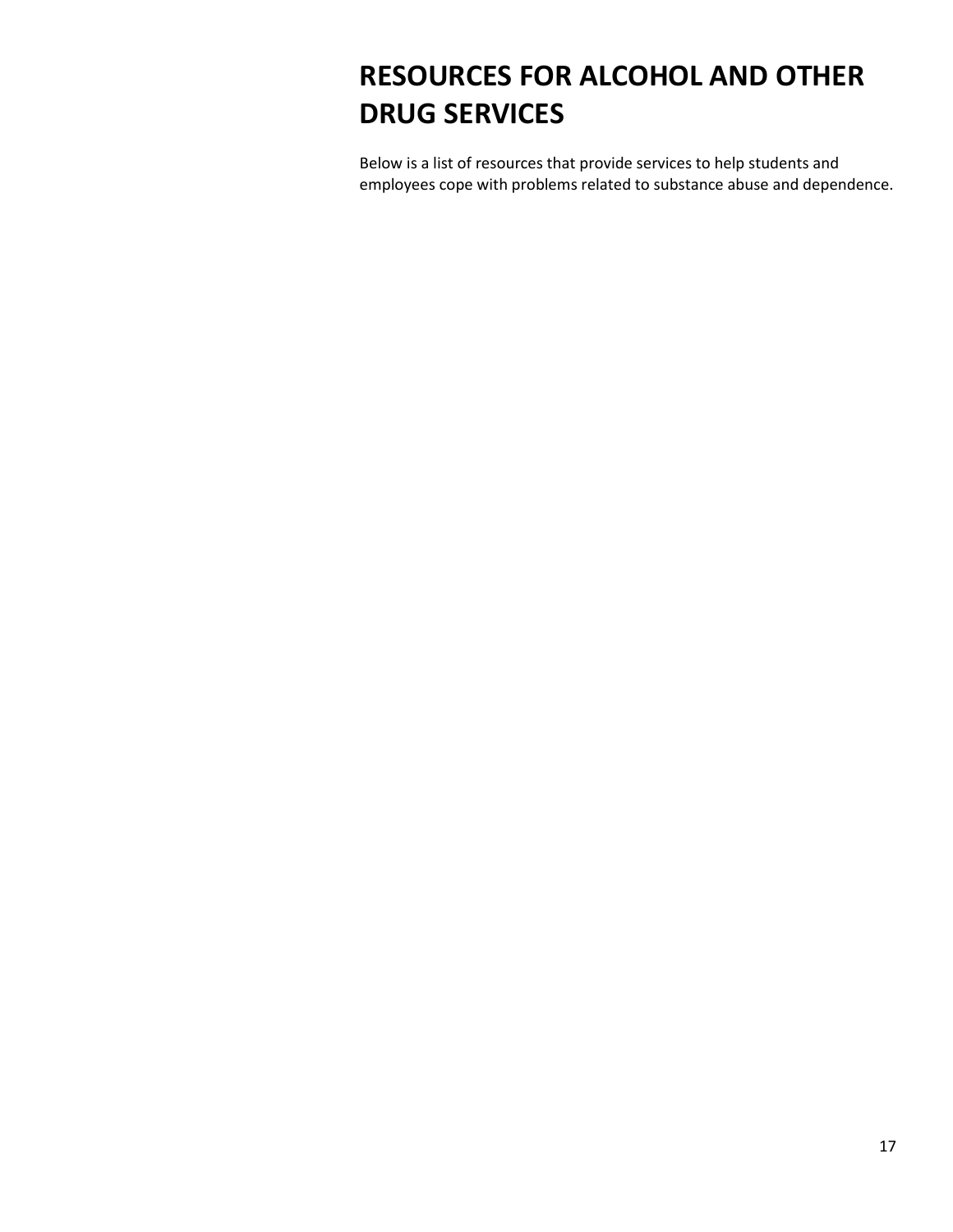# RESOURCES FOR ALCOHOL AND OTHER DRUG SERVICES

Below is a list of resources that provide services to help students and employees cope with problems related to substance abuse and dependence.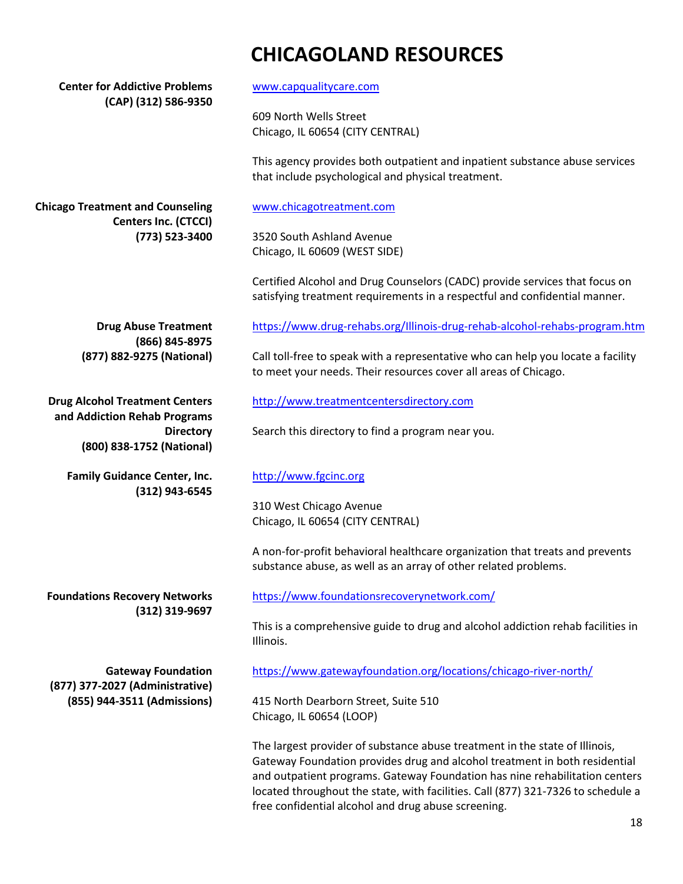# CHICAGOLAND RESOURCES

**Center for Addictive Problems (CAP) (312) 586-9350**

www.capqualitycare.com

609 North Wells Street
Chicago, IL 60654 (CITY CENTRAL)

This agency provides both outpatient and inpatient substance abuse services that include psychological and physical treatment.

**Chicago Treatment and Counseling Centers Inc. (CTCCI) (773) 523-3400**

www.chicagotreatment.com

3520 South Ashland Avenue
Chicago, IL 60609 (WEST SIDE)

Certified Alcohol and Drug Counselors (CADC) provide services that focus on satisfying treatment requirements in a respectful and confidential manner.

**Drug Abuse Treatment**
**(866) 845-8975**
**(877) 882-9275 (National)**

https://www.drug-rehabs.org/Illinois-drug-rehab-alcohol-rehabs-program.htm

Call toll-free to speak with a representative who can help you locate a facility to meet your needs. Their resources cover all areas of Chicago.

**Drug Alcohol Treatment Centers and Addiction Rehab Programs Directory**
**(800) 838-1752 (National)**

http://www.treatmentcentersdirectory.com

Search this directory to find a program near you.

**Family Guidance Center, Inc.**
**(312) 943-6545**

http://www.fgcinc.org

310 West Chicago Avenue
Chicago, IL 60654 (CITY CENTRAL)

A non-for-profit behavioral healthcare organization that treats and prevents substance abuse, as well as an array of other related problems.

**Foundations Recovery Networks**
**(312) 319-9697**

https://www.foundationsrecoverynetwork.com/

This is a comprehensive guide to drug and alcohol addiction rehab facilities in Illinois.

**Gateway Foundation**
**(877) 377-2027 (Administrative)**
**(855) 944-3511 (Admissions)**

https://www.gatewayfoundation.org/locations/chicago-river-north/

415 North Dearborn Street, Suite 510
Chicago, IL 60654 (LOOP)

The largest provider of substance abuse treatment in the state of Illinois, Gateway Foundation provides drug and alcohol treatment in both residential and outpatient programs. Gateway Foundation has nine rehabilitation centers located throughout the state, with facilities. Call (877) 321-7326 to schedule a free confidential alcohol and drug abuse screening.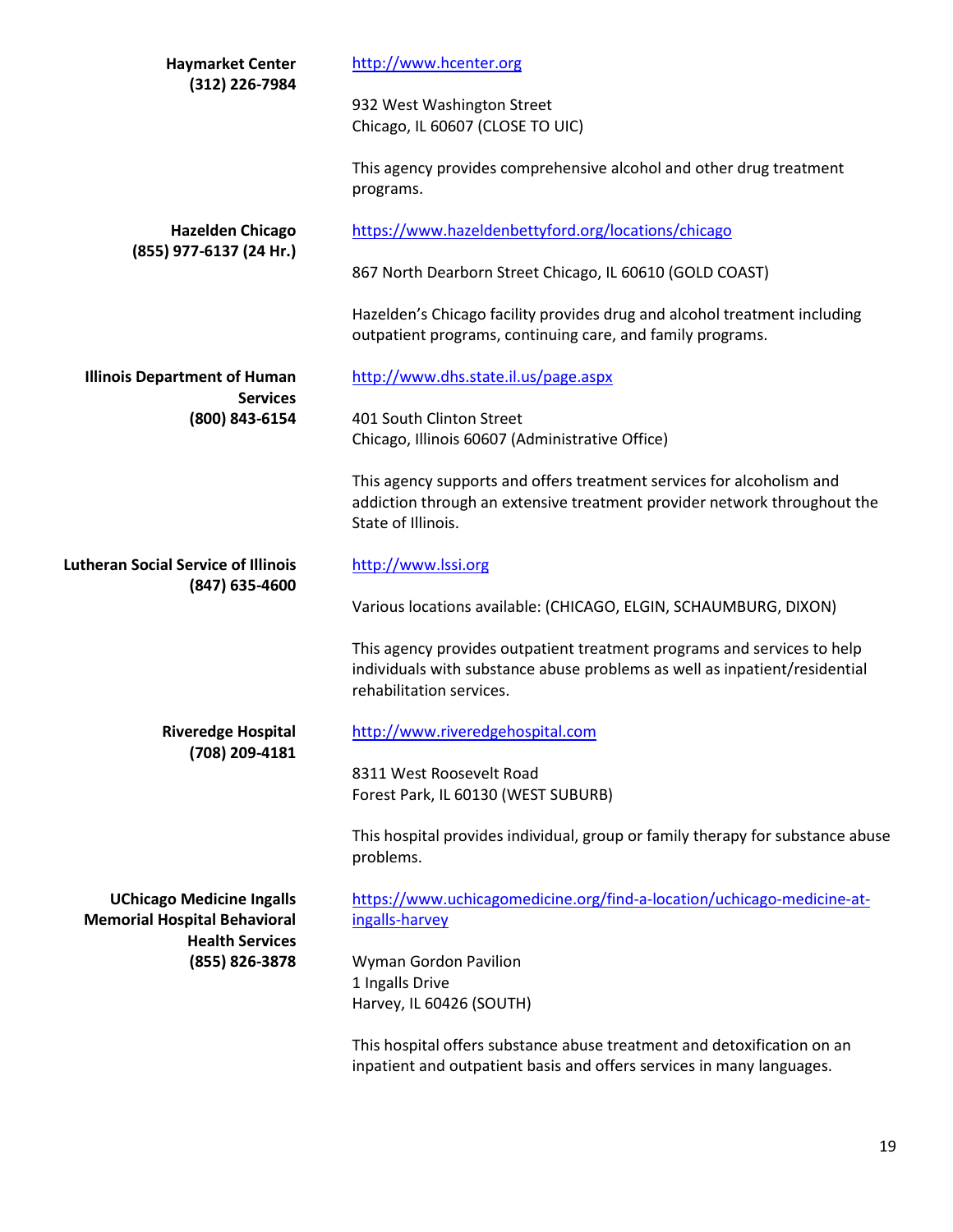**Haymarket Center**
**(312) 226-7984**

http://www.hcenter.org

932 West Washington Street
Chicago, IL 60607 (CLOSE TO UIC)

This agency provides comprehensive alcohol and other drug treatment programs.

**Hazelden Chicago**
**(855) 977-6137 (24 Hr.)**

https://www.hazeldenbettyford.org/locations/chicago

867 North Dearborn Street Chicago, IL 60610 (GOLD COAST)

Hazelden's Chicago facility provides drug and alcohol treatment including outpatient programs, continuing care, and family programs.

**Illinois Department of Human Services**
**(800) 843-6154**

http://www.dhs.state.il.us/page.aspx

401 South Clinton Street
Chicago, Illinois 60607 (Administrative Office)

This agency supports and offers treatment services for alcoholism and addiction through an extensive treatment provider network throughout the State of Illinois.

**Lutheran Social Service of Illinois**
**(847) 635-4600**

http://www.lssi.org

Various locations available: (CHICAGO, ELGIN, SCHAUMBURG, DIXON)

This agency provides outpatient treatment programs and services to help individuals with substance abuse problems as well as inpatient/residential rehabilitation services.

**Riveredge Hospital**
**(708) 209-4181**

http://www.riveredgehospital.com

8311 West Roosevelt Road
Forest Park, IL 60130 (WEST SUBURB)

This hospital provides individual, group or family therapy for substance abuse problems.

**UChicago Medicine Ingalls Memorial Hospital Behavioral Health Services**
**(855) 826-3878**

https://www.uchicagomedicine.org/find-a-location/uchicago-medicine-at-ingalls-harvey

Wyman Gordon Pavilion
1 Ingalls Drive
Harvey, IL 60426 (SOUTH)

This hospital offers substance abuse treatment and detoxification on an inpatient and outpatient basis and offers services in many languages.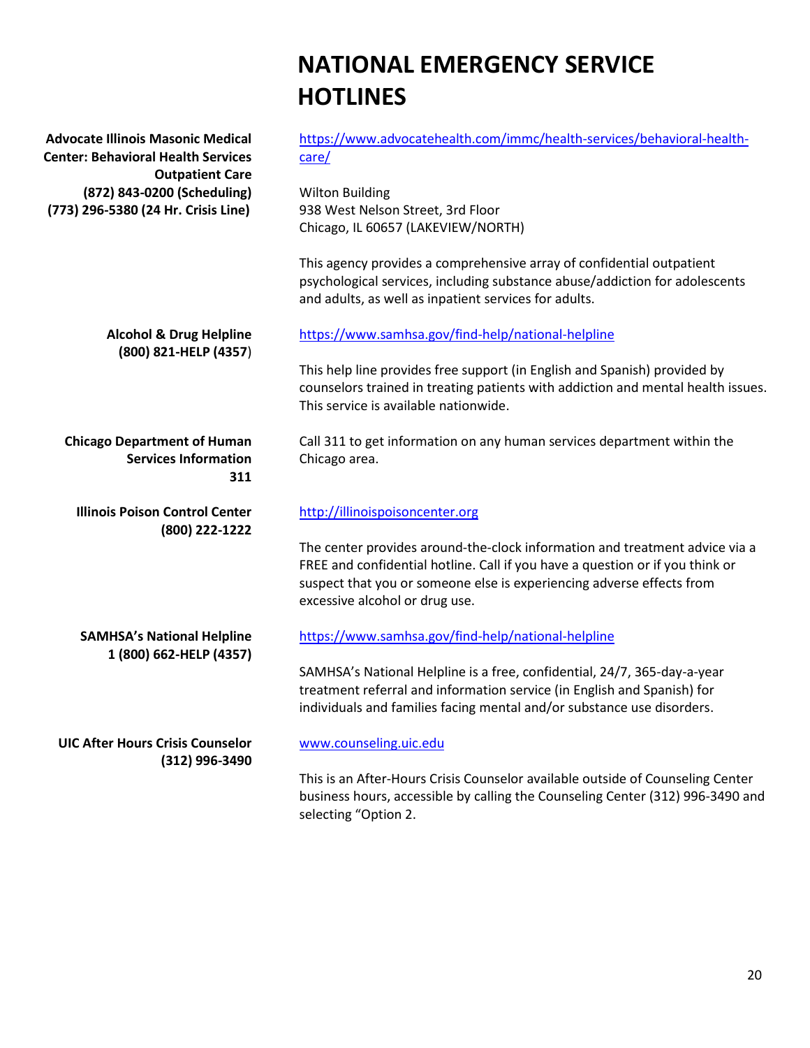# NATIONAL EMERGENCY SERVICE HOTLINES

**Advocate Illinois Masonic Medical Center: Behavioral Health Services Outpatient Care**
**(872) 843-0200 (Scheduling)**
**(773) 296-5380 (24 Hr. Crisis Line)**

https://www.advocatehealth.com/immc/health-services/behavioral-health-care/

Wilton Building
938 West Nelson Street, 3rd Floor
Chicago, IL 60657 (LAKEVIEW/NORTH)

This agency provides a comprehensive array of confidential outpatient psychological services, including substance abuse/addiction for adolescents and adults, as well as inpatient services for adults.

**Alcohol & Drug Helpline**
**(800) 821-HELP (4357)**

https://www.samhsa.gov/find-help/national-helpline

This help line provides free support (in English and Spanish) provided by counselors trained in treating patients with addiction and mental health issues. This service is available nationwide.

**Chicago Department of Human Services Information**
**311**

Call 311 to get information on any human services department within the Chicago area.

**Illinois Poison Control Center**
**(800) 222-1222**

http://illinoispoisoncenter.org

The center provides around-the-clock information and treatment advice via a FREE and confidential hotline. Call if you have a question or if you think or suspect that you or someone else is experiencing adverse effects from excessive alcohol or drug use.

**SAMHSA's National Helpline**
**1 (800) 662-HELP (4357)**

https://www.samhsa.gov/find-help/national-helpline

SAMHSA's National Helpline is a free, confidential, 24/7, 365-day-a-year treatment referral and information service (in English and Spanish) for individuals and families facing mental and/or substance use disorders.

**UIC After Hours Crisis Counselor**
**(312) 996-3490**

www.counseling.uic.edu

This is an After-Hours Crisis Counselor available outside of Counseling Center business hours, accessible by calling the Counseling Center (312) 996-3490 and selecting "Option 2.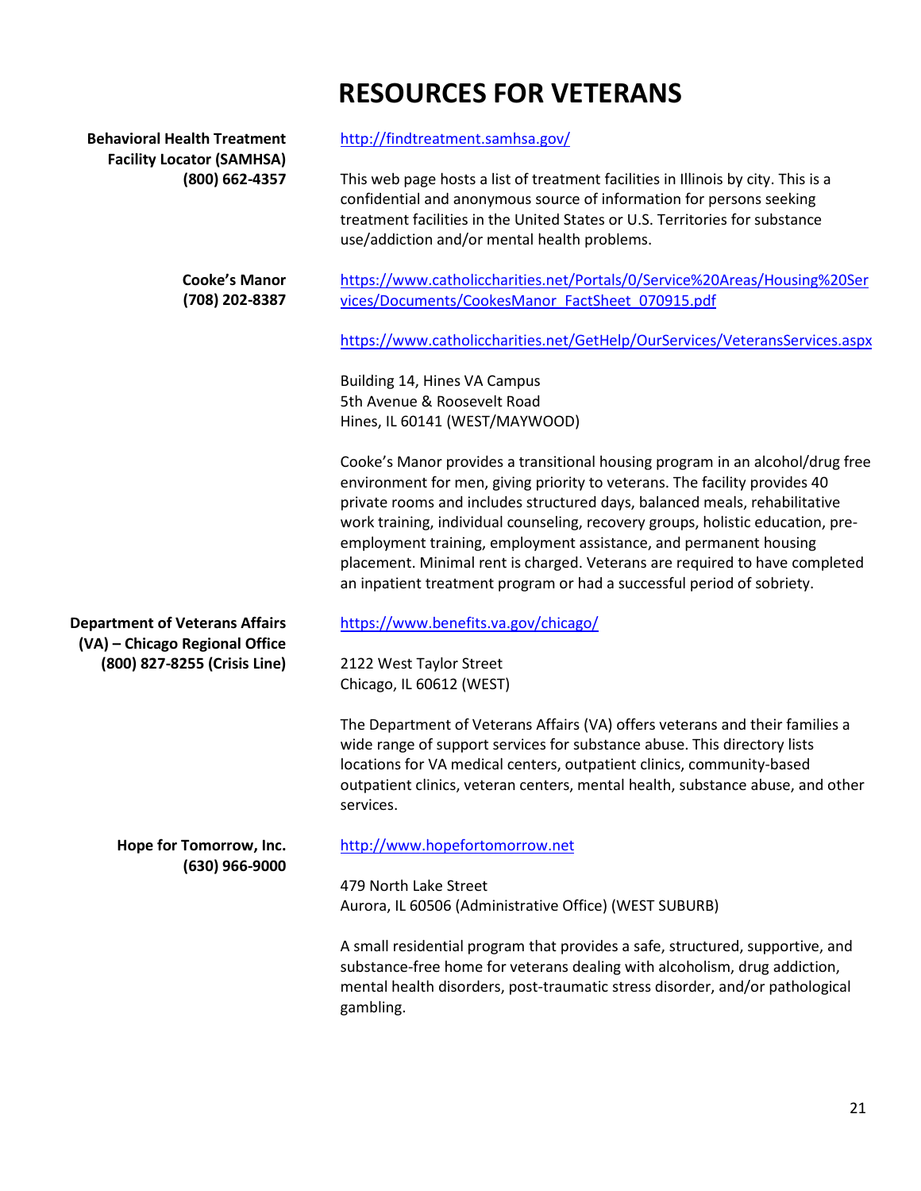# RESOURCES FOR VETERANS

**Behavioral Health Treatment Facility Locator (SAMHSA)**
**(800) 662-4357**

http://findtreatment.samhsa.gov/

This web page hosts a list of treatment facilities in Illinois by city. This is a confidential and anonymous source of information for persons seeking treatment facilities in the United States or U.S. Territories for substance use/addiction and/or mental health problems.

**Cooke's Manor**
**(708) 202-8387**

https://www.catholiccharities.net/Portals/0/Service%20Areas/Housing%20Services/Documents/CookesManor_FactSheet_070915.pdf

https://www.catholiccharities.net/GetHelp/OurServices/VeteransServices.aspx

Building 14, Hines VA Campus
5th Avenue & Roosevelt Road
Hines, IL 60141 (WEST/MAYWOOD)

Cooke's Manor provides a transitional housing program in an alcohol/drug free environment for men, giving priority to veterans. The facility provides 40 private rooms and includes structured days, balanced meals, rehabilitative work training, individual counseling, recovery groups, holistic education, pre-employment training, employment assistance, and permanent housing placement. Minimal rent is charged. Veterans are required to have completed an inpatient treatment program or had a successful period of sobriety.

**Department of Veterans Affairs (VA) – Chicago Regional Office**
**(800) 827-8255 (Crisis Line)**

https://www.benefits.va.gov/chicago/

2122 West Taylor Street
Chicago, IL 60612 (WEST)

The Department of Veterans Affairs (VA) offers veterans and their families a wide range of support services for substance abuse. This directory lists locations for VA medical centers, outpatient clinics, community-based outpatient clinics, veteran centers, mental health, substance abuse, and other services.

**Hope for Tomorrow, Inc.**
**(630) 966-9000**

http://www.hopefortomorrow.net

479 North Lake Street
Aurora, IL 60506 (Administrative Office) (WEST SUBURB)

A small residential program that provides a safe, structured, supportive, and substance-free home for veterans dealing with alcoholism, drug addiction, mental health disorders, post-traumatic stress disorder, and/or pathological gambling.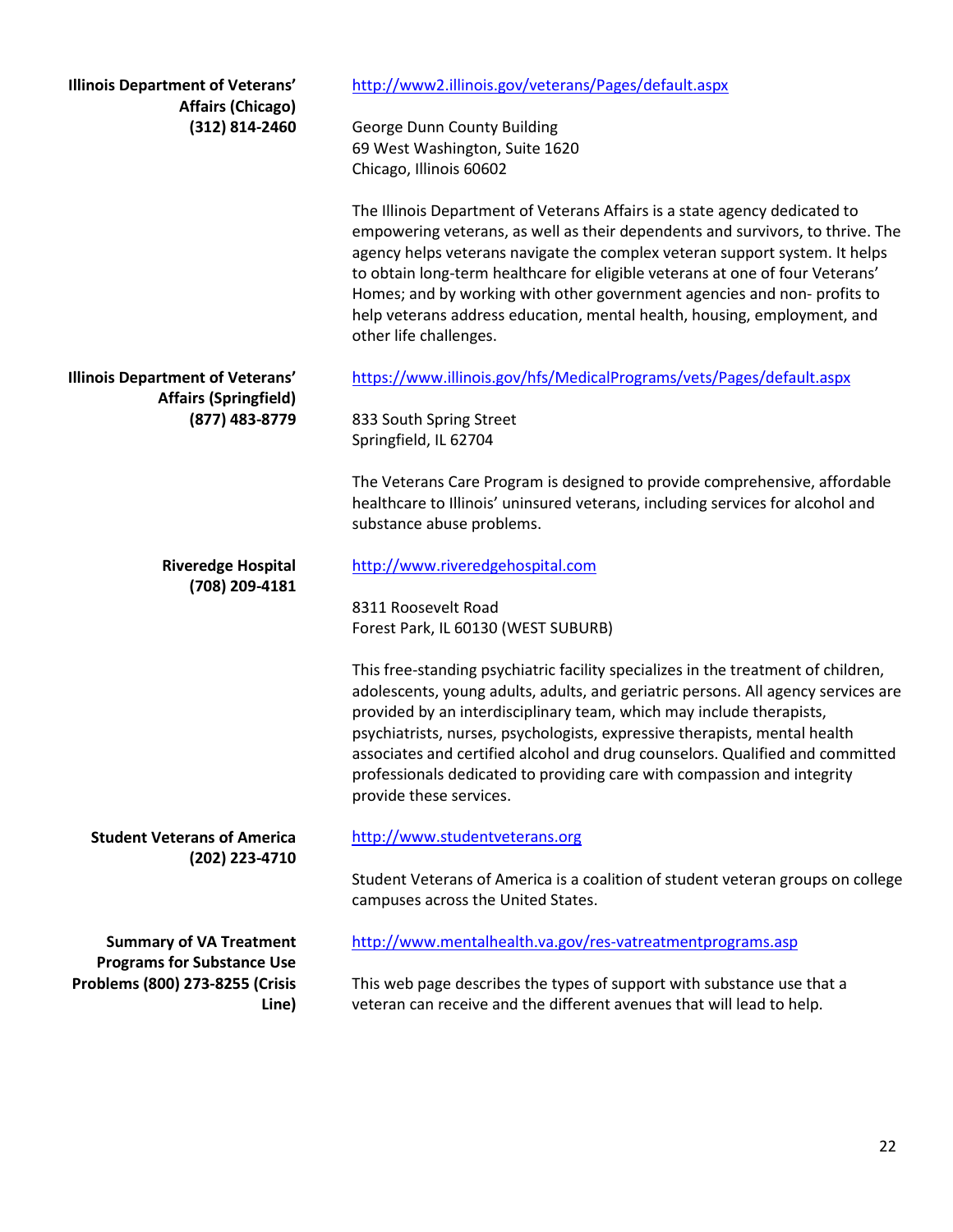**Illinois Department of Veterans' Affairs (Chicago)**
**(312) 814-2460**

http://www2.illinois.gov/veterans/Pages/default.aspx

George Dunn County Building
69 West Washington, Suite 1620
Chicago, Illinois 60602

The Illinois Department of Veterans Affairs is a state agency dedicated to empowering veterans, as well as their dependents and survivors, to thrive. The agency helps veterans navigate the complex veteran support system. It helps to obtain long-term healthcare for eligible veterans at one of four Veterans' Homes; and by working with other government agencies and non- profits to help veterans address education, mental health, housing, employment, and other life challenges.

**Illinois Department of Veterans' Affairs (Springfield)**
**(877) 483-8779**

https://www.illinois.gov/hfs/MedicalPrograms/vets/Pages/default.aspx

833 South Spring Street
Springfield, IL 62704

The Veterans Care Program is designed to provide comprehensive, affordable healthcare to Illinois' uninsured veterans, including services for alcohol and substance abuse problems.

**Riveredge Hospital**
**(708) 209-4181**

http://www.riveredgehospital.com

8311 Roosevelt Road
Forest Park, IL 60130 (WEST SUBURB)

This free-standing psychiatric facility specializes in the treatment of children, adolescents, young adults, adults, and geriatric persons. All agency services are provided by an interdisciplinary team, which may include therapists, psychiatrists, nurses, psychologists, expressive therapists, mental health associates and certified alcohol and drug counselors. Qualified and committed professionals dedicated to providing care with compassion and integrity provide these services.

**Student Veterans of America**
**(202) 223-4710**

http://www.studentveterans.org

Student Veterans of America is a coalition of student veteran groups on college campuses across the United States.

**Summary of VA Treatment Programs for Substance Use Problems (800) 273-8255 (Crisis Line)**

http://www.mentalhealth.va.gov/res-vatreatmentprograms.asp

This web page describes the types of support with substance use that a veteran can receive and the different avenues that will lead to help.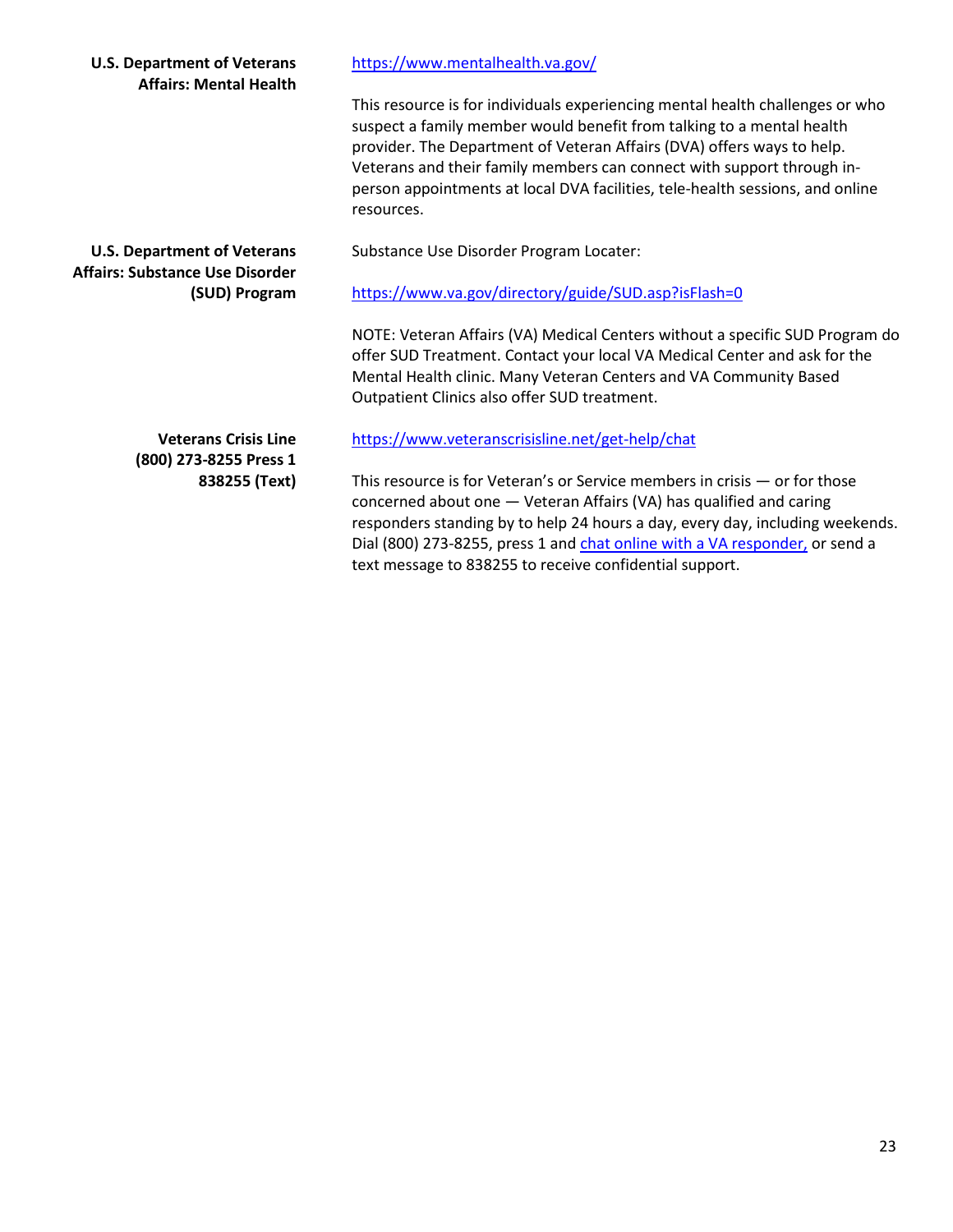**U.S. Department of Veterans Affairs: Mental Health**

https://www.mentalhealth.va.gov/

This resource is for individuals experiencing mental health challenges or who suspect a family member would benefit from talking to a mental health provider. The Department of Veteran Affairs (DVA) offers ways to help. Veterans and their family members can connect with support through in-person appointments at local DVA facilities, tele-health sessions, and online resources.

**U.S. Department of Veterans Affairs: Substance Use Disorder (SUD) Program**

Substance Use Disorder Program Locater:

https://www.va.gov/directory/guide/SUD.asp?isFlash=0

NOTE: Veteran Affairs (VA) Medical Centers without a specific SUD Program do offer SUD Treatment. Contact your local VA Medical Center and ask for the Mental Health clinic. Many Veteran Centers and VA Community Based Outpatient Clinics also offer SUD treatment.

**Veterans Crisis Line (800) 273-8255 Press 1 838255 (Text)**

https://www.veteranscrisisline.net/get-help/chat

This resource is for Veteran's or Service members in crisis — or for those concerned about one — Veteran Affairs (VA) has qualified and caring responders standing by to help 24 hours a day, every day, including weekends. Dial (800) 273-8255, press 1 and chat online with a VA responder, or send a text message to 838255 to receive confidential support.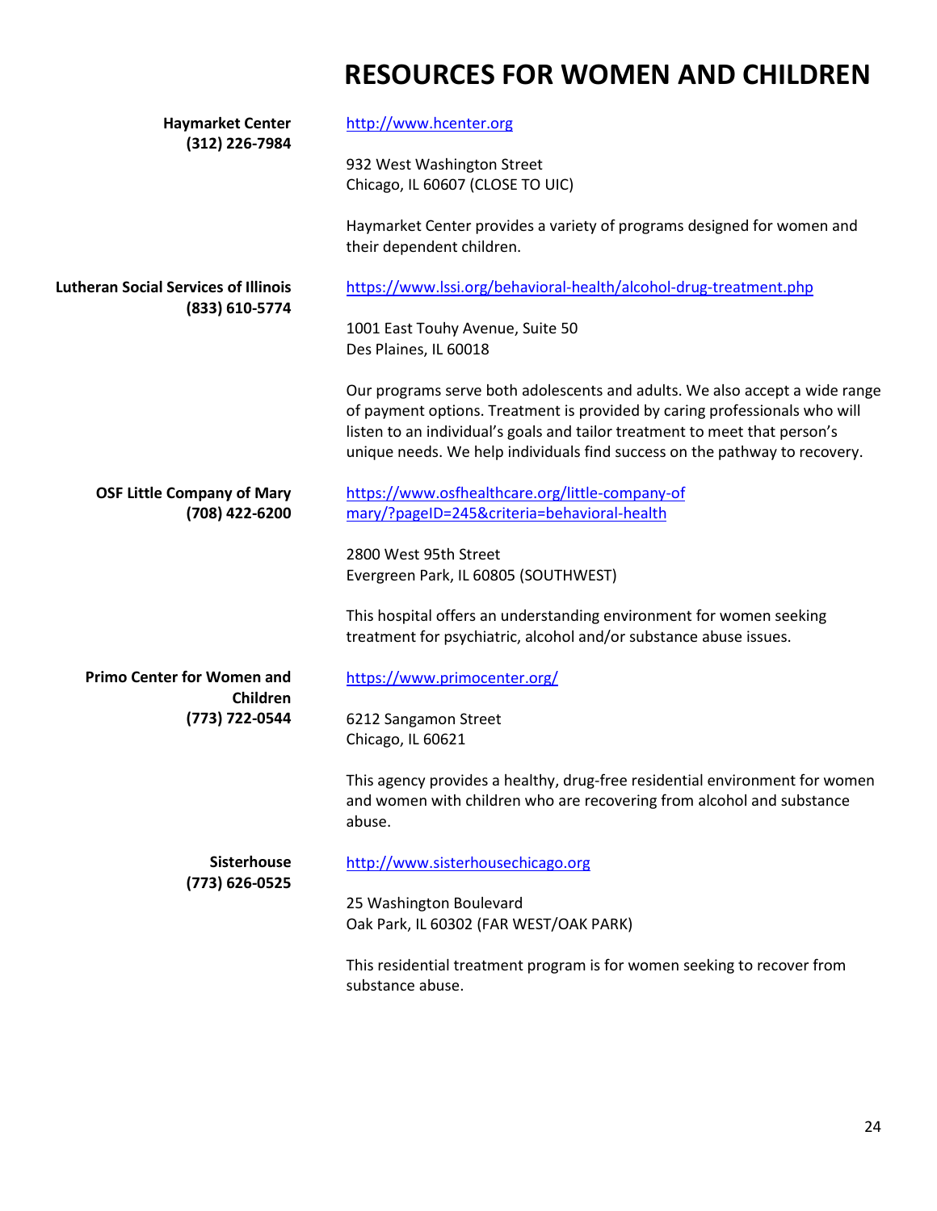# RESOURCES FOR WOMEN AND CHILDREN

**Haymarket Center**
**(312) 226-7984**

http://www.hcenter.org

932 West Washington Street
Chicago, IL 60607 (CLOSE TO UIC)

Haymarket Center provides a variety of programs designed for women and their dependent children.

**Lutheran Social Services of Illinois**
**(833) 610-5774**

https://www.lssi.org/behavioral-health/alcohol-drug-treatment.php

1001 East Touhy Avenue, Suite 50
Des Plaines, IL 60018

Our programs serve both adolescents and adults. We also accept a wide range of payment options. Treatment is provided by caring professionals who will listen to an individual's goals and tailor treatment to meet that person's unique needs. We help individuals find success on the pathway to recovery.

**OSF Little Company of Mary**
**(708) 422-6200**

https://www.osfhealthcare.org/little-company-of mary/?pageID=245&criteria=behavioral-health

2800 West 95th Street
Evergreen Park, IL 60805 (SOUTHWEST)

This hospital offers an understanding environment for women seeking treatment for psychiatric, alcohol and/or substance abuse issues.

**Primo Center for Women and Children**
**(773) 722-0544**

https://www.primocenter.org/

6212 Sangamon Street
Chicago, IL 60621

This agency provides a healthy, drug-free residential environment for women and women with children who are recovering from alcohol and substance abuse.

**Sisterhouse**
**(773) 626-0525**

http://www.sisterhousechicago.org

25 Washington Boulevard
Oak Park, IL 60302 (FAR WEST/OAK PARK)

This residential treatment program is for women seeking to recover from substance abuse.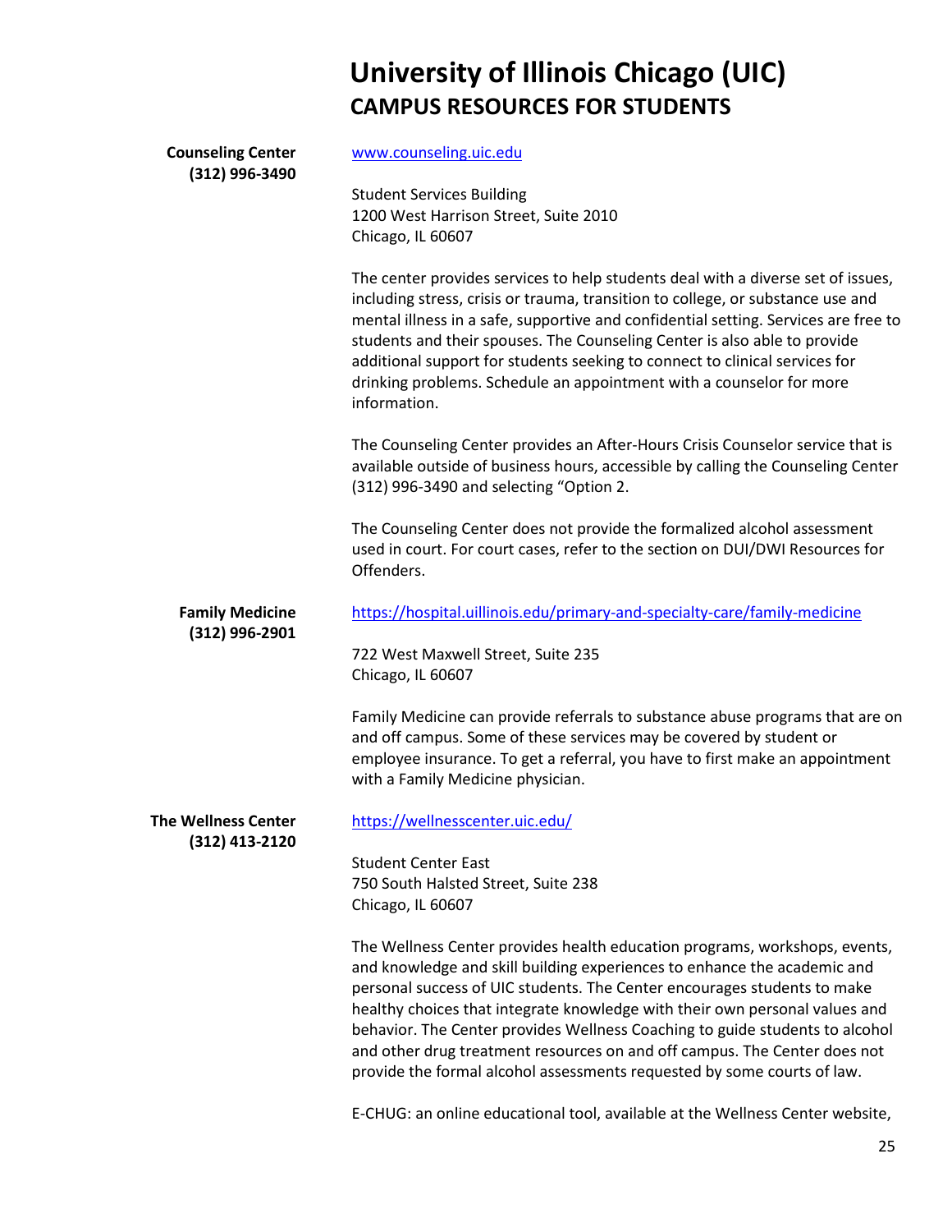# University of Illinois Chicago (UIC)
## CAMPUS RESOURCES FOR STUDENTS

**Counseling Center**
**(312) 996-3490**

www.counseling.uic.edu

Student Services Building
1200 West Harrison Street, Suite 2010
Chicago, IL 60607

The center provides services to help students deal with a diverse set of issues, including stress, crisis or trauma, transition to college, or substance use and mental illness in a safe, supportive and confidential setting. Services are free to students and their spouses. The Counseling Center is also able to provide additional support for students seeking to connect to clinical services for drinking problems. Schedule an appointment with a counselor for more information.

The Counseling Center provides an After-Hours Crisis Counselor service that is available outside of business hours, accessible by calling the Counseling Center (312) 996-3490 and selecting "Option 2.

The Counseling Center does not provide the formalized alcohol assessment used in court. For court cases, refer to the section on DUI/DWI Resources for Offenders.

**Family Medicine**
**(312) 996-2901**

https://hospital.uillinois.edu/primary-and-specialty-care/family-medicine

722 West Maxwell Street, Suite 235
Chicago, IL 60607

Family Medicine can provide referrals to substance abuse programs that are on and off campus. Some of these services may be covered by student or employee insurance. To get a referral, you have to first make an appointment with a Family Medicine physician.

**The Wellness Center**
**(312) 413-2120**

https://wellnesscenter.uic.edu/

Student Center East
750 South Halsted Street, Suite 238
Chicago, IL 60607

The Wellness Center provides health education programs, workshops, events, and knowledge and skill building experiences to enhance the academic and personal success of UIC students. The Center encourages students to make healthy choices that integrate knowledge with their own personal values and behavior. The Center provides Wellness Coaching to guide students to alcohol and other drug treatment resources on and off campus. The Center does not provide the formal alcohol assessments requested by some courts of law.

E-CHUG: an online educational tool, available at the Wellness Center website,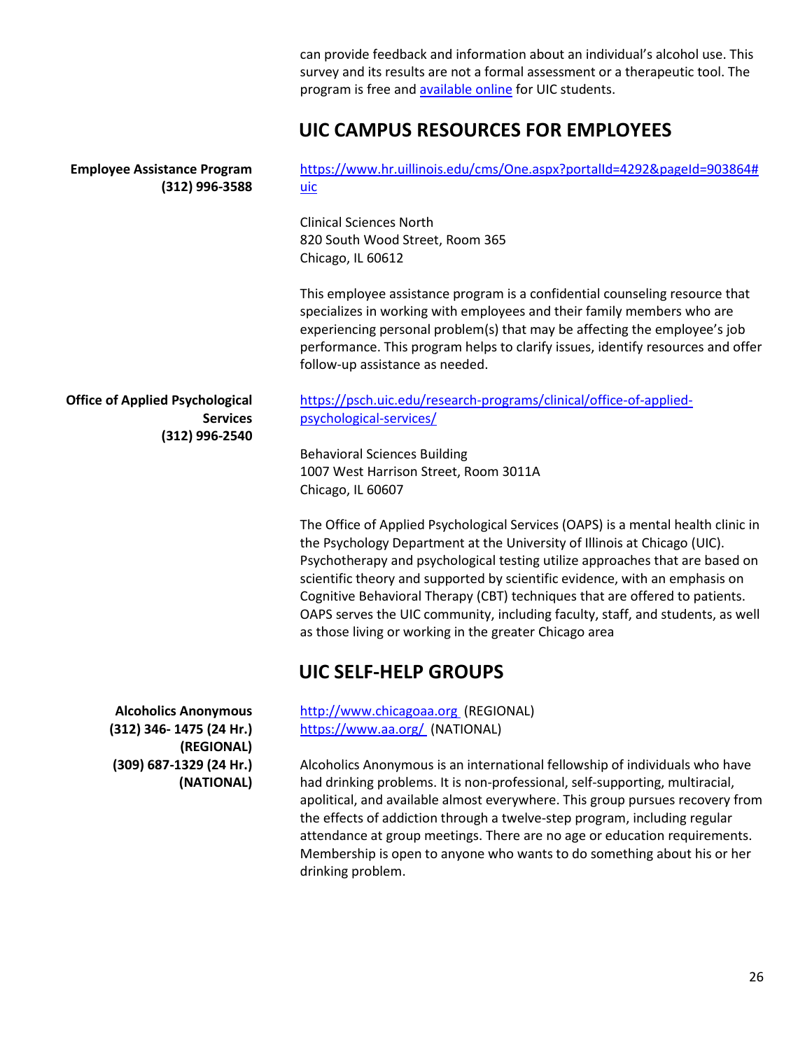can provide feedback and information about an individual's alcohol use. This survey and its results are not a formal assessment or a therapeutic tool. The program is free and [available online](#) for UIC students.

## UIC CAMPUS RESOURCES FOR EMPLOYEES

**Employee Assistance Program**
**(312) 996-3588**

https://www.hr.uillinois.edu/cms/One.aspx?portalId=4292&pageId=903864#uic

Clinical Sciences North
820 South Wood Street, Room 365
Chicago, IL 60612

This employee assistance program is a confidential counseling resource that specializes in working with employees and their family members who are experiencing personal problem(s) that may be affecting the employee's job performance. This program helps to clarify issues, identify resources and offer follow-up assistance as needed.

**Office of Applied Psychological Services**
**(312) 996-2540**

https://psch.uic.edu/research-programs/clinical/office-of-applied-psychological-services/

Behavioral Sciences Building
1007 West Harrison Street, Room 3011A
Chicago, IL 60607

The Office of Applied Psychological Services (OAPS) is a mental health clinic in the Psychology Department at the University of Illinois at Chicago (UIC). Psychotherapy and psychological testing utilize approaches that are based on scientific theory and supported by scientific evidence, with an emphasis on Cognitive Behavioral Therapy (CBT) techniques that are offered to patients. OAPS serves the UIC community, including faculty, staff, and students, as well as those living or working in the greater Chicago area

## UIC SELF-HELP GROUPS

**Alcoholics Anonymous**
**(312) 346- 1475 (24 Hr.) (REGIONAL)**
**(309) 687-1329 (24 Hr.) (NATIONAL)**

http://www.chicagoaa.org (REGIONAL)
https://www.aa.org/ (NATIONAL)

Alcoholics Anonymous is an international fellowship of individuals who have had drinking problems. It is non-professional, self-supporting, multiracial, apolitical, and available almost everywhere. This group pursues recovery from the effects of addiction through a twelve-step program, including regular attendance at group meetings. There are no age or education requirements. Membership is open to anyone who wants to do something about his or her drinking problem.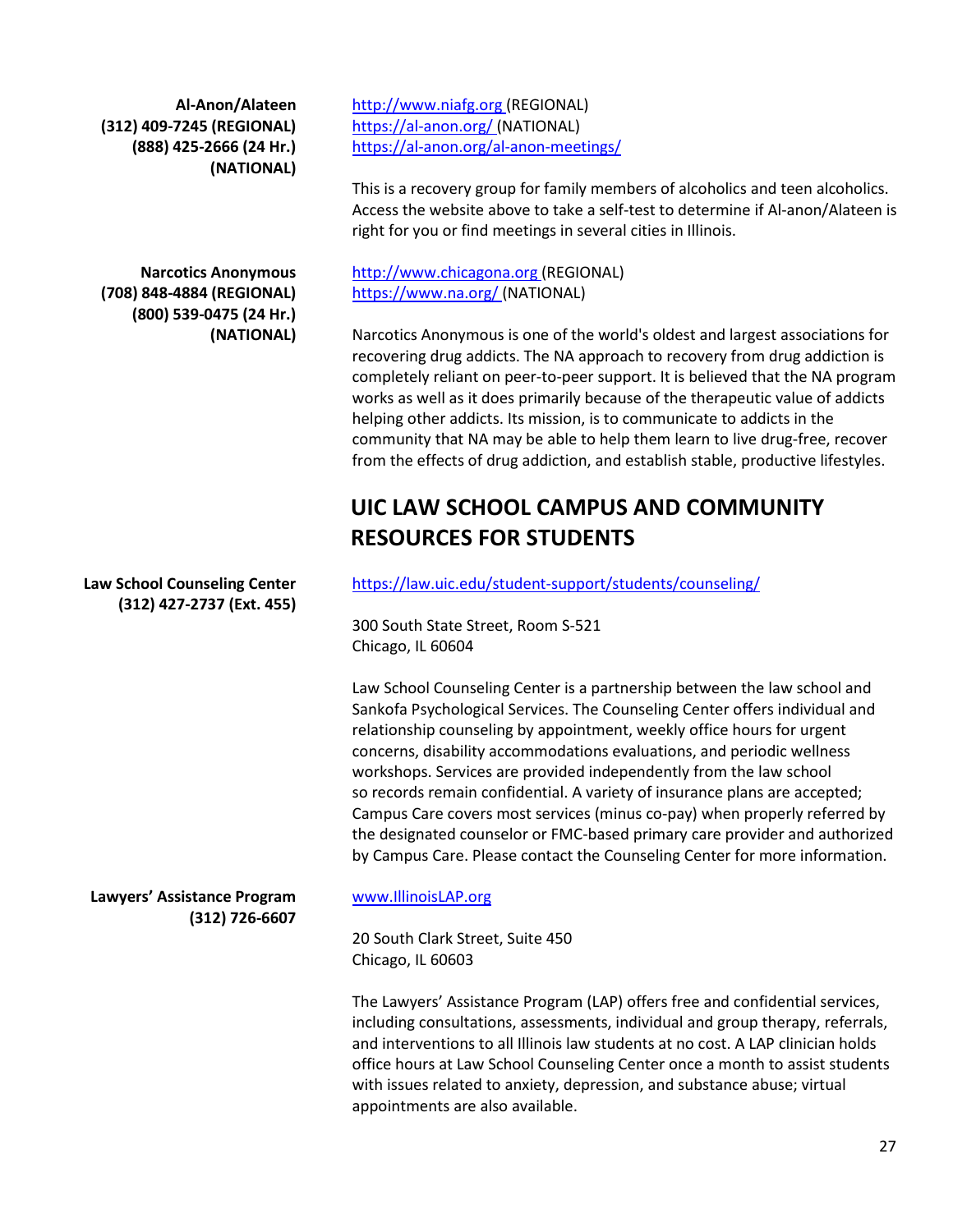**Al-Anon/Alateen**
**(312) 409-7245 (REGIONAL)**
**(888) 425-2666 (24 Hr.) (NATIONAL)**

http://www.niafg.org (REGIONAL)
https://al-anon.org/ (NATIONAL)
https://al-anon.org/al-anon-meetings/

This is a recovery group for family members of alcoholics and teen alcoholics. Access the website above to take a self-test to determine if Al-anon/Alateen is right for you or find meetings in several cities in Illinois.

**Narcotics Anonymous**
**(708) 848-4884 (REGIONAL)**
**(800) 539-0475 (24 Hr.) (NATIONAL)**

http://www.chicagona.org (REGIONAL)
https://www.na.org/ (NATIONAL)

Narcotics Anonymous is one of the world's oldest and largest associations for recovering drug addicts. The NA approach to recovery from drug addiction is completely reliant on peer-to-peer support. It is believed that the NA program works as well as it does primarily because of the therapeutic value of addicts helping other addicts. Its mission, is to communicate to addicts in the community that NA may be able to help them learn to live drug-free, recover from the effects of drug addiction, and establish stable, productive lifestyles.

## UIC LAW SCHOOL CAMPUS AND COMMUNITY RESOURCES FOR STUDENTS

**Law School Counseling Center**
**(312) 427-2737 (Ext. 455)**

https://law.uic.edu/student-support/students/counseling/

300 South State Street, Room S-521
Chicago, IL 60604

Law School Counseling Center is a partnership between the law school and Sankofa Psychological Services. The Counseling Center offers individual and relationship counseling by appointment, weekly office hours for urgent concerns, disability accommodations evaluations, and periodic wellness workshops. Services are provided independently from the law school so records remain confidential. A variety of insurance plans are accepted; Campus Care covers most services (minus co-pay) when properly referred by the designated counselor or FMC-based primary care provider and authorized by Campus Care. Please contact the Counseling Center for more information.

**Lawyers' Assistance Program**
**(312) 726-6607**

www.IllinoisLAP.org

20 South Clark Street, Suite 450
Chicago, IL 60603

The Lawyers' Assistance Program (LAP) offers free and confidential services, including consultations, assessments, individual and group therapy, referrals, and interventions to all Illinois law students at no cost. A LAP clinician holds office hours at Law School Counseling Center once a month to assist students with issues related to anxiety, depression, and substance abuse; virtual appointments are also available.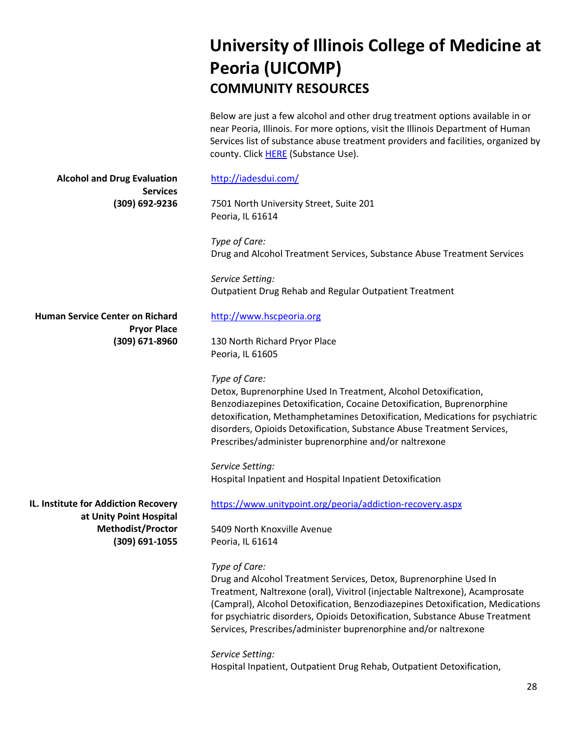# University of Illinois College of Medicine at Peoria (UICOMP)

## COMMUNITY RESOURCES

Below are just a few alcohol and other drug treatment options available in or near Peoria, Illinois. For more options, visit the Illinois Department of Human Services list of substance abuse treatment providers and facilities, organized by county. Click HERE (Substance Use).

**Alcohol and Drug Evaluation Services**
**(309) 692-9236**

http://iadesdui.com/

7501 North University Street, Suite 201
Peoria, IL 61614

*Type of Care:*
Drug and Alcohol Treatment Services, Substance Abuse Treatment Services

*Service Setting:*
Outpatient Drug Rehab and Regular Outpatient Treatment

**Human Service Center on Richard Pryor Place**
**(309) 671-8960**

http://www.hscpeoria.org

130 North Richard Pryor Place
Peoria, IL 61605

*Type of Care:*
Detox, Buprenorphine Used In Treatment, Alcohol Detoxification, Benzodiazepines Detoxification, Cocaine Detoxification, Buprenorphine detoxification, Methamphetamines Detoxification, Medications for psychiatric disorders, Opioids Detoxification, Substance Abuse Treatment Services, Prescribes/administer buprenorphine and/or naltrexone

*Service Setting:*
Hospital Inpatient and Hospital Inpatient Detoxification

**IL. Institute for Addiction Recovery at Unity Point Hospital Methodist/Proctor**
**(309) 691-1055**

https://www.unitypoint.org/peoria/addiction-recovery.aspx

5409 North Knoxville Avenue
Peoria, IL 61614

*Type of Care:*
Drug and Alcohol Treatment Services, Detox, Buprenorphine Used In Treatment, Naltrexone (oral), Vivitrol (injectable Naltrexone), Acamprosate (Campral), Alcohol Detoxification, Benzodiazepines Detoxification, Medications for psychiatric disorders, Opioids Detoxification, Substance Abuse Treatment Services, Prescribes/administer buprenorphine and/or naltrexone

*Service Setting:*
Hospital Inpatient, Outpatient Drug Rehab, Outpatient Detoxification,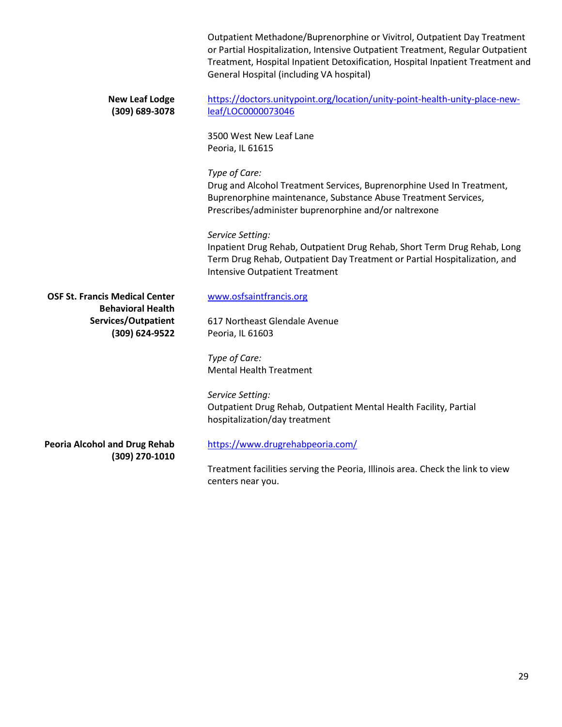Outpatient Methadone/Buprenorphine or Vivitrol, Outpatient Day Treatment or Partial Hospitalization, Intensive Outpatient Treatment, Regular Outpatient Treatment, Hospital Inpatient Detoxification, Hospital Inpatient Treatment and General Hospital (including VA hospital)

**New Leaf Lodge**
**(309) 689-3078**

https://doctors.unitypoint.org/location/unity-point-health-unity-place-new-leaf/LOC0000073046

3500 West New Leaf Lane
Peoria, IL 61615

*Type of Care:*
Drug and Alcohol Treatment Services, Buprenorphine Used In Treatment, Buprenorphine maintenance, Substance Abuse Treatment Services, Prescribes/administer buprenorphine and/or naltrexone

*Service Setting:*
Inpatient Drug Rehab, Outpatient Drug Rehab, Short Term Drug Rehab, Long Term Drug Rehab, Outpatient Day Treatment or Partial Hospitalization, and Intensive Outpatient Treatment

**OSF St. Francis Medical Center Behavioral Health Services/Outpatient**
**(309) 624-9522**

www.osfsaintfrancis.org

617 Northeast Glendale Avenue
Peoria, IL 61603

*Type of Care:*
Mental Health Treatment

*Service Setting:*
Outpatient Drug Rehab, Outpatient Mental Health Facility, Partial hospitalization/day treatment

**Peoria Alcohol and Drug Rehab**
**(309) 270-1010**

https://www.drugrehabpeoria.com/

Treatment facilities serving the Peoria, Illinois area. Check the link to view centers near you.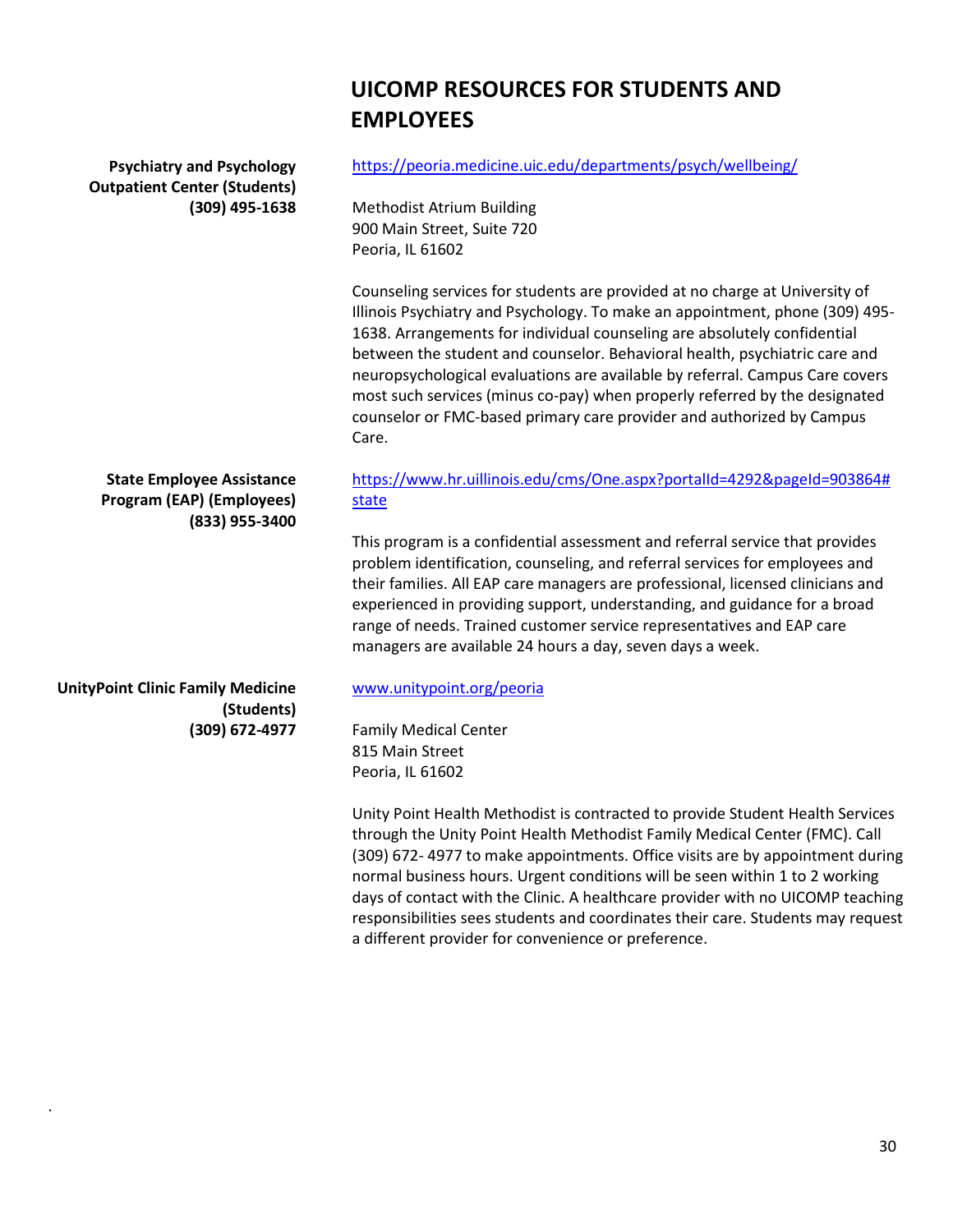# UICOMP RESOURCES FOR STUDENTS AND EMPLOYEES

**Psychiatry and Psychology Outpatient Center (Students)**
**(309) 495-1638**

https://peoria.medicine.uic.edu/departments/psych/wellbeing/

Methodist Atrium Building
900 Main Street, Suite 720
Peoria, IL 61602

Counseling services for students are provided at no charge at University of Illinois Psychiatry and Psychology. To make an appointment, phone (309) 495-1638. Arrangements for individual counseling are absolutely confidential between the student and counselor. Behavioral health, psychiatric care and neuropsychological evaluations are available by referral. Campus Care covers most such services (minus co-pay) when properly referred by the designated counselor or FMC-based primary care provider and authorized by Campus Care.

**State Employee Assistance Program (EAP) (Employees)**
**(833) 955-3400**

https://www.hr.uillinois.edu/cms/One.aspx?portalId=4292&pageId=903864#state

This program is a confidential assessment and referral service that provides problem identification, counseling, and referral services for employees and their families. All EAP care managers are professional, licensed clinicians and experienced in providing support, understanding, and guidance for a broad range of needs. Trained customer service representatives and EAP care managers are available 24 hours a day, seven days a week.

**UnityPoint Clinic Family Medicine (Students)**
**(309) 672-4977**

www.unitypoint.org/peoria

Family Medical Center
815 Main Street
Peoria, IL 61602

Unity Point Health Methodist is contracted to provide Student Health Services through the Unity Point Health Methodist Family Medical Center (FMC). Call (309) 672- 4977 to make appointments. Office visits are by appointment during normal business hours. Urgent conditions will be seen within 1 to 2 working days of contact with the Clinic. A healthcare provider with no UICOMP teaching responsibilities sees students and coordinates their care. Students may request a different provider for convenience or preference.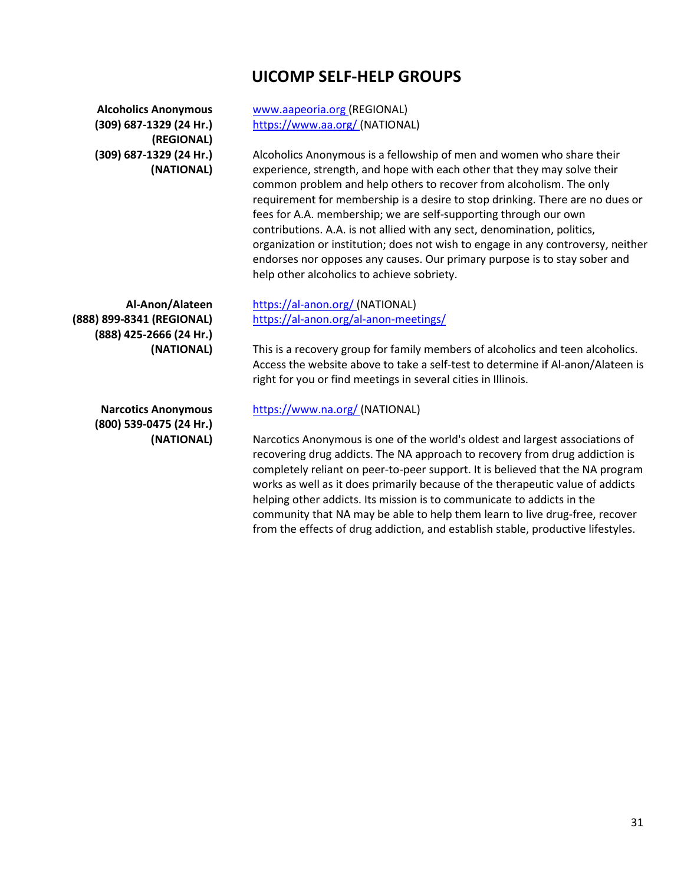# UICOMP SELF-HELP GROUPS

**Alcoholics Anonymous**
**(309) 687-1329 (24 Hr.) (REGIONAL)**
**(309) 687-1329 (24 Hr.) (NATIONAL)**

www.aapeoria.org (REGIONAL)
https://www.aa.org/ (NATIONAL)

Alcoholics Anonymous is a fellowship of men and women who share their experience, strength, and hope with each other that they may solve their common problem and help others to recover from alcoholism. The only requirement for membership is a desire to stop drinking. There are no dues or fees for A.A. membership; we are self-supporting through our own contributions. A.A. is not allied with any sect, denomination, politics, organization or institution; does not wish to engage in any controversy, neither endorses nor opposes any causes. Our primary purpose is to stay sober and help other alcoholics to achieve sobriety.

**Al-Anon/Alateen**
**(888) 899-8341 (REGIONAL)**
**(888) 425-2666 (24 Hr.) (NATIONAL)**

https://al-anon.org/ (NATIONAL)
https://al-anon.org/al-anon-meetings/

This is a recovery group for family members of alcoholics and teen alcoholics. Access the website above to take a self-test to determine if Al-anon/Alateen is right for you or find meetings in several cities in Illinois.

**Narcotics Anonymous**
**(800) 539-0475 (24 Hr.) (NATIONAL)**

https://www.na.org/ (NATIONAL)

Narcotics Anonymous is one of the world's oldest and largest associations of recovering drug addicts. The NA approach to recovery from drug addiction is completely reliant on peer-to-peer support. It is believed that the NA program works as well as it does primarily because of the therapeutic value of addicts helping other addicts. Its mission is to communicate to addicts in the community that NA may be able to help them learn to live drug-free, recover from the effects of drug addiction, and establish stable, productive lifestyles.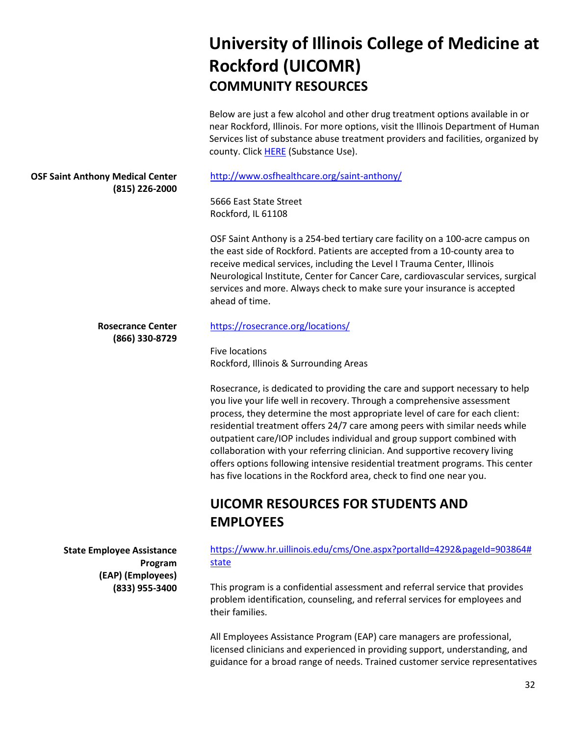# University of Illinois College of Medicine at Rockford (UICOMR)

## COMMUNITY RESOURCES

Below are just a few alcohol and other drug treatment options available in or near Rockford, Illinois. For more options, visit the Illinois Department of Human Services list of substance abuse treatment providers and facilities, organized by county. Click [HERE](HERE) (Substance Use).

**OSF Saint Anthony Medical Center**
**(815) 226-2000**

http://www.osfhealthcare.org/saint-anthony/

5666 East State Street
Rockford, IL 61108

OSF Saint Anthony is a 254-bed tertiary care facility on a 100-acre campus on the east side of Rockford. Patients are accepted from a 10-county area to receive medical services, including the Level I Trauma Center, Illinois Neurological Institute, Center for Cancer Care, cardiovascular services, surgical services and more. Always check to make sure your insurance is accepted ahead of time.

**Rosecrance Center**
**(866) 330-8729**

https://rosecrance.org/locations/

Five locations
Rockford, Illinois & Surrounding Areas

Rosecrance, is dedicated to providing the care and support necessary to help you live your life well in recovery. Through a comprehensive assessment process, they determine the most appropriate level of care for each client: residential treatment offers 24/7 care among peers with similar needs while outpatient care/IOP includes individual and group support combined with collaboration with your referring clinician. And supportive recovery living offers options following intensive residential treatment programs. This center has five locations in the Rockford area, check to find one near you.

## UICOMR RESOURCES FOR STUDENTS AND EMPLOYEES

**State Employee Assistance Program**
**(EAP) (Employees)**
**(833) 955-3400**

https://www.hr.uillinois.edu/cms/One.aspx?portalId=4292&pageId=903864#state

This program is a confidential assessment and referral service that provides problem identification, counseling, and referral services for employees and their families.

All Employees Assistance Program (EAP) care managers are professional, licensed clinicians and experienced in providing support, understanding, and guidance for a broad range of needs. Trained customer service representatives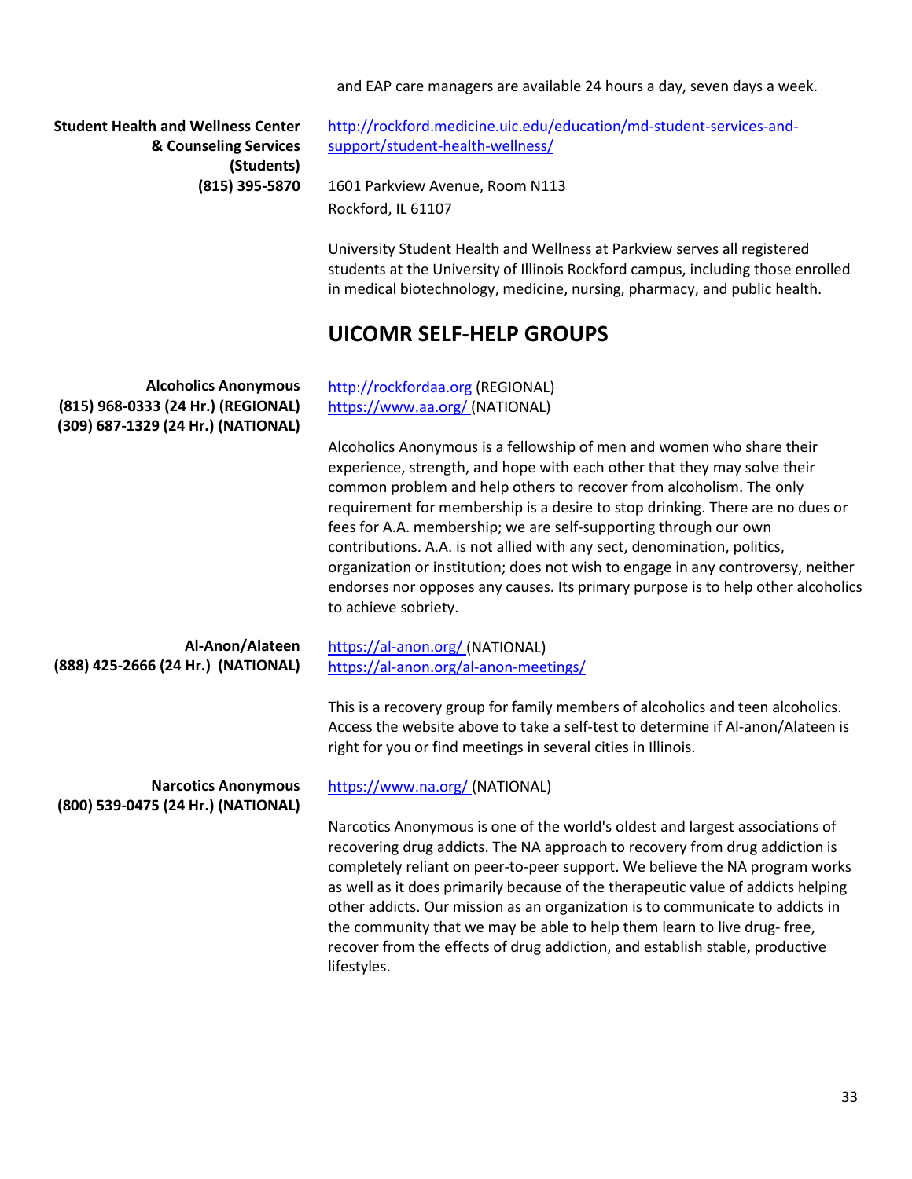and EAP care managers are available 24 hours a day, seven days a week.

**Student Health and Wellness Center & Counseling Services (Students)**
**(815) 395-5870**

http://rockford.medicine.uic.edu/education/md-student-services-and-support/student-health-wellness/

1601 Parkview Avenue, Room N113
Rockford, IL 61107

University Student Health and Wellness at Parkview serves all registered students at the University of Illinois Rockford campus, including those enrolled in medical biotechnology, medicine, nursing, pharmacy, and public health.

## UICOMR SELF-HELP GROUPS

**Alcoholics Anonymous**
**(815) 968-0333 (24 Hr.) (REGIONAL)**
**(309) 687-1329 (24 Hr.) (NATIONAL)**

http://rockfordaa.org (REGIONAL)
https://www.aa.org/ (NATIONAL)

Alcoholics Anonymous is a fellowship of men and women who share their experience, strength, and hope with each other that they may solve their common problem and help others to recover from alcoholism. The only requirement for membership is a desire to stop drinking. There are no dues or fees for A.A. membership; we are self-supporting through our own contributions. A.A. is not allied with any sect, denomination, politics, organization or institution; does not wish to engage in any controversy, neither endorses nor opposes any causes. Its primary purpose is to help other alcoholics to achieve sobriety.

**Al-Anon/Alateen**
**(888) 425-2666 (24 Hr.) (NATIONAL)**

https://al-anon.org/ (NATIONAL)
https://al-anon.org/al-anon-meetings/

This is a recovery group for family members of alcoholics and teen alcoholics. Access the website above to take a self-test to determine if Al-anon/Alateen is right for you or find meetings in several cities in Illinois.

**Narcotics Anonymous**
**(800) 539-0475 (24 Hr.) (NATIONAL)**

https://www.na.org/ (NATIONAL)

Narcotics Anonymous is one of the world's oldest and largest associations of recovering drug addicts. The NA approach to recovery from drug addiction is completely reliant on peer-to-peer support. We believe the NA program works as well as it does primarily because of the therapeutic value of addicts helping other addicts. Our mission as an organization is to communicate to addicts in the community that we may be able to help them learn to live drug- free, recover from the effects of drug addiction, and establish stable, productive lifestyles.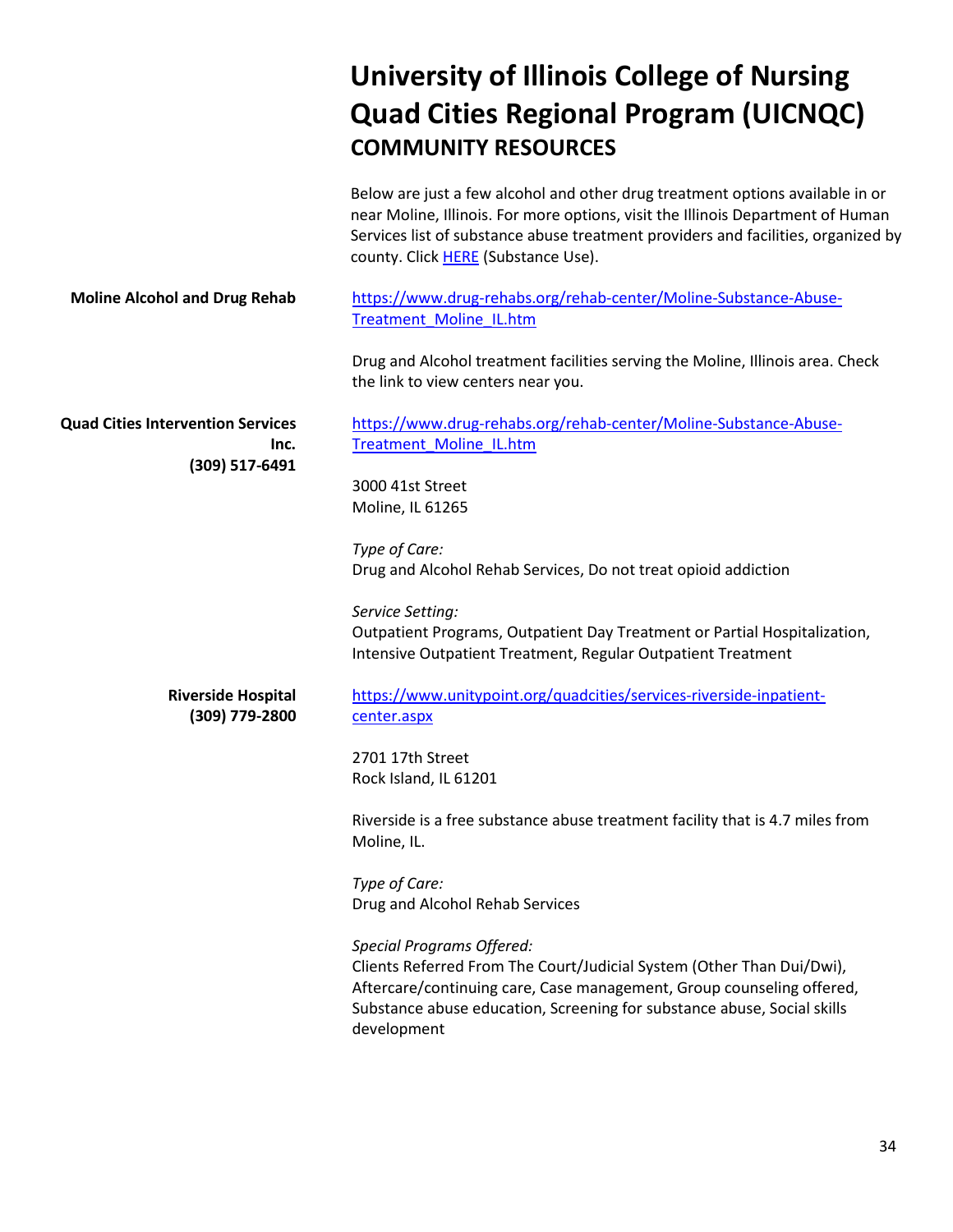# University of Illinois College of Nursing Quad Cities Regional Program (UICNQC)

## COMMUNITY RESOURCES

Below are just a few alcohol and other drug treatment options available in or near Moline, Illinois. For more options, visit the Illinois Department of Human Services list of substance abuse treatment providers and facilities, organized by county. Click HERE (Substance Use).

**Moline Alcohol and Drug Rehab**

https://www.drug-rehabs.org/rehab-center/Moline-Substance-Abuse-Treatment_Moline_IL.htm

Drug and Alcohol treatment facilities serving the Moline, Illinois area. Check the link to view centers near you.

**Quad Cities Intervention Services Inc.**
**(309) 517-6491**

https://www.drug-rehabs.org/rehab-center/Moline-Substance-Abuse-Treatment_Moline_IL.htm

3000 41st Street
Moline, IL 61265

*Type of Care:*
Drug and Alcohol Rehab Services, Do not treat opioid addiction

*Service Setting:*
Outpatient Programs, Outpatient Day Treatment or Partial Hospitalization, Intensive Outpatient Treatment, Regular Outpatient Treatment

**Riverside Hospital**
**(309) 779-2800**

https://www.unitypoint.org/quadcities/services-riverside-inpatient-center.aspx

2701 17th Street
Rock Island, IL 61201

Riverside is a free substance abuse treatment facility that is 4.7 miles from Moline, IL.

*Type of Care:*
Drug and Alcohol Rehab Services

*Special Programs Offered:*
Clients Referred From The Court/Judicial System (Other Than Dui/Dwi), Aftercare/continuing care, Case management, Group counseling offered, Substance abuse education, Screening for substance abuse, Social skills development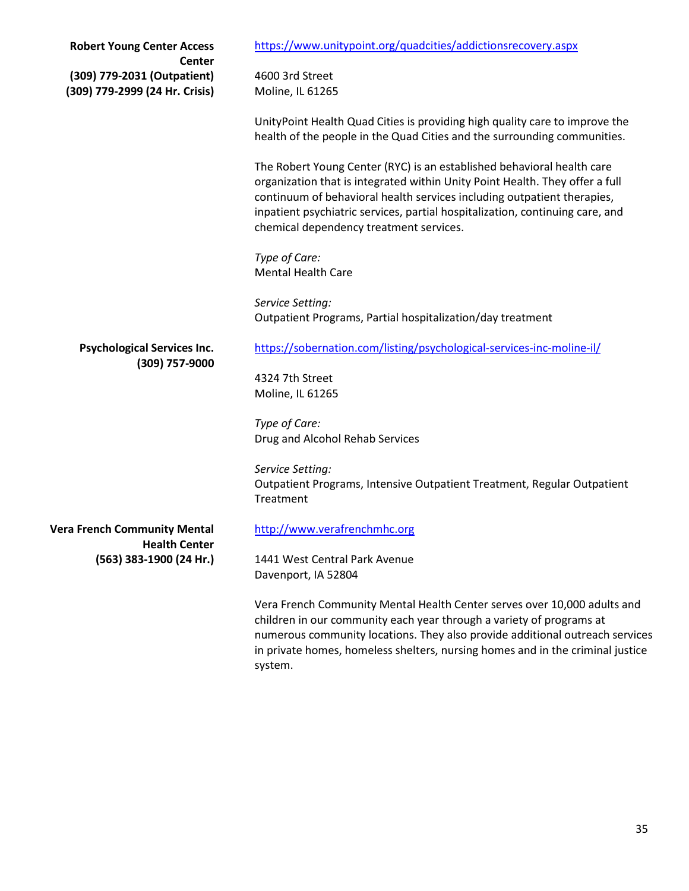**Robert Young Center Access Center**
**(309) 779-2031 (Outpatient)**
**(309) 779-2999 (24 Hr. Crisis)**

https://www.unitypoint.org/quadcities/addictionsrecovery.aspx

4600 3rd Street
Moline, IL 61265

UnityPoint Health Quad Cities is providing high quality care to improve the health of the people in the Quad Cities and the surrounding communities.

The Robert Young Center (RYC) is an established behavioral health care organization that is integrated within Unity Point Health. They offer a full continuum of behavioral health services including outpatient therapies, inpatient psychiatric services, partial hospitalization, continuing care, and chemical dependency treatment services.

*Type of Care:*
Mental Health Care

*Service Setting:*
Outpatient Programs, Partial hospitalization/day treatment

**Psychological Services Inc.**
**(309) 757-9000**

https://sobernation.com/listing/psychological-services-inc-moline-il/

4324 7th Street
Moline, IL 61265

*Type of Care:*
Drug and Alcohol Rehab Services

*Service Setting:*
Outpatient Programs, Intensive Outpatient Treatment, Regular Outpatient Treatment

**Vera French Community Mental Health Center**
**(563) 383-1900 (24 Hr.)**

http://www.verafrenchmhc.org

1441 West Central Park Avenue
Davenport, IA 52804

Vera French Community Mental Health Center serves over 10,000 adults and children in our community each year through a variety of programs at numerous community locations. They also provide additional outreach services in private homes, homeless shelters, nursing homes and in the criminal justice system.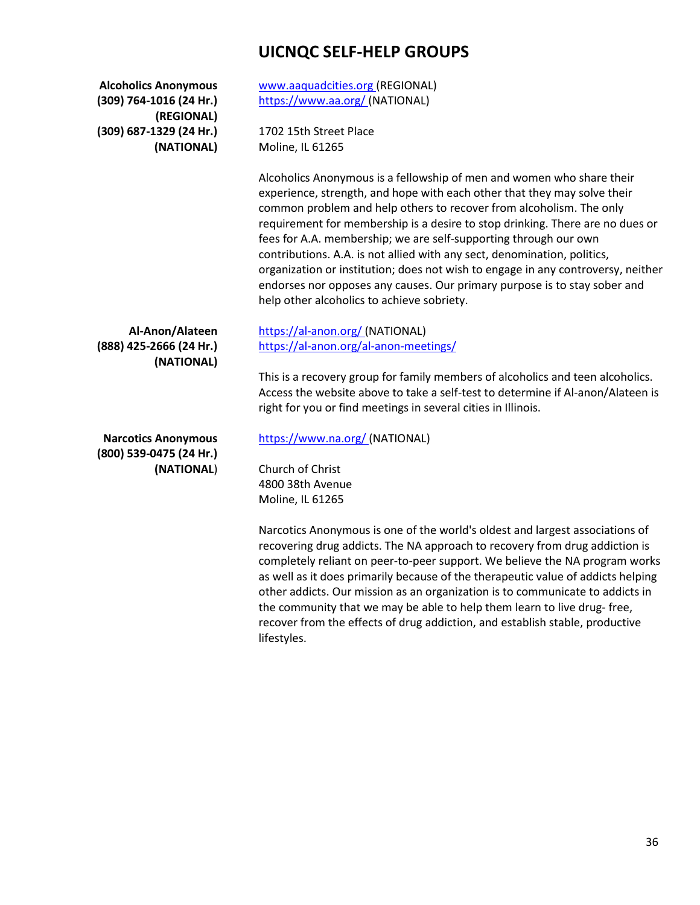# UICNQC SELF-HELP GROUPS

**Alcoholics Anonymous**
**(309) 764-1016 (24 Hr.) (REGIONAL)**
**(309) 687-1329 (24 Hr.) (NATIONAL)**

www.aaquadcities.org (REGIONAL)
https://www.aa.org/ (NATIONAL)

1702 15th Street Place
Moline, IL 61265

Alcoholics Anonymous is a fellowship of men and women who share their experience, strength, and hope with each other that they may solve their common problem and help others to recover from alcoholism. The only requirement for membership is a desire to stop drinking. There are no dues or fees for A.A. membership; we are self-supporting through our own contributions. A.A. is not allied with any sect, denomination, politics, organization or institution; does not wish to engage in any controversy, neither endorses nor opposes any causes. Our primary purpose is to stay sober and help other alcoholics to achieve sobriety.

**Al-Anon/Alateen**
**(888) 425-2666 (24 Hr.) (NATIONAL)**

https://al-anon.org/ (NATIONAL)
https://al-anon.org/al-anon-meetings/

This is a recovery group for family members of alcoholics and teen alcoholics. Access the website above to take a self-test to determine if Al-anon/Alateen is right for you or find meetings in several cities in Illinois.

**Narcotics Anonymous**
**(800) 539-0475 (24 Hr.) (NATIONAL)**

https://www.na.org/ (NATIONAL)

Church of Christ
4800 38th Avenue
Moline, IL 61265

Narcotics Anonymous is one of the world's oldest and largest associations of recovering drug addicts. The NA approach to recovery from drug addiction is completely reliant on peer-to-peer support. We believe the NA program works as well as it does primarily because of the therapeutic value of addicts helping other addicts. Our mission as an organization is to communicate to addicts in the community that we may be able to help them learn to live drug- free, recover from the effects of drug addiction, and establish stable, productive lifestyles.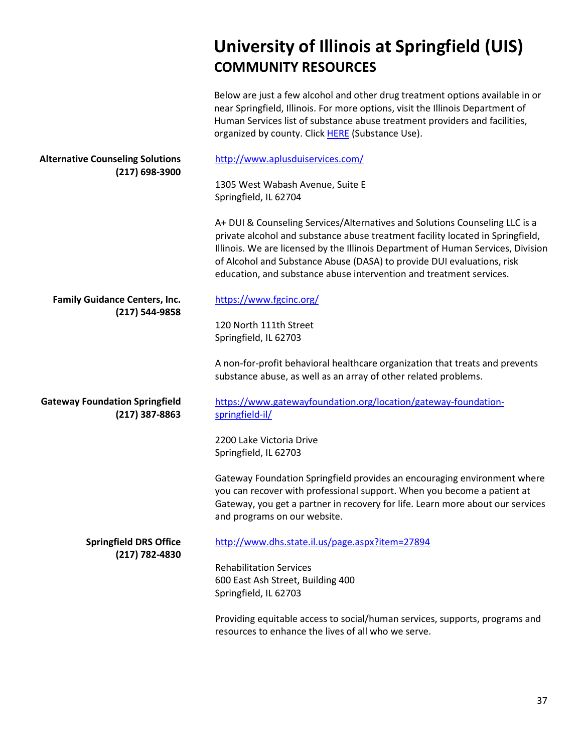# University of Illinois at Springfield (UIS)

## COMMUNITY RESOURCES

Below are just a few alcohol and other drug treatment options available in or near Springfield, Illinois. For more options, visit the Illinois Department of Human Services list of substance abuse treatment providers and facilities, organized by county. Click HERE (Substance Use).

**Alternative Counseling Solutions**
**(217) 698-3900**

http://www.aplusduiservices.com/

1305 West Wabash Avenue, Suite E
Springfield, IL 62704

A+ DUI & Counseling Services/Alternatives and Solutions Counseling LLC is a private alcohol and substance abuse treatment facility located in Springfield, Illinois. We are licensed by the Illinois Department of Human Services, Division of Alcohol and Substance Abuse (DASA) to provide DUI evaluations, risk education, and substance abuse intervention and treatment services.

**Family Guidance Centers, Inc.**
**(217) 544-9858**

https://www.fgcinc.org/

120 North 111th Street
Springfield, IL 62703

A non-for-profit behavioral healthcare organization that treats and prevents substance abuse, as well as an array of other related problems.

**Gateway Foundation Springfield**
**(217) 387-8863**

https://www.gatewayfoundation.org/location/gateway-foundation-springfield-il/

2200 Lake Victoria Drive
Springfield, IL 62703

Gateway Foundation Springfield provides an encouraging environment where you can recover with professional support. When you become a patient at Gateway, you get a partner in recovery for life. Learn more about our services and programs on our website.

**Springfield DRS Office**
**(217) 782-4830**

http://www.dhs.state.il.us/page.aspx?item=27894

Rehabilitation Services
600 East Ash Street, Building 400
Springfield, IL 62703

Providing equitable access to social/human services, supports, programs and resources to enhance the lives of all who we serve.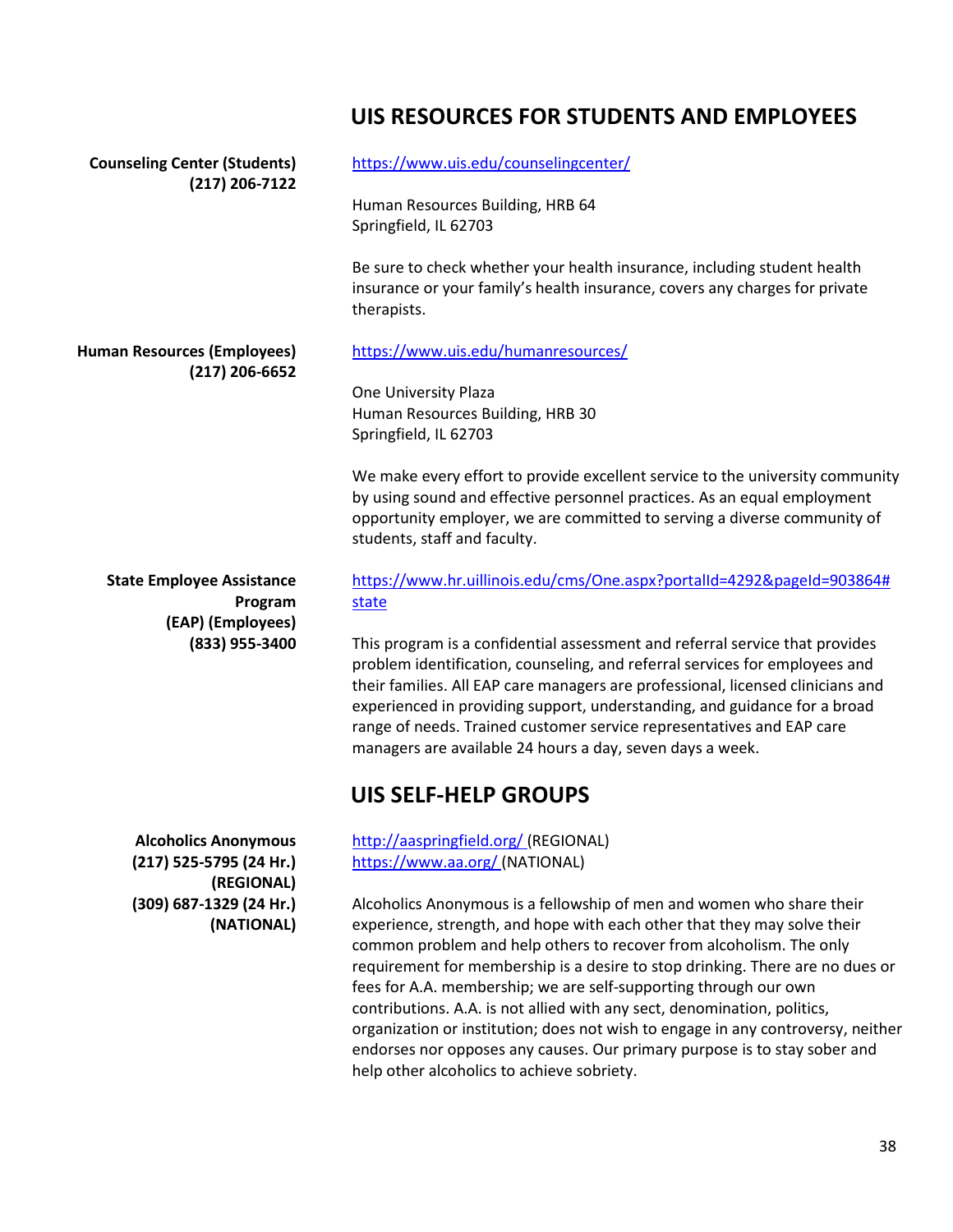## UIS RESOURCES FOR STUDENTS AND EMPLOYEES

**Counseling Center (Students)**
**(217) 206-7122**

https://www.uis.edu/counselingcenter/

Human Resources Building, HRB 64
Springfield, IL 62703

Be sure to check whether your health insurance, including student health insurance or your family's health insurance, covers any charges for private therapists.

**Human Resources (Employees)**
**(217) 206-6652**

https://www.uis.edu/humanresources/

One University Plaza
Human Resources Building, HRB 30
Springfield, IL 62703

We make every effort to provide excellent service to the university community by using sound and effective personnel practices. As an equal employment opportunity employer, we are committed to serving a diverse community of students, staff and faculty.

**State Employee Assistance Program**
**(EAP) (Employees)**
**(833) 955-3400**

https://www.hr.uillinois.edu/cms/One.aspx?portalId=4292&pageId=903864#state

This program is a confidential assessment and referral service that provides problem identification, counseling, and referral services for employees and their families. All EAP care managers are professional, licensed clinicians and experienced in providing support, understanding, and guidance for a broad range of needs. Trained customer service representatives and EAP care managers are available 24 hours a day, seven days a week.

## UIS SELF-HELP GROUPS

**Alcoholics Anonymous**
**(217) 525-5795 (24 Hr.) (REGIONAL)**
**(309) 687-1329 (24 Hr.) (NATIONAL)**

http://aaspringfield.org/ (REGIONAL)
https://www.aa.org/ (NATIONAL)

Alcoholics Anonymous is a fellowship of men and women who share their experience, strength, and hope with each other that they may solve their common problem and help others to recover from alcoholism. The only requirement for membership is a desire to stop drinking. There are no dues or fees for A.A. membership; we are self-supporting through our own contributions. A.A. is not allied with any sect, denomination, politics, organization or institution; does not wish to engage in any controversy, neither endorses nor opposes any causes. Our primary purpose is to stay sober and help other alcoholics to achieve sobriety.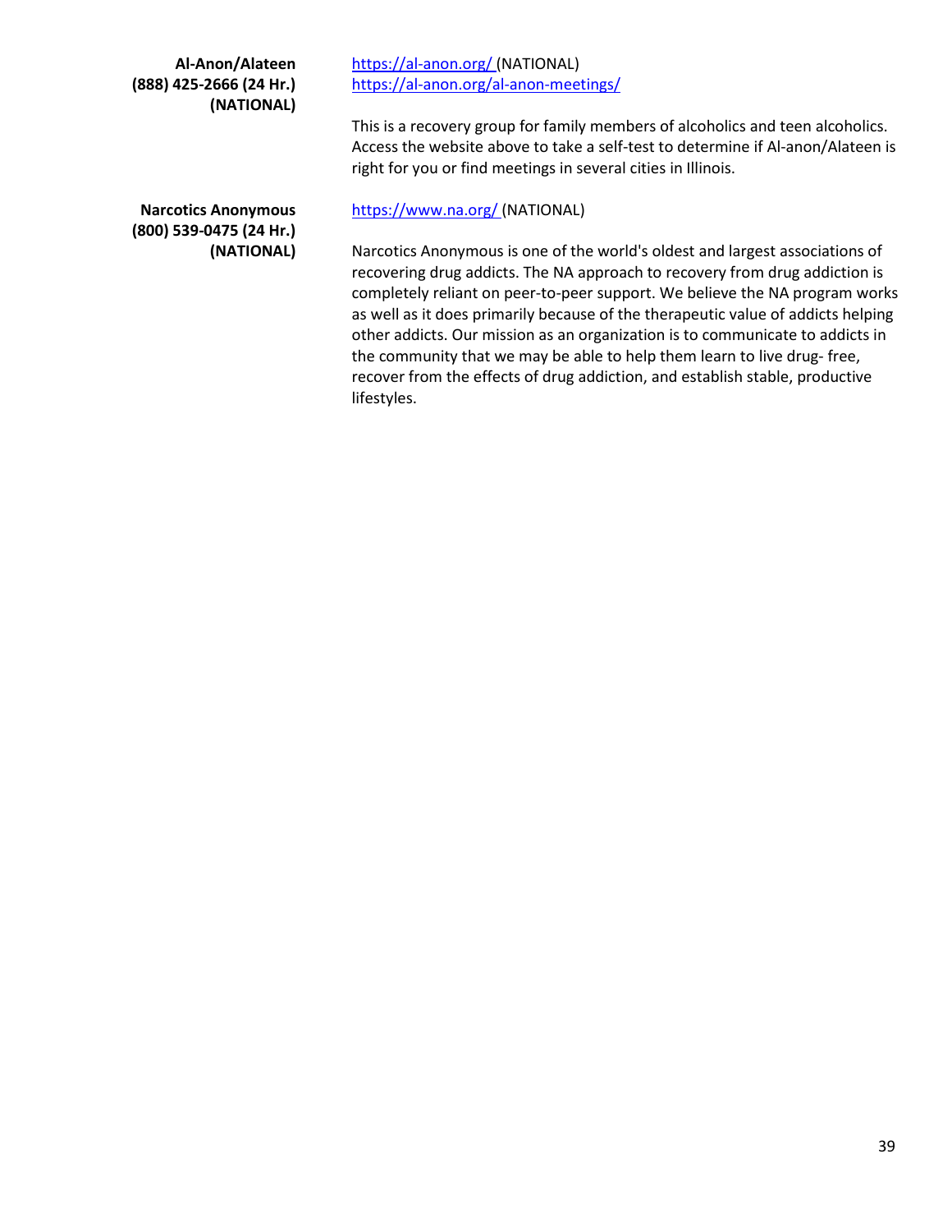**Al-Anon/Alateen**
**(888) 425-2666 (24 Hr.)**
**(NATIONAL)**

https://al-anon.org/ (NATIONAL)
https://al-anon.org/al-anon-meetings/

This is a recovery group for family members of alcoholics and teen alcoholics. Access the website above to take a self-test to determine if Al-anon/Alateen is right for you or find meetings in several cities in Illinois.

**Narcotics Anonymous**
**(800) 539-0475 (24 Hr.)**
**(NATIONAL)**

https://www.na.org/ (NATIONAL)

Narcotics Anonymous is one of the world's oldest and largest associations of recovering drug addicts. The NA approach to recovery from drug addiction is completely reliant on peer-to-peer support. We believe the NA program works as well as it does primarily because of the therapeutic value of addicts helping other addicts. Our mission as an organization is to communicate to addicts in the community that we may be able to help them learn to live drug- free, recover from the effects of drug addiction, and establish stable, productive lifestyles.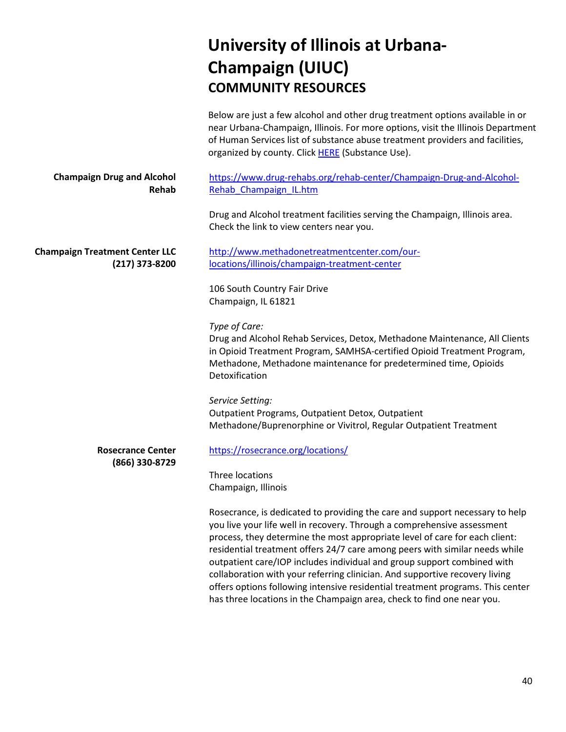# University of Illinois at Urbana-Champaign (UIUC)

## COMMUNITY RESOURCES

Below are just a few alcohol and other drug treatment options available in or near Urbana-Champaign, Illinois. For more options, visit the Illinois Department of Human Services list of substance abuse treatment providers and facilities, organized by county. Click [HERE](HERE) (Substance Use).

**Champaign Drug and Alcohol Rehab**

https://www.drug-rehabs.org/rehab-center/Champaign-Drug-and-Alcohol-Rehab_Champaign_IL.htm

Drug and Alcohol treatment facilities serving the Champaign, Illinois area. Check the link to view centers near you.

**Champaign Treatment Center LLC**
**(217) 373-8200**

http://www.methadonetreatmentcenter.com/our-locations/illinois/champaign-treatment-center

106 South Country Fair Drive
Champaign, IL 61821

*Type of Care:*
Drug and Alcohol Rehab Services, Detox, Methadone Maintenance, All Clients in Opioid Treatment Program, SAMHSA-certified Opioid Treatment Program, Methadone, Methadone maintenance for predetermined time, Opioids Detoxification

*Service Setting:*
Outpatient Programs, Outpatient Detox, Outpatient Methadone/Buprenorphine or Vivitrol, Regular Outpatient Treatment

**Rosecrance Center**
**(866) 330-8729**

https://rosecrance.org/locations/

Three locations
Champaign, Illinois

Rosecrance, is dedicated to providing the care and support necessary to help you live your life well in recovery. Through a comprehensive assessment process, they determine the most appropriate level of care for each client: residential treatment offers 24/7 care among peers with similar needs while outpatient care/IOP includes individual and group support combined with collaboration with your referring clinician. And supportive recovery living offers options following intensive residential treatment programs. This center has three locations in the Champaign area, check to find one near you.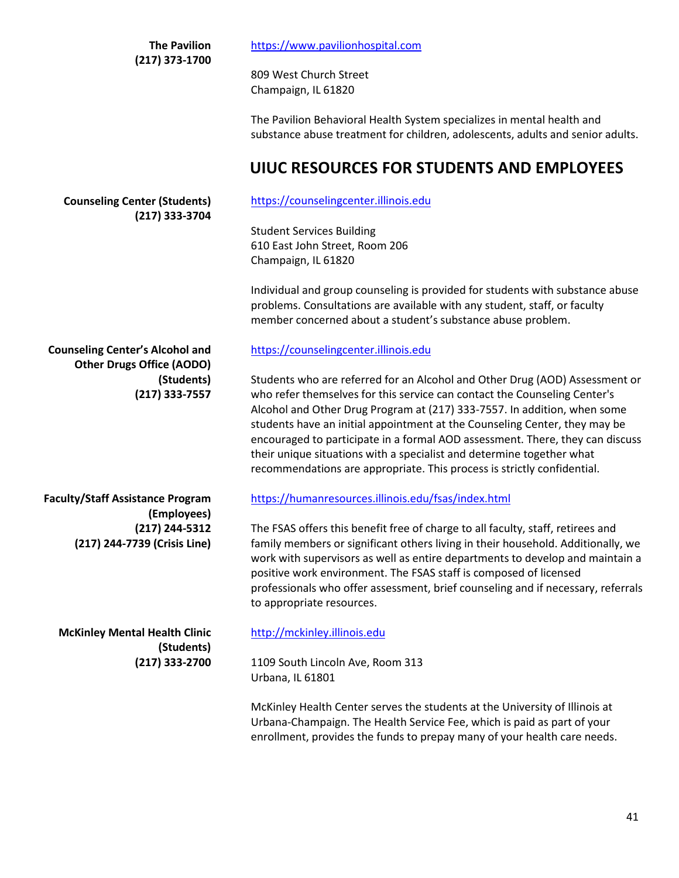**The Pavilion**
**(217) 373-1700**

https://www.pavilionhospital.com

809 West Church Street
Champaign, IL 61820

The Pavilion Behavioral Health System specializes in mental health and substance abuse treatment for children, adolescents, adults and senior adults.

## UIUC RESOURCES FOR STUDENTS AND EMPLOYEES

**Counseling Center (Students)**
**(217) 333-3704**

https://counselingcenter.illinois.edu

Student Services Building
610 East John Street, Room 206
Champaign, IL 61820

Individual and group counseling is provided for students with substance abuse problems. Consultations are available with any student, staff, or faculty member concerned about a student's substance abuse problem.

**Counseling Center's Alcohol and Other Drugs Office (AODO) (Students)**
**(217) 333-7557**

https://counselingcenter.illinois.edu

Students who are referred for an Alcohol and Other Drug (AOD) Assessment or who refer themselves for this service can contact the Counseling Center's Alcohol and Other Drug Program at (217) 333-7557. In addition, when some students have an initial appointment at the Counseling Center, they may be encouraged to participate in a formal AOD assessment. There, they can discuss their unique situations with a specialist and determine together what recommendations are appropriate. This process is strictly confidential.

**Faculty/Staff Assistance Program (Employees)**
**(217) 244-5312**
**(217) 244-7739 (Crisis Line)**

https://humanresources.illinois.edu/fsas/index.html

The FSAS offers this benefit free of charge to all faculty, staff, retirees and family members or significant others living in their household. Additionally, we work with supervisors as well as entire departments to develop and maintain a positive work environment. The FSAS staff is composed of licensed professionals who offer assessment, brief counseling and if necessary, referrals to appropriate resources.

**McKinley Mental Health Clinic (Students)**
**(217) 333-2700**

http://mckinley.illinois.edu

1109 South Lincoln Ave, Room 313
Urbana, IL 61801

McKinley Health Center serves the students at the University of Illinois at Urbana-Champaign. The Health Service Fee, which is paid as part of your enrollment, provides the funds to prepay many of your health care needs.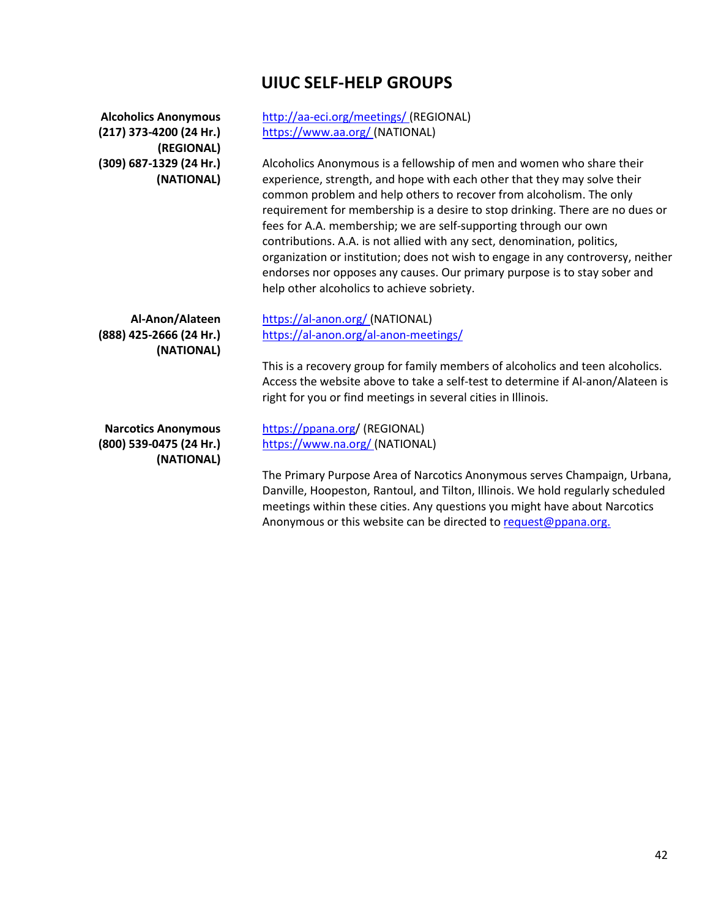## UIUC SELF-HELP GROUPS

**Alcoholics Anonymous**
**(217) 373-4200 (24 Hr.) (REGIONAL)**
**(309) 687-1329 (24 Hr.) (NATIONAL)**

http://aa-eci.org/meetings/ (REGIONAL)
https://www.aa.org/ (NATIONAL)

Alcoholics Anonymous is a fellowship of men and women who share their experience, strength, and hope with each other that they may solve their common problem and help others to recover from alcoholism. The only requirement for membership is a desire to stop drinking. There are no dues or fees for A.A. membership; we are self-supporting through our own contributions. A.A. is not allied with any sect, denomination, politics, organization or institution; does not wish to engage in any controversy, neither endorses nor opposes any causes. Our primary purpose is to stay sober and help other alcoholics to achieve sobriety.

**Al-Anon/Alateen**
**(888) 425-2666 (24 Hr.) (NATIONAL)**

https://al-anon.org/ (NATIONAL)
https://al-anon.org/al-anon-meetings/

This is a recovery group for family members of alcoholics and teen alcoholics. Access the website above to take a self-test to determine if Al-anon/Alateen is right for you or find meetings in several cities in Illinois.

**Narcotics Anonymous**
**(800) 539-0475 (24 Hr.) (NATIONAL)**

https://ppana.org/ (REGIONAL)
https://www.na.org/ (NATIONAL)

The Primary Purpose Area of Narcotics Anonymous serves Champaign, Urbana, Danville, Hoopeston, Rantoul, and Tilton, Illinois. We hold regularly scheduled meetings within these cities. Any questions you might have about Narcotics Anonymous or this website can be directed to request@ppana.org.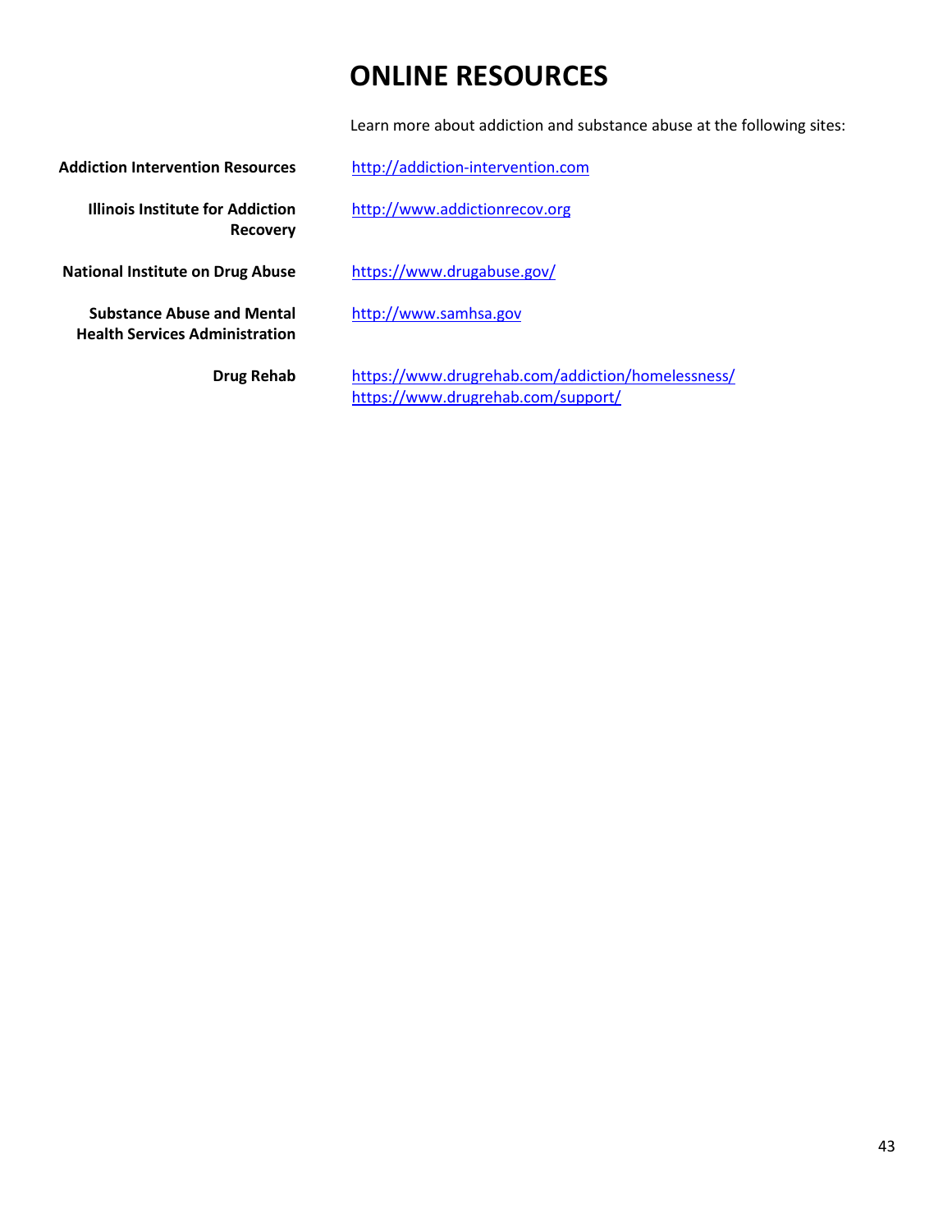# ONLINE RESOURCES

Learn more about addiction and substance abuse at the following sites:

| | |
|---|---|
| **Addiction Intervention Resources** | http://addiction-intervention.com |
| **Illinois Institute for Addiction Recovery** | http://www.addictionrecov.org |
| **National Institute on Drug Abuse** | https://www.drugabuse.gov/ |
| **Substance Abuse and Mental Health Services Administration** | http://www.samhsa.gov |
| **Drug Rehab** | https://www.drugrehab.com/addiction/homelessness/ <br> https://www.drugrehab.com/support/ |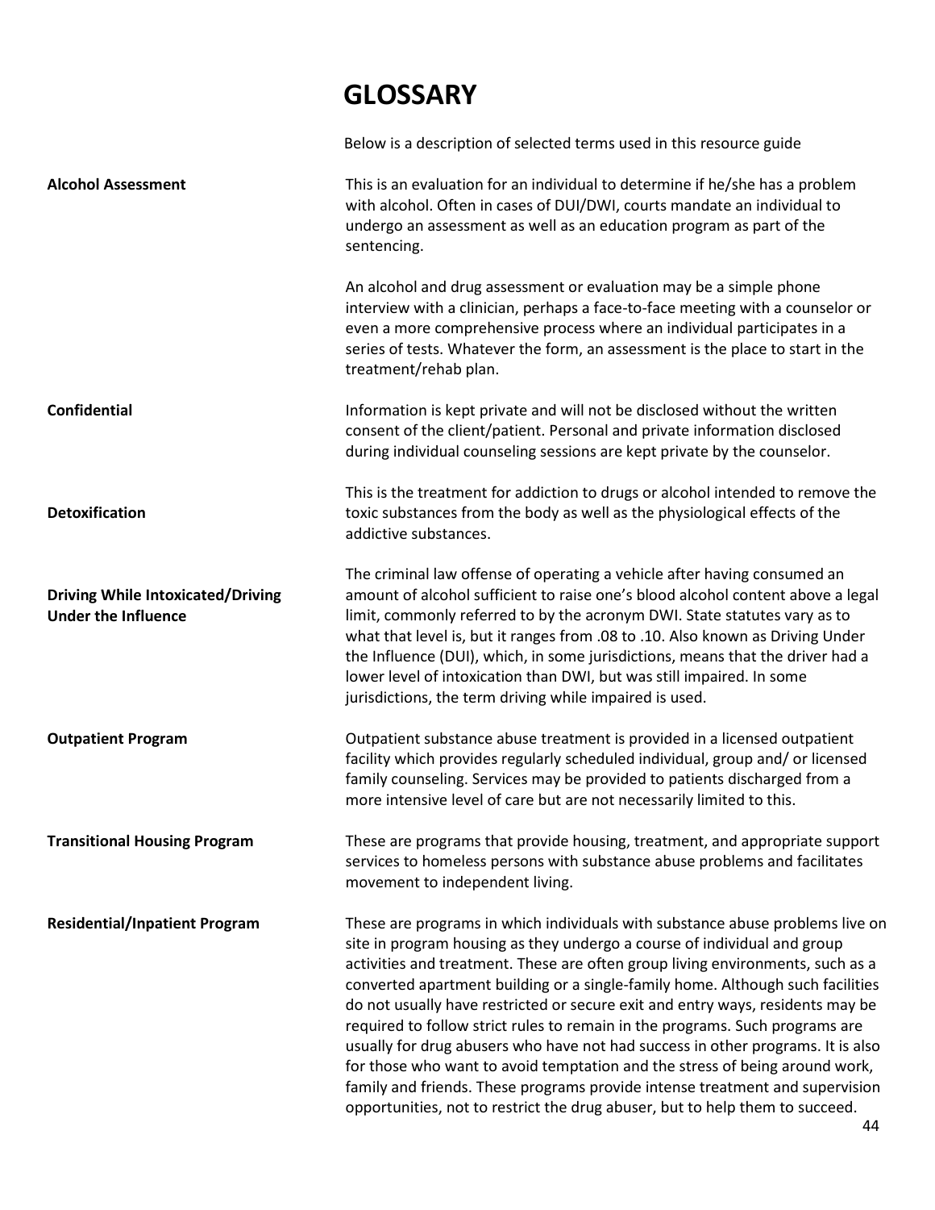# GLOSSARY

Below is a description of selected terms used in this resource guide

**Alcohol Assessment**

This is an evaluation for an individual to determine if he/she has a problem with alcohol. Often in cases of DUI/DWI, courts mandate an individual to undergo an assessment as well as an education program as part of the sentencing.

An alcohol and drug assessment or evaluation may be a simple phone interview with a clinician, perhaps a face-to-face meeting with a counselor or even a more comprehensive process where an individual participates in a series of tests. Whatever the form, an assessment is the place to start in the treatment/rehab plan.

**Confidential**

Information is kept private and will not be disclosed without the written consent of the client/patient. Personal and private information disclosed during individual counseling sessions are kept private by the counselor.

**Detoxification**

This is the treatment for addiction to drugs or alcohol intended to remove the toxic substances from the body as well as the physiological effects of the addictive substances.

**Driving While Intoxicated/Driving Under the Influence**

The criminal law offense of operating a vehicle after having consumed an amount of alcohol sufficient to raise one's blood alcohol content above a legal limit, commonly referred to by the acronym DWI. State statutes vary as to what that level is, but it ranges from .08 to .10. Also known as Driving Under the Influence (DUI), which, in some jurisdictions, means that the driver had a lower level of intoxication than DWI, but was still impaired. In some jurisdictions, the term driving while impaired is used.

**Outpatient Program**

Outpatient substance abuse treatment is provided in a licensed outpatient facility which provides regularly scheduled individual, group and/ or licensed family counseling. Services may be provided to patients discharged from a more intensive level of care but are not necessarily limited to this.

**Transitional Housing Program**

These are programs that provide housing, treatment, and appropriate support services to homeless persons with substance abuse problems and facilitates movement to independent living.

**Residential/Inpatient Program**

These are programs in which individuals with substance abuse problems live on site in program housing as they undergo a course of individual and group activities and treatment. These are often group living environments, such as a converted apartment building or a single-family home. Although such facilities do not usually have restricted or secure exit and entry ways, residents may be required to follow strict rules to remain in the programs. Such programs are usually for drug abusers who have not had success in other programs. It is also for those who want to avoid temptation and the stress of being around work, family and friends. These programs provide intense treatment and supervision opportunities, not to restrict the drug abuser, but to help them to succeed.